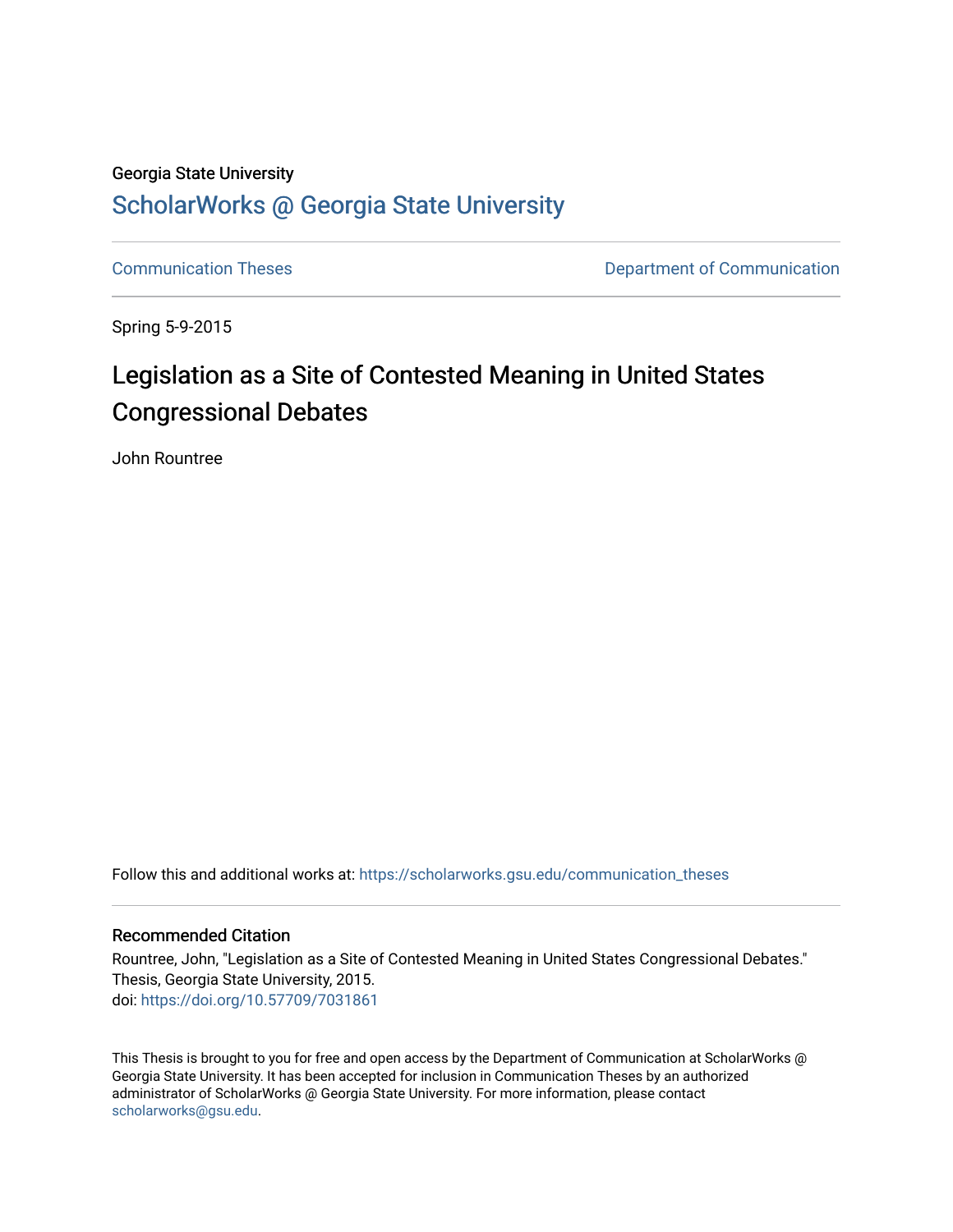Georgia State University

# ScholarWorks @ Georgia State University

Communication Theses | Department of Communication

Spring 5-9-2015

## Legislation as a Site of Contested Meaning in United States Congressional Debates

John Rountree

Follow this and additional works at: https://scholarworks.gsu.edu/communication_theses

### Recommended Citation

Rountree, John, "Legislation as a Site of Contested Meaning in United States Congressional Debates." Thesis, Georgia State University, 2015.
doi: https://doi.org/10.57709/7031861

This Thesis is brought to you for free and open access by the Department of Communication at ScholarWorks @ Georgia State University. It has been accepted for inclusion in Communication Theses by an authorized administrator of ScholarWorks @ Georgia State University. For more information, please contact scholarworks@gsu.edu.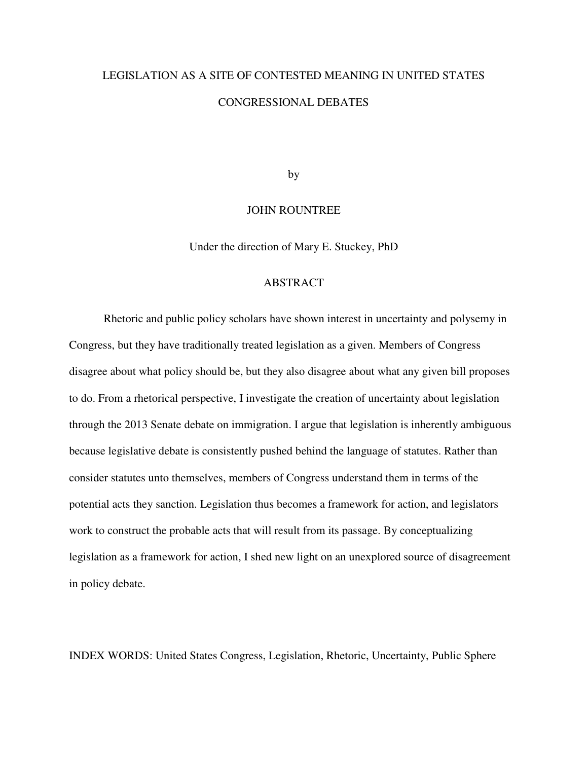# LEGISLATION AS A SITE OF CONTESTED MEANING IN UNITED STATES CONGRESSIONAL DEBATES

by

JOHN ROUNTREE

Under the direction of Mary E. Stuckey, PhD

## ABSTRACT

Rhetoric and public policy scholars have shown interest in uncertainty and polysemy in Congress, but they have traditionally treated legislation as a given. Members of Congress disagree about what policy should be, but they also disagree about what any given bill proposes to do. From a rhetorical perspective, I investigate the creation of uncertainty about legislation through the 2013 Senate debate on immigration. I argue that legislation is inherently ambiguous because legislative debate is consistently pushed behind the language of statutes. Rather than consider statutes unto themselves, members of Congress understand them in terms of the potential acts they sanction. Legislation thus becomes a framework for action, and legislators work to construct the probable acts that will result from its passage. By conceptualizing legislation as a framework for action, I shed new light on an unexplored source of disagreement in policy debate.

INDEX WORDS: United States Congress, Legislation, Rhetoric, Uncertainty, Public Sphere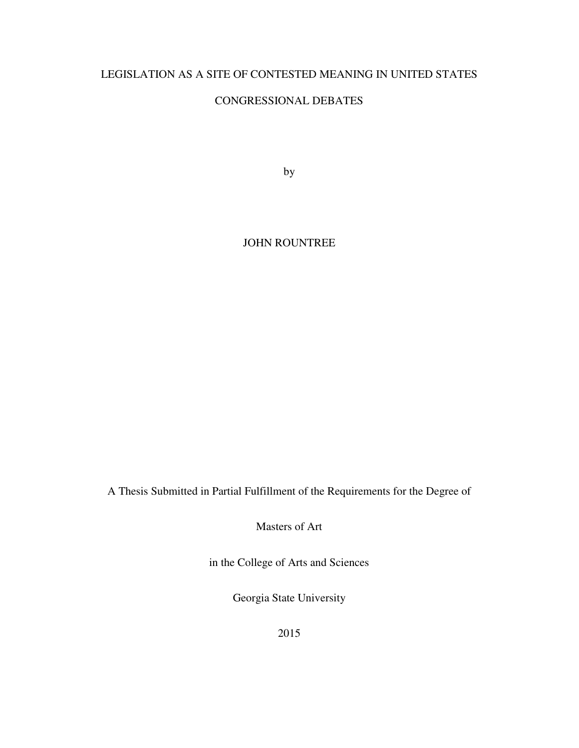# LEGISLATION AS A SITE OF CONTESTED MEANING IN UNITED STATES CONGRESSIONAL DEBATES

by

JOHN ROUNTREE

A Thesis Submitted in Partial Fulfillment of the Requirements for the Degree of

Masters of Art

in the College of Arts and Sciences

Georgia State University

2015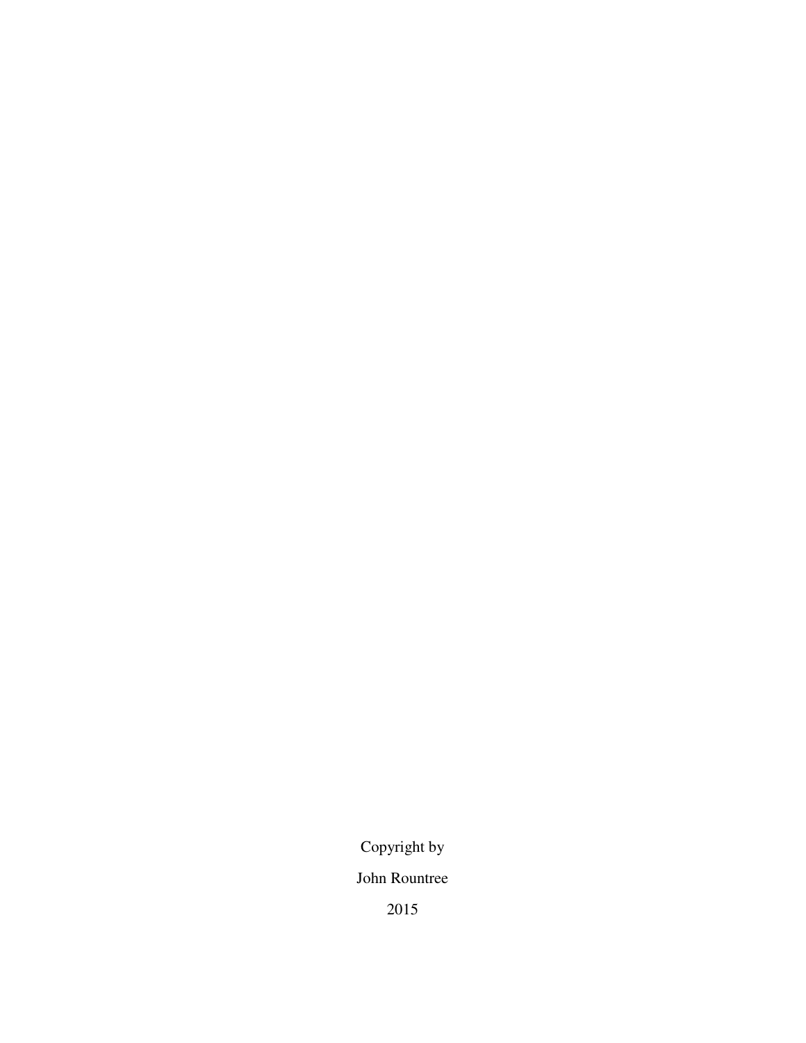Copyright by

John Rountree

2015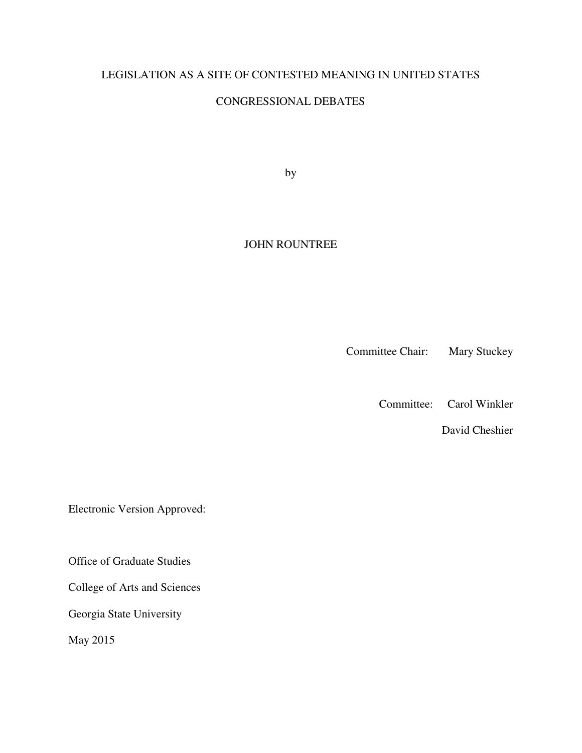LEGISLATION AS A SITE OF CONTESTED MEANING IN UNITED STATES

CONGRESSIONAL DEBATES

by

JOHN ROUNTREE

Committee Chair: Mary Stuckey

Committee: Carol Winkler

David Cheshier

Electronic Version Approved:

Office of Graduate Studies

College of Arts and Sciences

Georgia State University

May 2015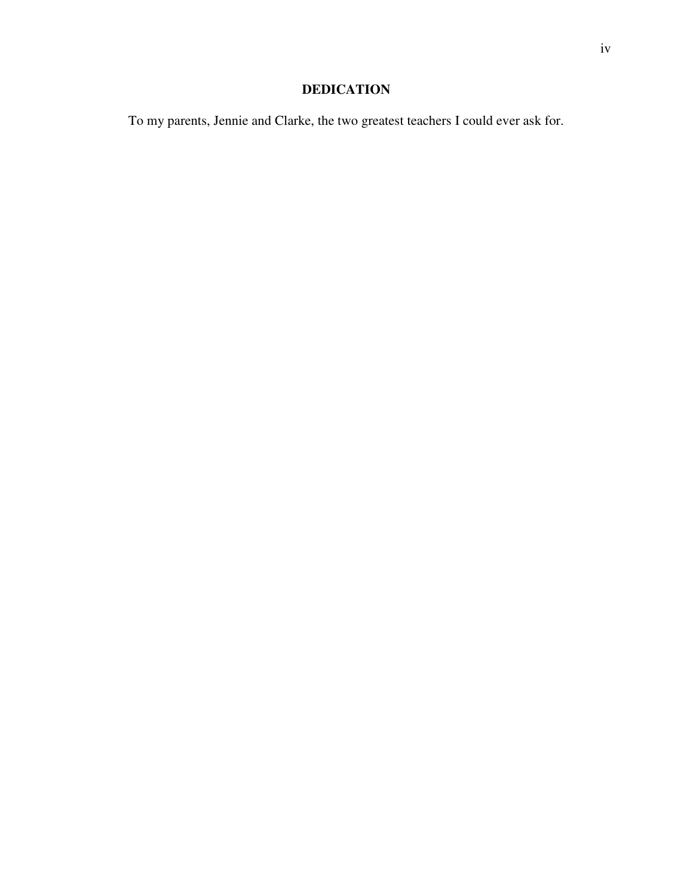# DEDICATION

To my parents, Jennie and Clarke, the two greatest teachers I could ever ask for.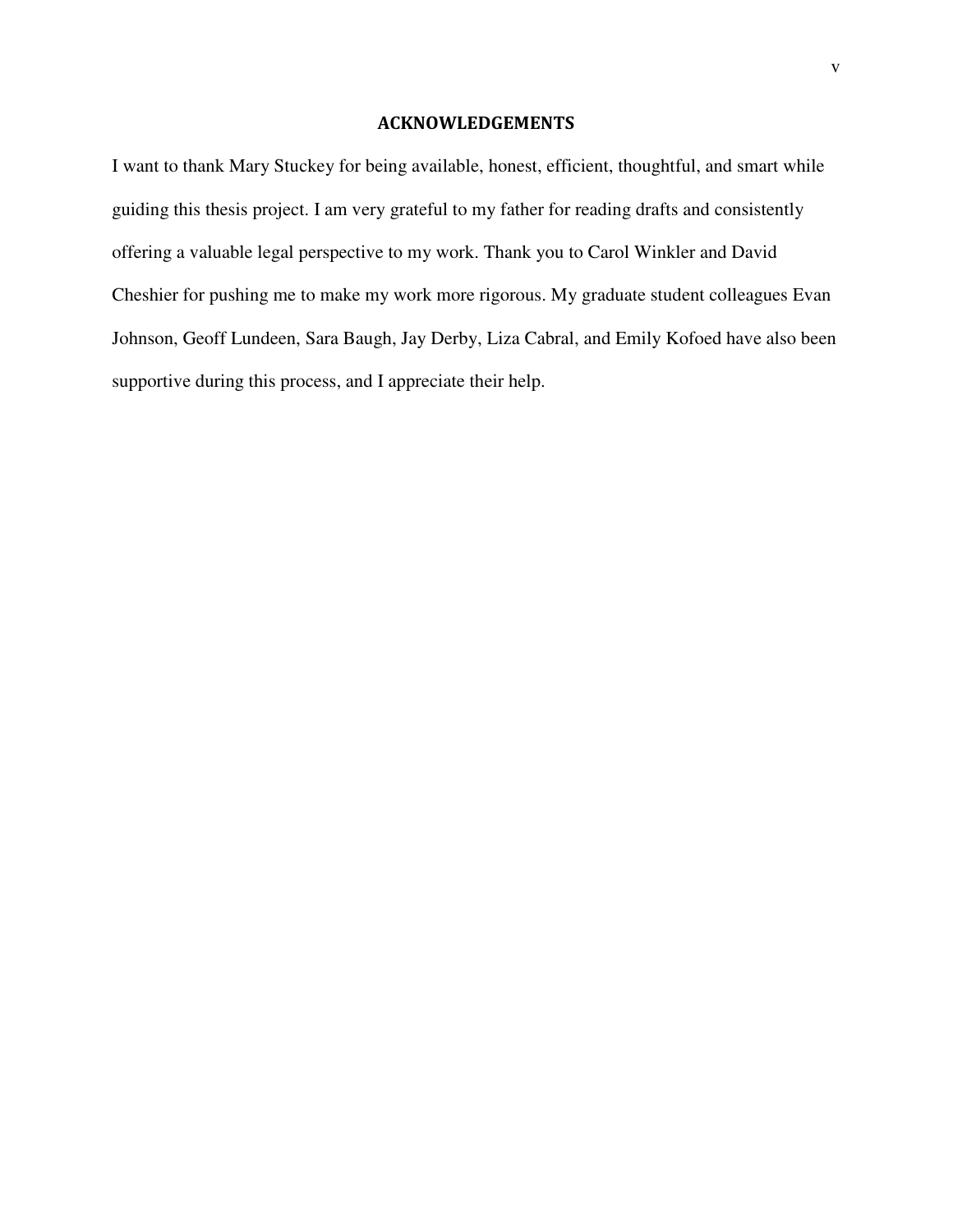# ACKNOWLEDGEMENTS

I want to thank Mary Stuckey for being available, honest, efficient, thoughtful, and smart while guiding this thesis project. I am very grateful to my father for reading drafts and consistently offering a valuable legal perspective to my work. Thank you to Carol Winkler and David Cheshier for pushing me to make my work more rigorous. My graduate student colleagues Evan Johnson, Geoff Lundeen, Sara Baugh, Jay Derby, Liza Cabral, and Emily Kofoed have also been supportive during this process, and I appreciate their help.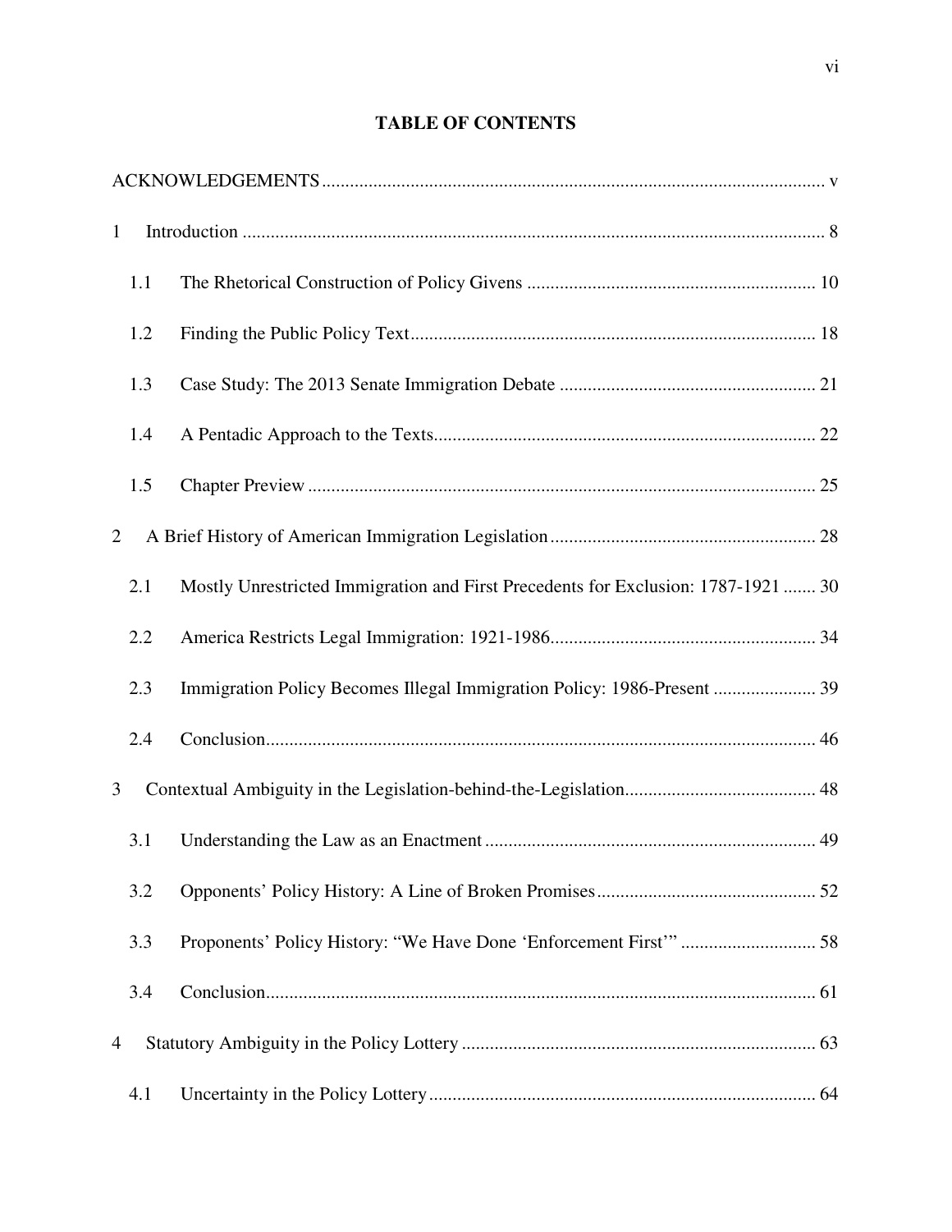## TABLE OF CONTENTS

ACKNOWLEDGEMENTS ........ v

1 Introduction ........ 8

- 1.1 The Rhetorical Construction of Policy Givens ........ 10
- 1.2 Finding the Public Policy Text ........ 18
- 1.3 Case Study: The 2013 Senate Immigration Debate ........ 21
- 1.4 A Pentadic Approach to the Texts ........ 22
- 1.5 Chapter Preview ........ 25

2 A Brief History of American Immigration Legislation ........ 28

- 2.1 Mostly Unrestricted Immigration and First Precedents for Exclusion: 1787-1921 ........ 30
- 2.2 America Restricts Legal Immigration: 1921-1986 ........ 34
- 2.3 Immigration Policy Becomes Illegal Immigration Policy: 1986-Present ........ 39
- 2.4 Conclusion ........ 46

3 Contextual Ambiguity in the Legislation-behind-the-Legislation ........ 48

- 3.1 Understanding the Law as an Enactment ........ 49
- 3.2 Opponents' Policy History: A Line of Broken Promises ........ 52
- 3.3 Proponents' Policy History: "We Have Done 'Enforcement First'" ........ 58
- 3.4 Conclusion ........ 61

4 Statutory Ambiguity in the Policy Lottery ........ 63

- 4.1 Uncertainty in the Policy Lottery ........ 64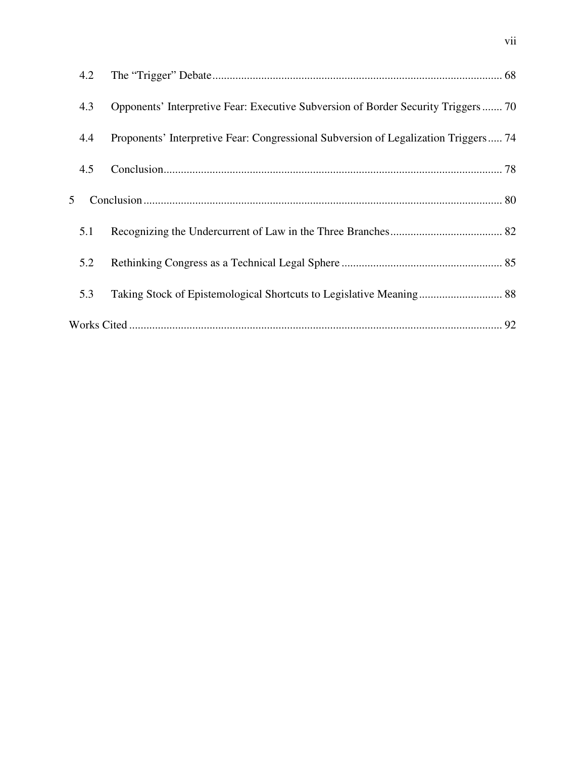4.2 The "Trigger" Debate ........................................................................................................ 68

4.3 Opponents' Interpretive Fear: Executive Subversion of Border Security Triggers ....... 70

4.4 Proponents' Interpretive Fear: Congressional Subversion of Legalization Triggers ..... 74

4.5 Conclusion ........................................................................................................................ 78

5 Conclusion ............................................................................................................................ 80

5.1 Recognizing the Undercurrent of Law in the Three Branches ...................................... 82

5.2 Rethinking Congress as a Technical Legal Sphere ....................................................... 85

5.3 Taking Stock of Epistemological Shortcuts to Legislative Meaning ............................. 88

Works Cited ............................................................................................................................. 92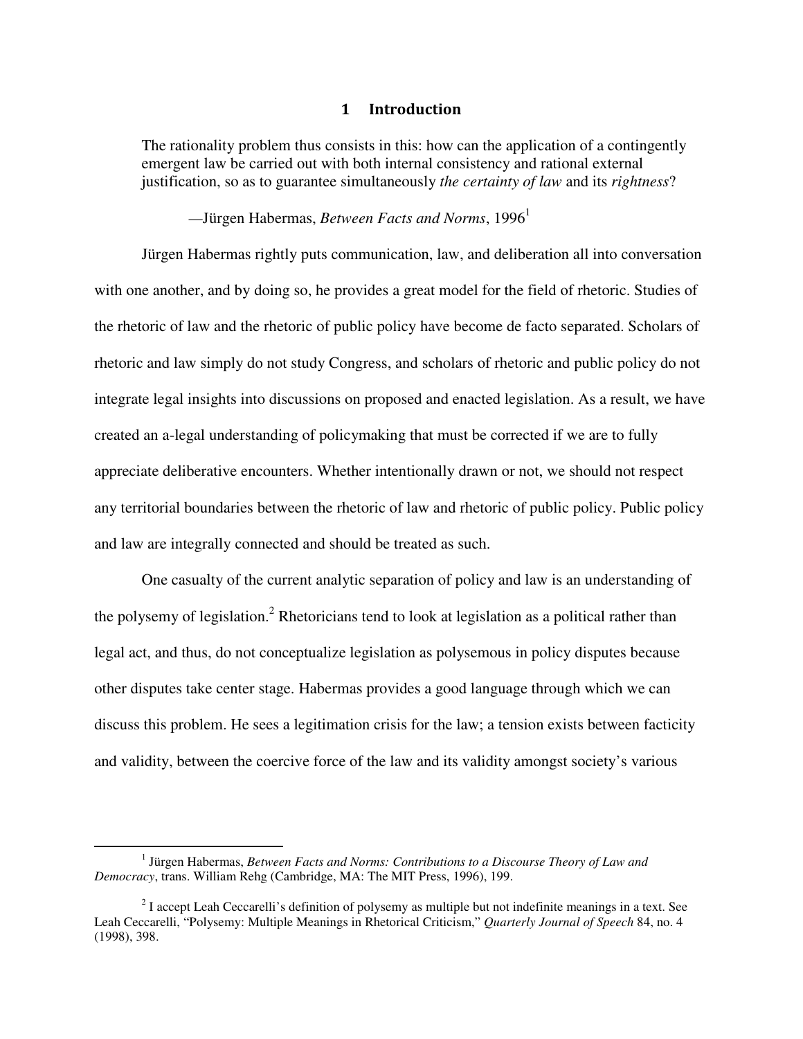# 1 Introduction

> The rationality problem thus consists in this: how can the application of a contingently emergent law be carried out with both internal consistency and rational external justification, so as to guarantee simultaneously *the certainty of law* and its *rightness*?
>
> —Jürgen Habermas, *Between Facts and Norms*, 1996[1]

Jürgen Habermas rightly puts communication, law, and deliberation all into conversation with one another, and by doing so, he provides a great model for the field of rhetoric. Studies of the rhetoric of law and the rhetoric of public policy have become de facto separated. Scholars of rhetoric and law simply do not study Congress, and scholars of rhetoric and public policy do not integrate legal insights into discussions on proposed and enacted legislation. As a result, we have created an a-legal understanding of policymaking that must be corrected if we are to fully appreciate deliberative encounters. Whether intentionally drawn or not, we should not respect any territorial boundaries between the rhetoric of law and rhetoric of public policy. Public policy and law are integrally connected and should be treated as such.

One casualty of the current analytic separation of policy and law is an understanding of the polysemy of legislation.[2] Rhetoricians tend to look at legislation as a political rather than legal act, and thus, do not conceptualize legislation as polysemous in policy disputes because other disputes take center stage. Habermas provides a good language through which we can discuss this problem. He sees a legitimation crisis for the law; a tension exists between facticity and validity, between the coercive force of the law and its validity amongst society's various

---

[1] Jürgen Habermas, *Between Facts and Norms: Contributions to a Discourse Theory of Law and Democracy*, trans. William Rehg (Cambridge, MA: The MIT Press, 1996), 199.

[2] I accept Leah Ceccarelli's definition of polysemy as multiple but not indefinite meanings in a text. See Leah Ceccarelli, "Polysemy: Multiple Meanings in Rhetorical Criticism," *Quarterly Journal of Speech* 84, no. 4 (1998), 398.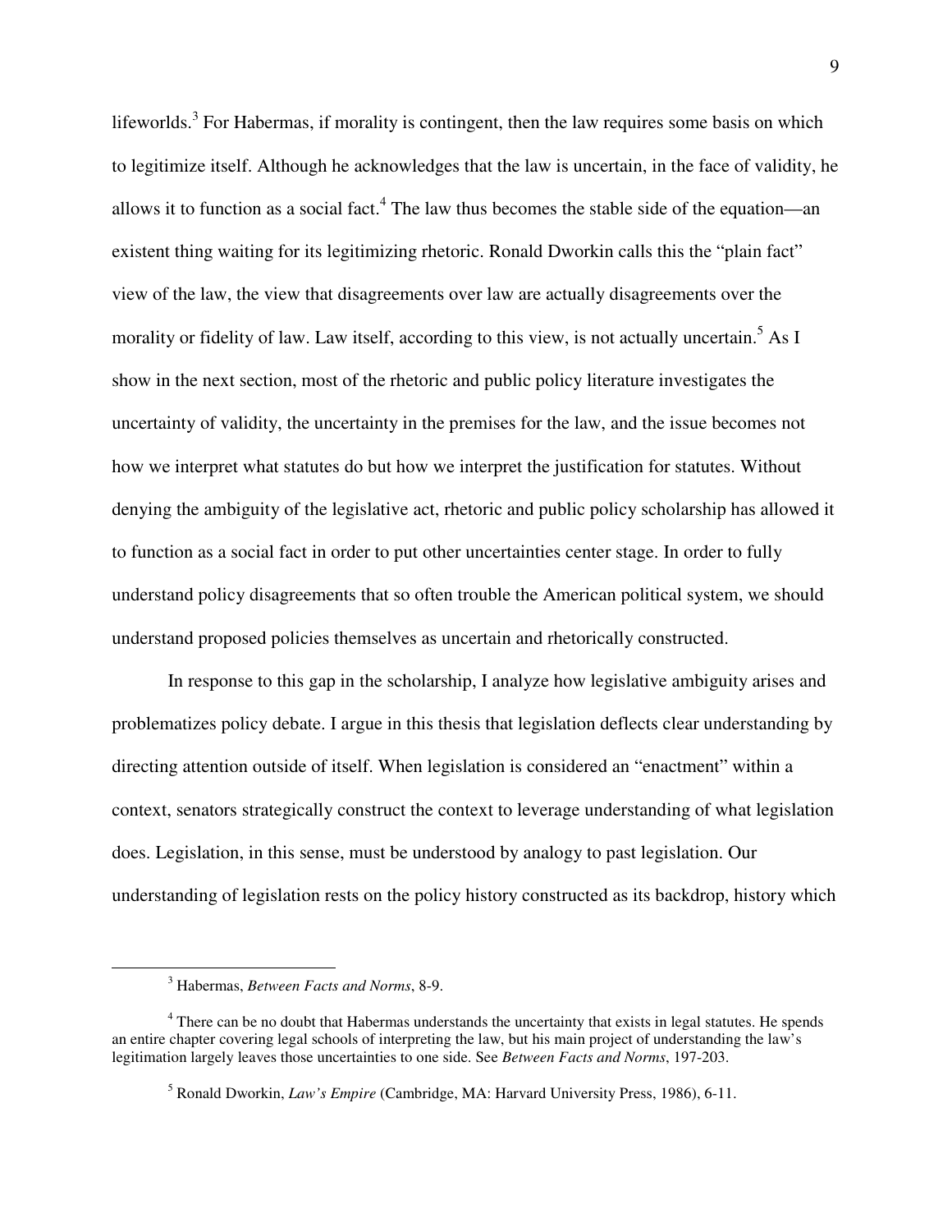lifeworlds.[3] For Habermas, if morality is contingent, then the law requires some basis on which to legitimize itself. Although he acknowledges that the law is uncertain, in the face of validity, he allows it to function as a social fact.[4] The law thus becomes the stable side of the equation—an existent thing waiting for its legitimizing rhetoric. Ronald Dworkin calls this the "plain fact" view of the law, the view that disagreements over law are actually disagreements over the morality or fidelity of law. Law itself, according to this view, is not actually uncertain.[5] As I show in the next section, most of the rhetoric and public policy literature investigates the uncertainty of validity, the uncertainty in the premises for the law, and the issue becomes not how we interpret what statutes do but how we interpret the justification for statutes. Without denying the ambiguity of the legislative act, rhetoric and public policy scholarship has allowed it to function as a social fact in order to put other uncertainties center stage. In order to fully understand policy disagreements that so often trouble the American political system, we should understand proposed policies themselves as uncertain and rhetorically constructed.

In response to this gap in the scholarship, I analyze how legislative ambiguity arises and problematizes policy debate. I argue in this thesis that legislation deflects clear understanding by directing attention outside of itself. When legislation is considered an "enactment" within a context, senators strategically construct the context to leverage understanding of what legislation does. Legislation, in this sense, must be understood by analogy to past legislation. Our understanding of legislation rests on the policy history constructed as its backdrop, history which

---

[3] Habermas, *Between Facts and Norms*, 8-9.

[4] There can be no doubt that Habermas understands the uncertainty that exists in legal statutes. He spends an entire chapter covering legal schools of interpreting the law, but his main project of understanding the law's legitimation largely leaves those uncertainties to one side. See *Between Facts and Norms*, 197-203.

[5] Ronald Dworkin, *Law's Empire* (Cambridge, MA: Harvard University Press, 1986), 6-11.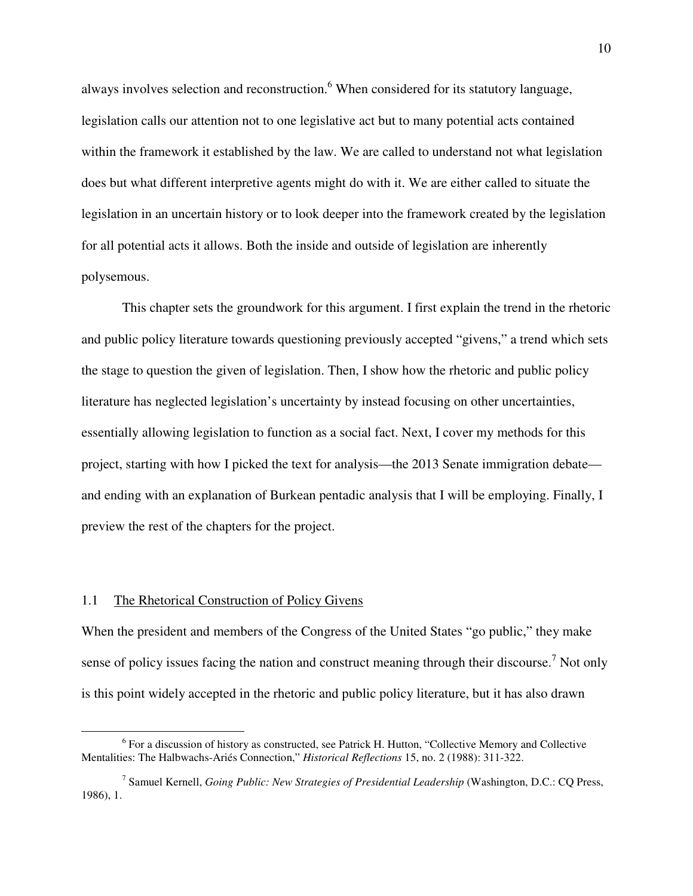always involves selection and reconstruction.[6] When considered for its statutory language, legislation calls our attention not to one legislative act but to many potential acts contained within the framework it established by the law. We are called to understand not what legislation does but what different interpretive agents might do with it. We are either called to situate the legislation in an uncertain history or to look deeper into the framework created by the legislation for all potential acts it allows. Both the inside and outside of legislation are inherently polysemous.

This chapter sets the groundwork for this argument. I first explain the trend in the rhetoric and public policy literature towards questioning previously accepted "givens," a trend which sets the stage to question the given of legislation. Then, I show how the rhetoric and public policy literature has neglected legislation's uncertainty by instead focusing on other uncertainties, essentially allowing legislation to function as a social fact. Next, I cover my methods for this project, starting with how I picked the text for analysis—the 2013 Senate immigration debate—and ending with an explanation of Burkean pentadic analysis that I will be employing. Finally, I preview the rest of the chapters for the project.

## 1.1 The Rhetorical Construction of Policy Givens

When the president and members of the Congress of the United States "go public," they make sense of policy issues facing the nation and construct meaning through their discourse.[7] Not only is this point widely accepted in the rhetoric and public policy literature, but it has also drawn

---

[6] For a discussion of history as constructed, see Patrick H. Hutton, "Collective Memory and Collective Mentalities: The Halbwachs-Ariés Connection," *Historical Reflections* 15, no. 2 (1988): 311-322.

[7] Samuel Kernell, *Going Public: New Strategies of Presidential Leadership* (Washington, D.C.: CQ Press, 1986), 1.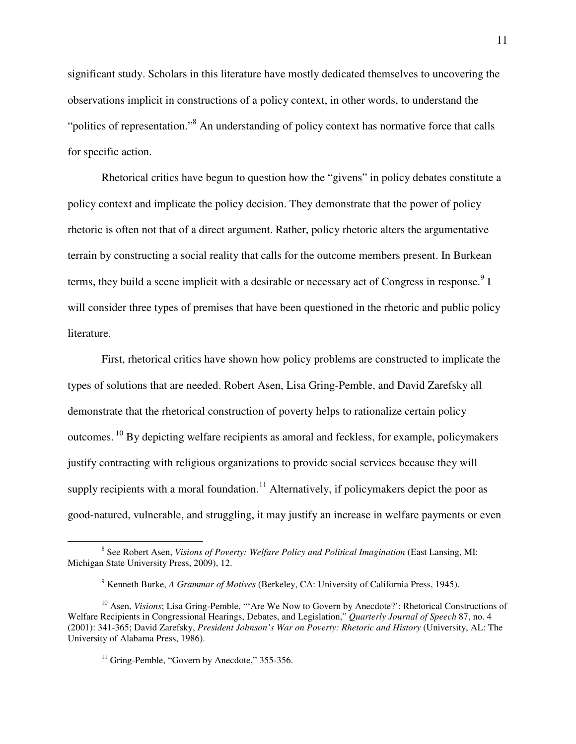significant study. Scholars in this literature have mostly dedicated themselves to uncovering the observations implicit in constructions of a policy context, in other words, to understand the "politics of representation."[8] An understanding of policy context has normative force that calls for specific action.

Rhetorical critics have begun to question how the "givens" in policy debates constitute a policy context and implicate the policy decision. They demonstrate that the power of policy rhetoric is often not that of a direct argument. Rather, policy rhetoric alters the argumentative terrain by constructing a social reality that calls for the outcome members present. In Burkean terms, they build a scene implicit with a desirable or necessary act of Congress in response.[9] I will consider three types of premises that have been questioned in the rhetoric and public policy literature.

First, rhetorical critics have shown how policy problems are constructed to implicate the types of solutions that are needed. Robert Asen, Lisa Gring-Pemble, and David Zarefsky all demonstrate that the rhetorical construction of poverty helps to rationalize certain policy outcomes.[10] By depicting welfare recipients as amoral and feckless, for example, policymakers justify contracting with religious organizations to provide social services because they will supply recipients with a moral foundation.[11] Alternatively, if policymakers depict the poor as good-natured, vulnerable, and struggling, it may justify an increase in welfare payments or even

---

[8] See Robert Asen, *Visions of Poverty: Welfare Policy and Political Imagination* (East Lansing, MI: Michigan State University Press, 2009), 12.

[9] Kenneth Burke, *A Grammar of Motives* (Berkeley, CA: University of California Press, 1945).

[10] Asen, *Visions*; Lisa Gring-Pemble, "'Are We Now to Govern by Anecdote?': Rhetorical Constructions of Welfare Recipients in Congressional Hearings, Debates, and Legislation," *Quarterly Journal of Speech* 87, no. 4 (2001): 341-365; David Zarefsky, *President Johnson's War on Poverty: Rhetoric and History* (University, AL: The University of Alabama Press, 1986).

[11] Gring-Pemble, "Govern by Anecdote," 355-356.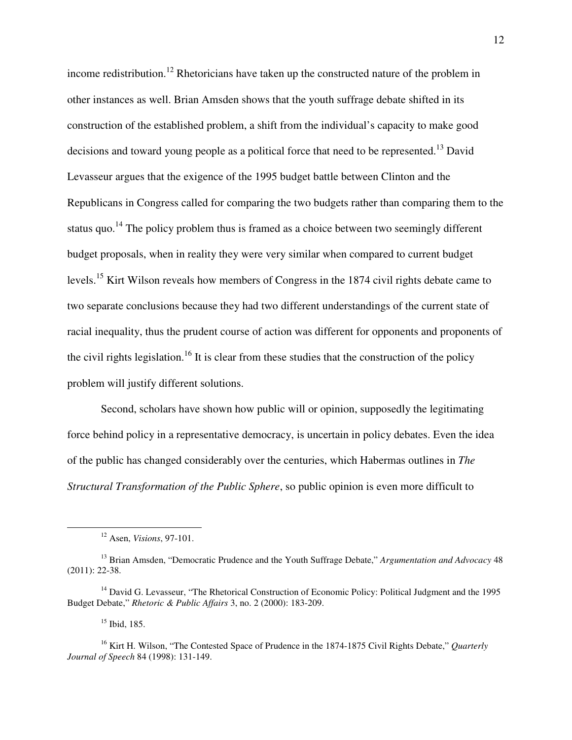income redistribution.[12] Rhetoricians have taken up the constructed nature of the problem in other instances as well. Brian Amsden shows that the youth suffrage debate shifted in its construction of the established problem, a shift from the individual's capacity to make good decisions and toward young people as a political force that need to be represented.[13] David Levasseur argues that the exigence of the 1995 budget battle between Clinton and the Republicans in Congress called for comparing the two budgets rather than comparing them to the status quo.[14] The policy problem thus is framed as a choice between two seemingly different budget proposals, when in reality they were very similar when compared to current budget levels.[15] Kirt Wilson reveals how members of Congress in the 1874 civil rights debate came to two separate conclusions because they had two different understandings of the current state of racial inequality, thus the prudent course of action was different for opponents and proponents of the civil rights legislation.[16] It is clear from these studies that the construction of the policy problem will justify different solutions.

Second, scholars have shown how public will or opinion, supposedly the legitimating force behind policy in a representative democracy, is uncertain in policy debates. Even the idea of the public has changed considerably over the centuries, which Habermas outlines in *The Structural Transformation of the Public Sphere*, so public opinion is even more difficult to

---

[12] Asen, *Visions*, 97-101.

[13] Brian Amsden, "Democratic Prudence and the Youth Suffrage Debate," *Argumentation and Advocacy* 48 (2011): 22-38.

[14] David G. Levasseur, "The Rhetorical Construction of Economic Policy: Political Judgment and the 1995 Budget Debate," *Rhetoric & Public Affairs* 3, no. 2 (2000): 183-209.

[15] Ibid, 185.

[16] Kirt H. Wilson, "The Contested Space of Prudence in the 1874-1875 Civil Rights Debate," *Quarterly Journal of Speech* 84 (1998): 131-149.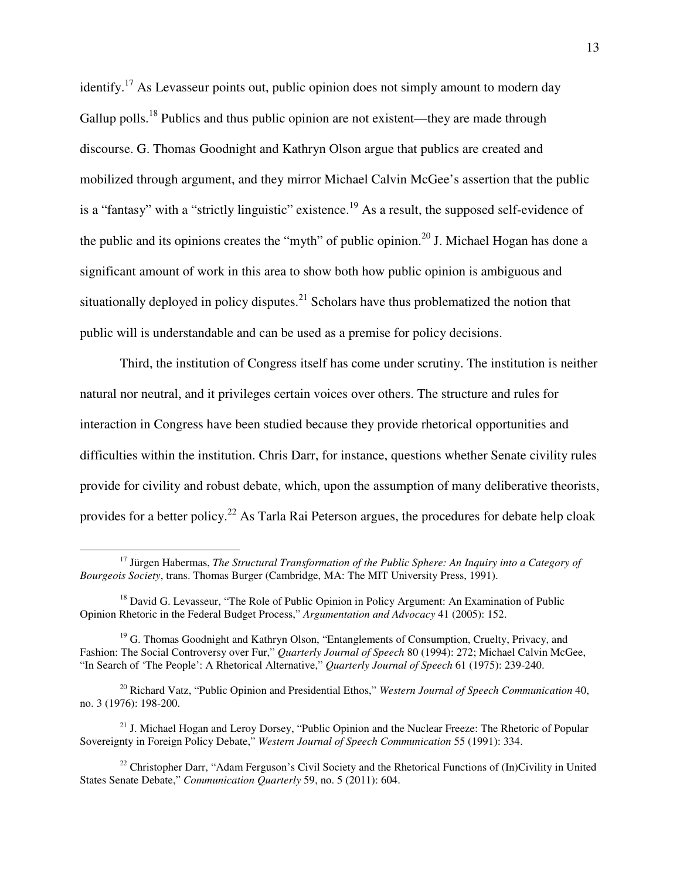identify.[17] As Levasseur points out, public opinion does not simply amount to modern day Gallup polls.[18] Publics and thus public opinion are not existent—they are made through discourse. G. Thomas Goodnight and Kathryn Olson argue that publics are created and mobilized through argument, and they mirror Michael Calvin McGee's assertion that the public is a "fantasy" with a "strictly linguistic" existence.[19] As a result, the supposed self-evidence of the public and its opinions creates the "myth" of public opinion.[20] J. Michael Hogan has done a significant amount of work in this area to show both how public opinion is ambiguous and situationally deployed in policy disputes.[21] Scholars have thus problematized the notion that public will is understandable and can be used as a premise for policy decisions.

Third, the institution of Congress itself has come under scrutiny. The institution is neither natural nor neutral, and it privileges certain voices over others. The structure and rules for interaction in Congress have been studied because they provide rhetorical opportunities and difficulties within the institution. Chris Darr, for instance, questions whether Senate civility rules provide for civility and robust debate, which, upon the assumption of many deliberative theorists, provides for a better policy.[22] As Tarla Rai Peterson argues, the procedures for debate help cloak

---

[17] Jürgen Habermas, *The Structural Transformation of the Public Sphere: An Inquiry into a Category of Bourgeois Society*, trans. Thomas Burger (Cambridge, MA: The MIT University Press, 1991).

[18] David G. Levasseur, "The Role of Public Opinion in Policy Argument: An Examination of Public Opinion Rhetoric in the Federal Budget Process," *Argumentation and Advocacy* 41 (2005): 152.

[19] G. Thomas Goodnight and Kathryn Olson, "Entanglements of Consumption, Cruelty, Privacy, and Fashion: The Social Controversy over Fur," *Quarterly Journal of Speech* 80 (1994): 272; Michael Calvin McGee, "In Search of 'The People': A Rhetorical Alternative," *Quarterly Journal of Speech* 61 (1975): 239-240.

[20] Richard Vatz, "Public Opinion and Presidential Ethos," *Western Journal of Speech Communication* 40, no. 3 (1976): 198-200.

[21] J. Michael Hogan and Leroy Dorsey, "Public Opinion and the Nuclear Freeze: The Rhetoric of Popular Sovereignty in Foreign Policy Debate," *Western Journal of Speech Communication* 55 (1991): 334.

[22] Christopher Darr, "Adam Ferguson's Civil Society and the Rhetorical Functions of (In)Civility in United States Senate Debate," *Communication Quarterly* 59, no. 5 (2011): 604.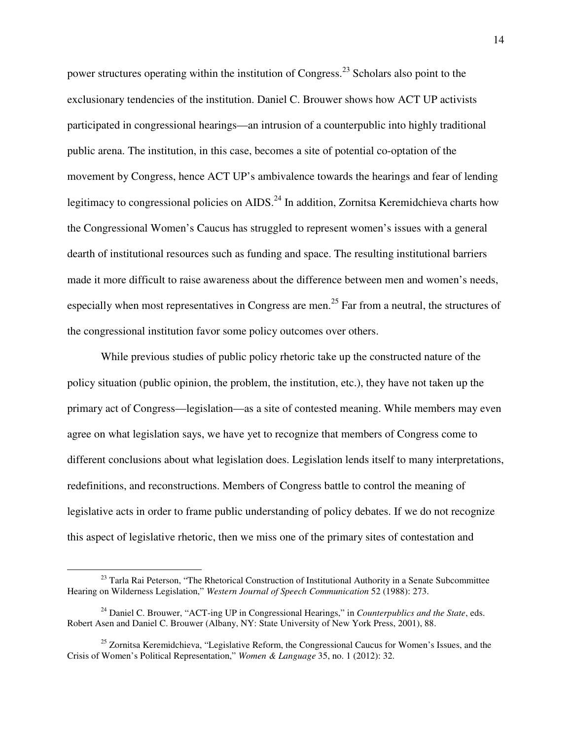power structures operating within the institution of Congress.[23] Scholars also point to the exclusionary tendencies of the institution. Daniel C. Brouwer shows how ACT UP activists participated in congressional hearings—an intrusion of a counterpublic into highly traditional public arena. The institution, in this case, becomes a site of potential co-optation of the movement by Congress, hence ACT UP's ambivalence towards the hearings and fear of lending legitimacy to congressional policies on AIDS.[24] In addition, Zornitsa Keremidchieva charts how the Congressional Women's Caucus has struggled to represent women's issues with a general dearth of institutional resources such as funding and space. The resulting institutional barriers made it more difficult to raise awareness about the difference between men and women's needs, especially when most representatives in Congress are men.[25] Far from a neutral, the structures of the congressional institution favor some policy outcomes over others.

While previous studies of public policy rhetoric take up the constructed nature of the policy situation (public opinion, the problem, the institution, etc.), they have not taken up the primary act of Congress—legislation—as a site of contested meaning. While members may even agree on what legislation says, we have yet to recognize that members of Congress come to different conclusions about what legislation does. Legislation lends itself to many interpretations, redefinitions, and reconstructions. Members of Congress battle to control the meaning of legislative acts in order to frame public understanding of policy debates. If we do not recognize this aspect of legislative rhetoric, then we miss one of the primary sites of contestation and

---

[23] Tarla Rai Peterson, "The Rhetorical Construction of Institutional Authority in a Senate Subcommittee Hearing on Wilderness Legislation," *Western Journal of Speech Communication* 52 (1988): 273.

[24] Daniel C. Brouwer, "ACT-ing UP in Congressional Hearings," in *Counterpublics and the State*, eds. Robert Asen and Daniel C. Brouwer (Albany, NY: State University of New York Press, 2001), 88.

[25] Zornitsa Keremidchieva, "Legislative Reform, the Congressional Caucus for Women's Issues, and the Crisis of Women's Political Representation," *Women & Language* 35, no. 1 (2012): 32.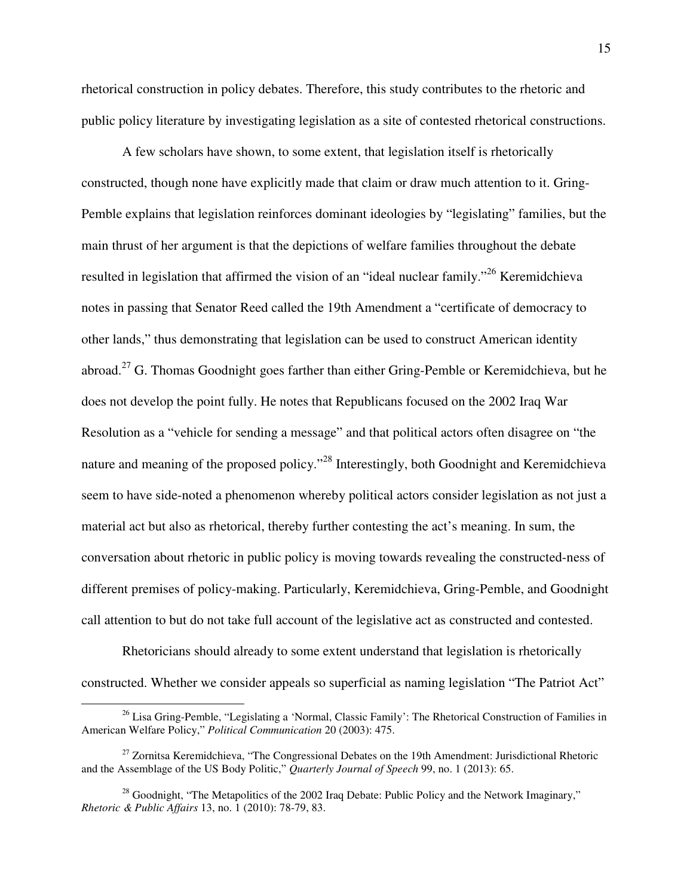rhetorical construction in policy debates. Therefore, this study contributes to the rhetoric and public policy literature by investigating legislation as a site of contested rhetorical constructions.

A few scholars have shown, to some extent, that legislation itself is rhetorically constructed, though none have explicitly made that claim or draw much attention to it. Gring-Pemble explains that legislation reinforces dominant ideologies by "legislating" families, but the main thrust of her argument is that the depictions of welfare families throughout the debate resulted in legislation that affirmed the vision of an "ideal nuclear family."[26] Keremidchieva notes in passing that Senator Reed called the 19th Amendment a "certificate of democracy to other lands," thus demonstrating that legislation can be used to construct American identity abroad.[27] G. Thomas Goodnight goes farther than either Gring-Pemble or Keremidchieva, but he does not develop the point fully. He notes that Republicans focused on the 2002 Iraq War Resolution as a "vehicle for sending a message" and that political actors often disagree on "the nature and meaning of the proposed policy."[28] Interestingly, both Goodnight and Keremidchieva seem to have side-noted a phenomenon whereby political actors consider legislation as not just a material act but also as rhetorical, thereby further contesting the act's meaning. In sum, the conversation about rhetoric in public policy is moving towards revealing the constructed-ness of different premises of policy-making. Particularly, Keremidchieva, Gring-Pemble, and Goodnight call attention to but do not take full account of the legislative act as constructed and contested.

Rhetoricians should already to some extent understand that legislation is rhetorically constructed. Whether we consider appeals so superficial as naming legislation "The Patriot Act"

---

[26] Lisa Gring-Pemble, "Legislating a 'Normal, Classic Family': The Rhetorical Construction of Families in American Welfare Policy," *Political Communication* 20 (2003): 475.

[27] Zornitsa Keremidchieva, "The Congressional Debates on the 19th Amendment: Jurisdictional Rhetoric and the Assemblage of the US Body Politic," *Quarterly Journal of Speech* 99, no. 1 (2013): 65.

[28] Goodnight, "The Metapolitics of the 2002 Iraq Debate: Public Policy and the Network Imaginary," *Rhetoric & Public Affairs* 13, no. 1 (2010): 78-79, 83.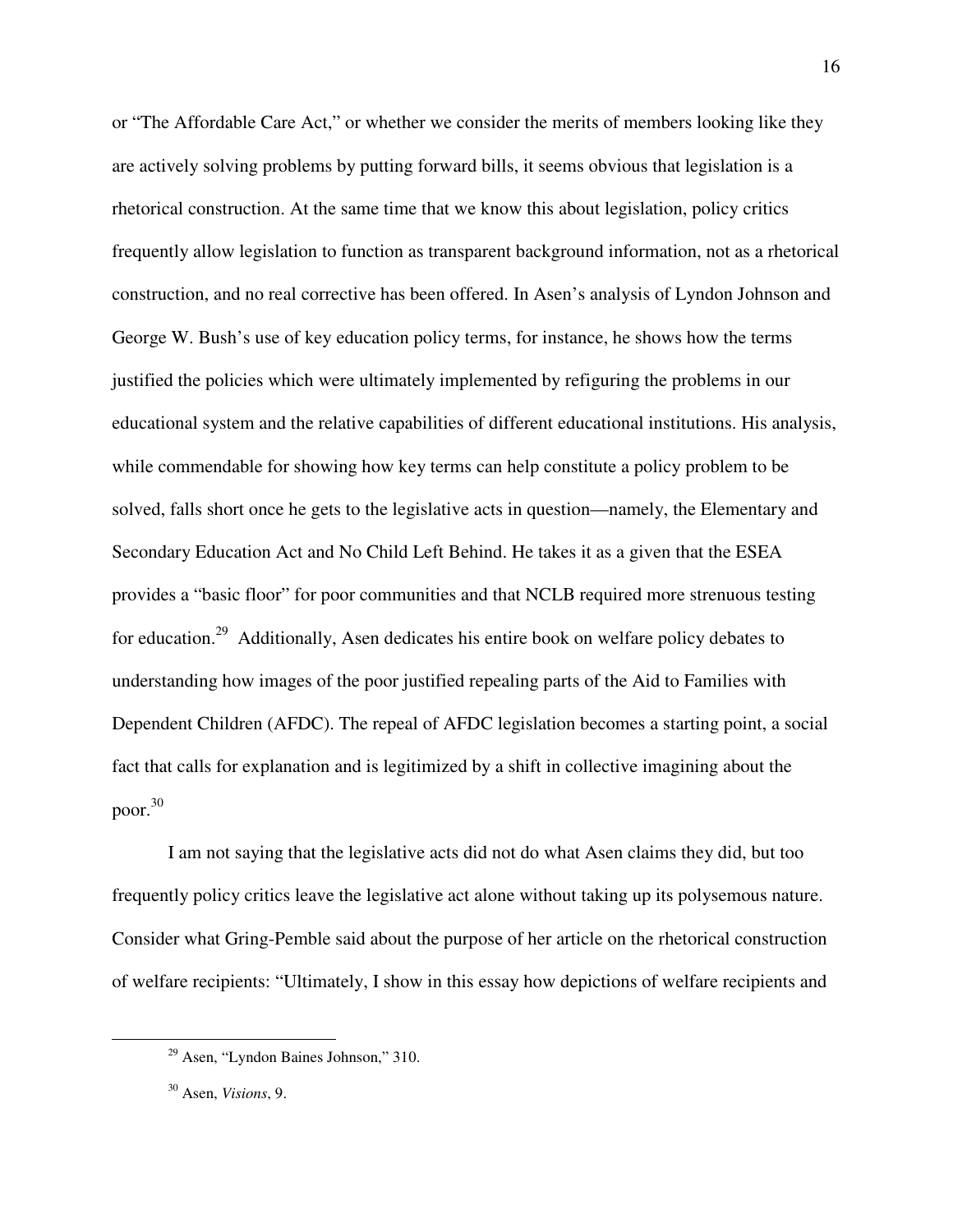or "The Affordable Care Act," or whether we consider the merits of members looking like they are actively solving problems by putting forward bills, it seems obvious that legislation is a rhetorical construction. At the same time that we know this about legislation, policy critics frequently allow legislation to function as transparent background information, not as a rhetorical construction, and no real corrective has been offered. In Asen's analysis of Lyndon Johnson and George W. Bush's use of key education policy terms, for instance, he shows how the terms justified the policies which were ultimately implemented by refiguring the problems in our educational system and the relative capabilities of different educational institutions. His analysis, while commendable for showing how key terms can help constitute a policy problem to be solved, falls short once he gets to the legislative acts in question—namely, the Elementary and Secondary Education Act and No Child Left Behind. He takes it as a given that the ESEA provides a "basic floor" for poor communities and that NCLB required more strenuous testing for education.[29] Additionally, Asen dedicates his entire book on welfare policy debates to understanding how images of the poor justified repealing parts of the Aid to Families with Dependent Children (AFDC). The repeal of AFDC legislation becomes a starting point, a social fact that calls for explanation and is legitimized by a shift in collective imagining about the poor.[30]

I am not saying that the legislative acts did not do what Asen claims they did, but too frequently policy critics leave the legislative act alone without taking up its polysemous nature. Consider what Gring-Pemble said about the purpose of her article on the rhetorical construction of welfare recipients: "Ultimately, I show in this essay how depictions of welfare recipients and

[29] Asen, "Lyndon Baines Johnson," 310.

[30] Asen, *Visions*, 9.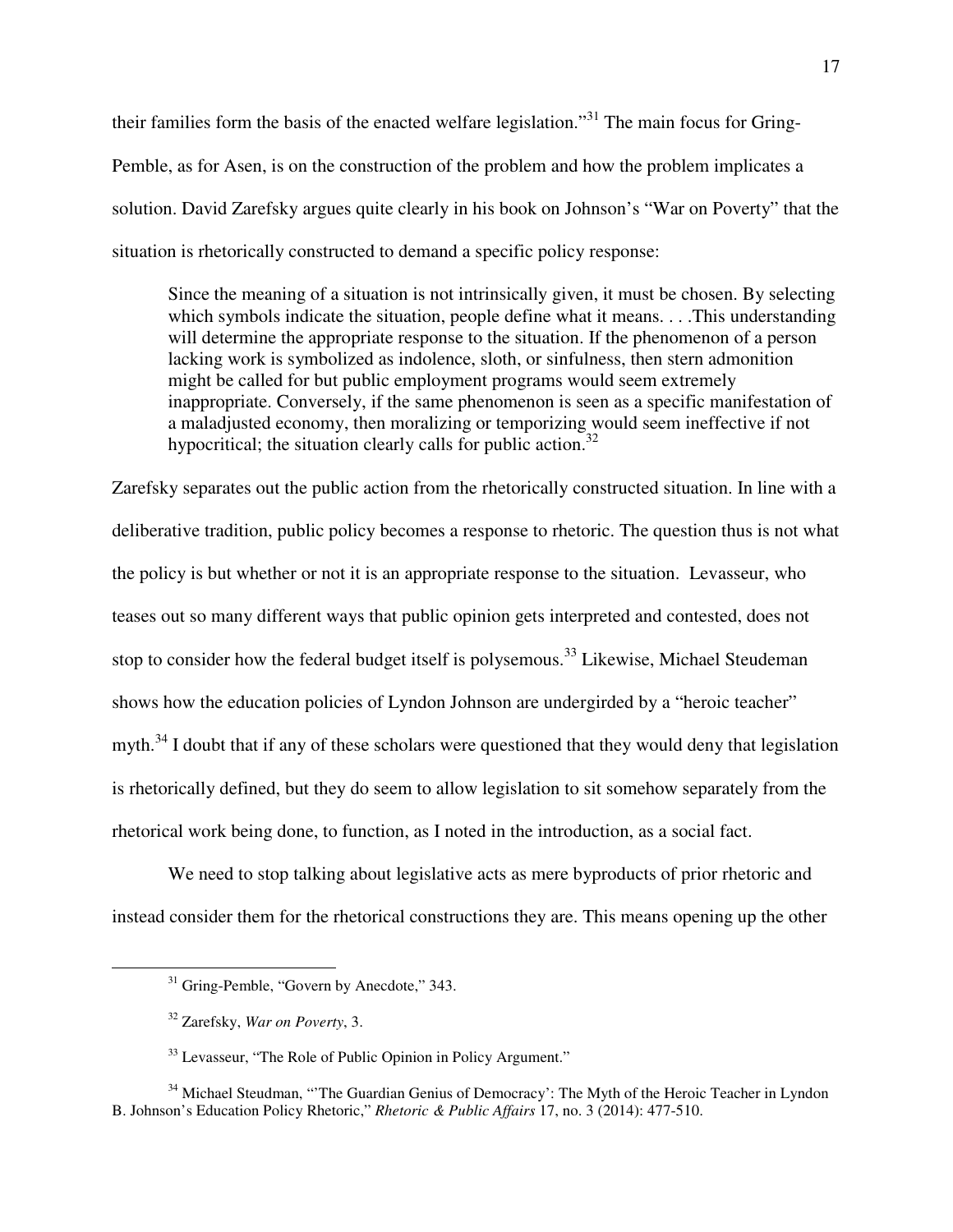their families form the basis of the enacted welfare legislation."[31] The main focus for Gring-Pemble, as for Asen, is on the construction of the problem and how the problem implicates a solution. David Zarefsky argues quite clearly in his book on Johnson's "War on Poverty" that the situation is rhetorically constructed to demand a specific policy response:

> Since the meaning of a situation is not intrinsically given, it must be chosen. By selecting which symbols indicate the situation, people define what it means. . . .This understanding will determine the appropriate response to the situation. If the phenomenon of a person lacking work is symbolized as indolence, sloth, or sinfulness, then stern admonition might be called for but public employment programs would seem extremely inappropriate. Conversely, if the same phenomenon is seen as a specific manifestation of a maladjusted economy, then moralizing or temporizing would seem ineffective if not hypocritical; the situation clearly calls for public action.[32]

Zarefsky separates out the public action from the rhetorically constructed situation. In line with a deliberative tradition, public policy becomes a response to rhetoric. The question thus is not what the policy is but whether or not it is an appropriate response to the situation. Levasseur, who teases out so many different ways that public opinion gets interpreted and contested, does not stop to consider how the federal budget itself is polysemous.[33] Likewise, Michael Steudeman shows how the education policies of Lyndon Johnson are undergirded by a "heroic teacher" myth.[34] I doubt that if any of these scholars were questioned that they would deny that legislation is rhetorically defined, but they do seem to allow legislation to sit somehow separately from the rhetorical work being done, to function, as I noted in the introduction, as a social fact.

We need to stop talking about legislative acts as mere byproducts of prior rhetoric and instead consider them for the rhetorical constructions they are. This means opening up the other

---

[31] Gring-Pemble, "Govern by Anecdote," 343.

[32] Zarefsky, *War on Poverty*, 3.

[33] Levasseur, "The Role of Public Opinion in Policy Argument."

[34] Michael Steudman, "'The Guardian Genius of Democracy': The Myth of the Heroic Teacher in Lyndon B. Johnson's Education Policy Rhetoric," *Rhetoric & Public Affairs* 17, no. 3 (2014): 477-510.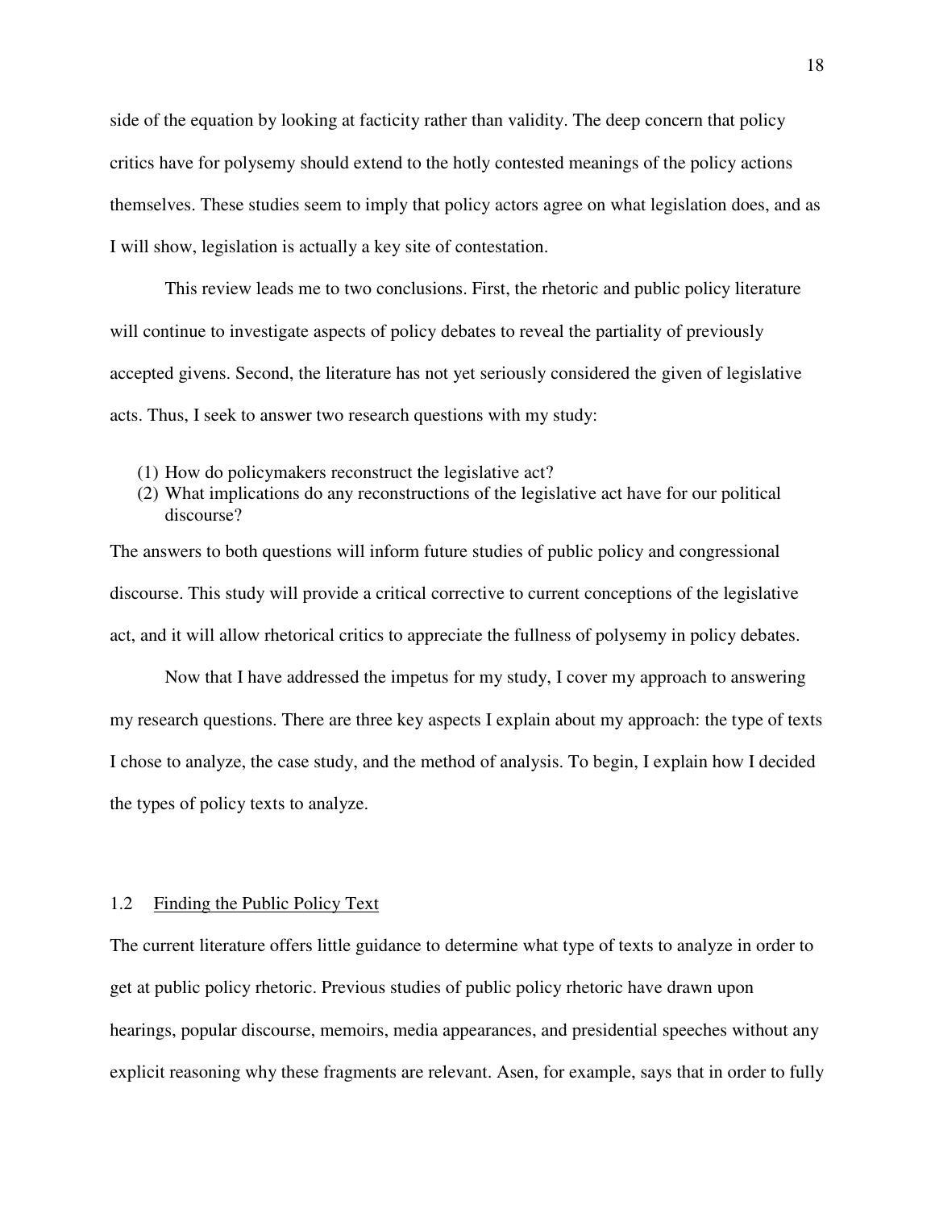side of the equation by looking at facticity rather than validity. The deep concern that policy critics have for polysemy should extend to the hotly contested meanings of the policy actions themselves. These studies seem to imply that policy actors agree on what legislation does, and as I will show, legislation is actually a key site of contestation.

This review leads me to two conclusions. First, the rhetoric and public policy literature will continue to investigate aspects of policy debates to reveal the partiality of previously accepted givens. Second, the literature has not yet seriously considered the given of legislative acts. Thus, I seek to answer two research questions with my study:

(1) How do policymakers reconstruct the legislative act?
(2) What implications do any reconstructions of the legislative act have for our political discourse?

The answers to both questions will inform future studies of public policy and congressional discourse. This study will provide a critical corrective to current conceptions of the legislative act, and it will allow rhetorical critics to appreciate the fullness of polysemy in policy debates.

Now that I have addressed the impetus for my study, I cover my approach to answering my research questions. There are three key aspects I explain about my approach: the type of texts I chose to analyze, the case study, and the method of analysis. To begin, I explain how I decided the types of policy texts to analyze.

## 1.2 Finding the Public Policy Text

The current literature offers little guidance to determine what type of texts to analyze in order to get at public policy rhetoric. Previous studies of public policy rhetoric have drawn upon hearings, popular discourse, memoirs, media appearances, and presidential speeches without any explicit reasoning why these fragments are relevant. Asen, for example, says that in order to fully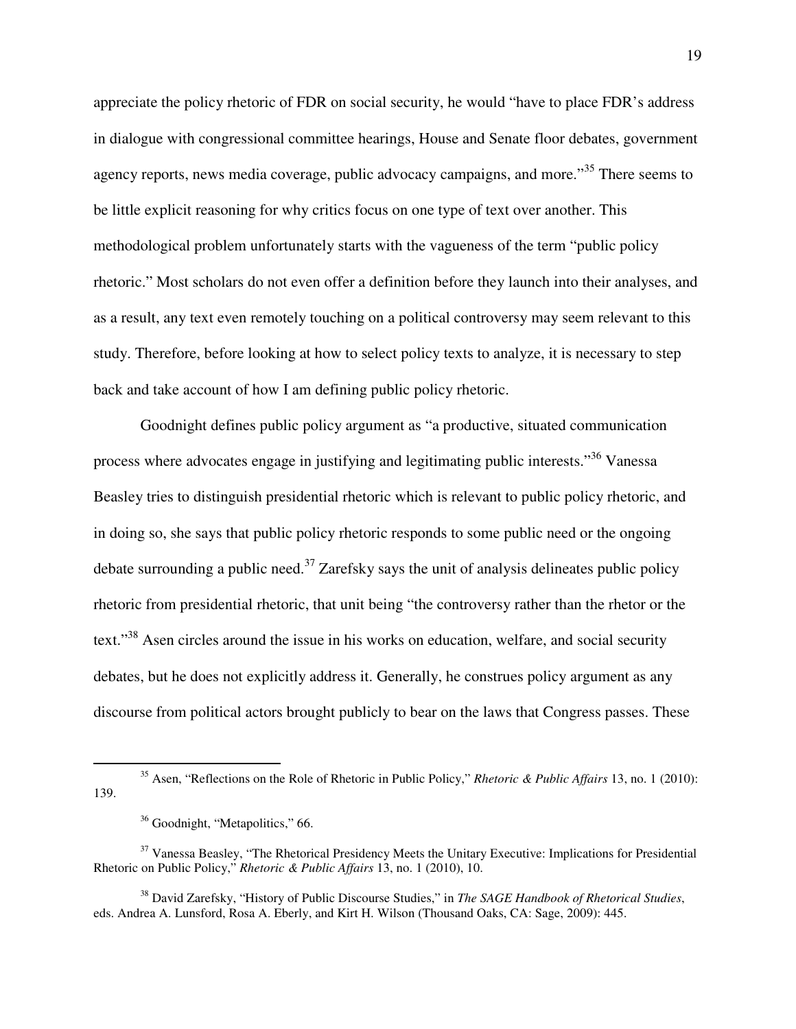appreciate the policy rhetoric of FDR on social security, he would "have to place FDR's address in dialogue with congressional committee hearings, House and Senate floor debates, government agency reports, news media coverage, public advocacy campaigns, and more."[35] There seems to be little explicit reasoning for why critics focus on one type of text over another. This methodological problem unfortunately starts with the vagueness of the term "public policy rhetoric." Most scholars do not even offer a definition before they launch into their analyses, and as a result, any text even remotely touching on a political controversy may seem relevant to this study. Therefore, before looking at how to select policy texts to analyze, it is necessary to step back and take account of how I am defining public policy rhetoric.

Goodnight defines public policy argument as "a productive, situated communication process where advocates engage in justifying and legitimating public interests."[36] Vanessa Beasley tries to distinguish presidential rhetoric which is relevant to public policy rhetoric, and in doing so, she says that public policy rhetoric responds to some public need or the ongoing debate surrounding a public need.[37] Zarefsky says the unit of analysis delineates public policy rhetoric from presidential rhetoric, that unit being "the controversy rather than the rhetor or the text."[38] Asen circles around the issue in his works on education, welfare, and social security debates, but he does not explicitly address it. Generally, he construes policy argument as any discourse from political actors brought publicly to bear on the laws that Congress passes. These

---

[35] Asen, "Reflections on the Role of Rhetoric in Public Policy," *Rhetoric & Public Affairs* 13, no. 1 (2010): 139.

[36] Goodnight, "Metapolitics," 66.

[37] Vanessa Beasley, "The Rhetorical Presidency Meets the Unitary Executive: Implications for Presidential Rhetoric on Public Policy," *Rhetoric & Public Affairs* 13, no. 1 (2010), 10.

[38] David Zarefsky, "History of Public Discourse Studies," in *The SAGE Handbook of Rhetorical Studies*, eds. Andrea A. Lunsford, Rosa A. Eberly, and Kirt H. Wilson (Thousand Oaks, CA: Sage, 2009): 445.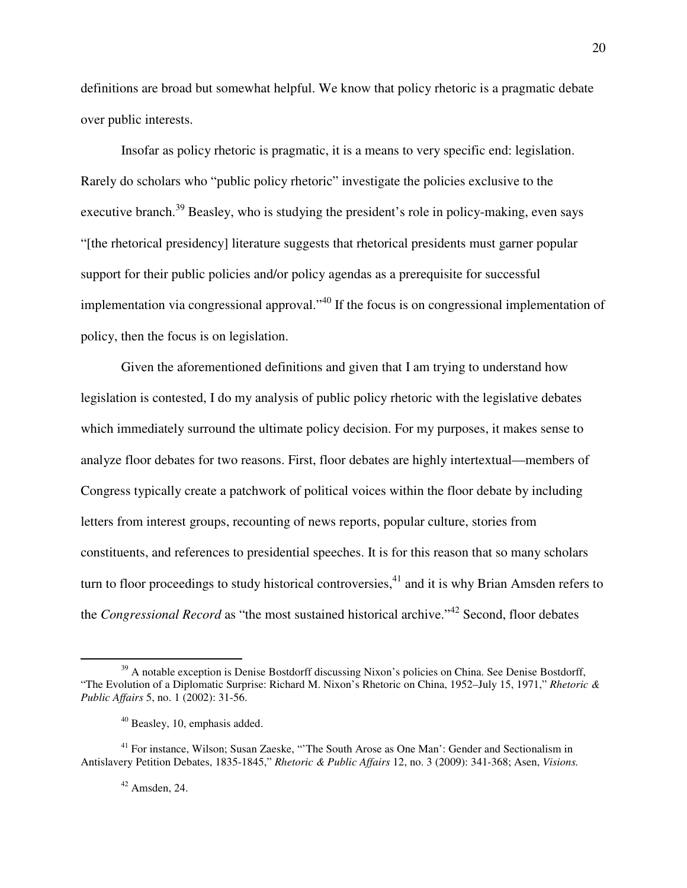definitions are broad but somewhat helpful. We know that policy rhetoric is a pragmatic debate over public interests.

Insofar as policy rhetoric is pragmatic, it is a means to very specific end: legislation. Rarely do scholars who "public policy rhetoric" investigate the policies exclusive to the executive branch.[39] Beasley, who is studying the president's role in policy-making, even says "[the rhetorical presidency] literature suggests that rhetorical presidents must garner popular support for their public policies and/or policy agendas as a prerequisite for successful implementation via congressional approval."[40] If the focus is on congressional implementation of policy, then the focus is on legislation.

Given the aforementioned definitions and given that I am trying to understand how legislation is contested, I do my analysis of public policy rhetoric with the legislative debates which immediately surround the ultimate policy decision. For my purposes, it makes sense to analyze floor debates for two reasons. First, floor debates are highly intertextual—members of Congress typically create a patchwork of political voices within the floor debate by including letters from interest groups, recounting of news reports, popular culture, stories from constituents, and references to presidential speeches. It is for this reason that so many scholars turn to floor proceedings to study historical controversies,[41] and it is why Brian Amsden refers to the *Congressional Record* as "the most sustained historical archive."[42] Second, floor debates

---

[39] A notable exception is Denise Bostdorff discussing Nixon's policies on China. See Denise Bostdorff, "The Evolution of a Diplomatic Surprise: Richard M. Nixon's Rhetoric on China, 1952–July 15, 1971," *Rhetoric & Public Affairs* 5, no. 1 (2002): 31-56.

[40] Beasley, 10, emphasis added.

[41] For instance, Wilson; Susan Zaeske, "'The South Arose as One Man': Gender and Sectionalism in Antislavery Petition Debates, 1835-1845," *Rhetoric & Public Affairs* 12, no. 3 (2009): 341-368; Asen, *Visions.*

[42] Amsden, 24.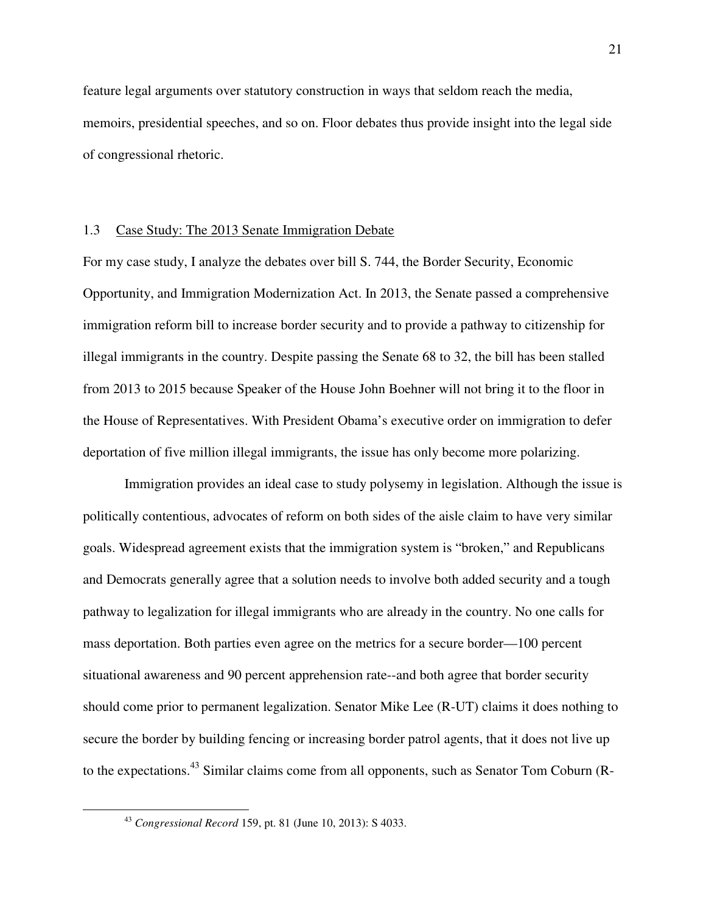feature legal arguments over statutory construction in ways that seldom reach the media, memoirs, presidential speeches, and so on. Floor debates thus provide insight into the legal side of congressional rhetoric.

### 1.3 Case Study: The 2013 Senate Immigration Debate

For my case study, I analyze the debates over bill S. 744, the Border Security, Economic Opportunity, and Immigration Modernization Act. In 2013, the Senate passed a comprehensive immigration reform bill to increase border security and to provide a pathway to citizenship for illegal immigrants in the country. Despite passing the Senate 68 to 32, the bill has been stalled from 2013 to 2015 because Speaker of the House John Boehner will not bring it to the floor in the House of Representatives. With President Obama's executive order on immigration to defer deportation of five million illegal immigrants, the issue has only become more polarizing.

Immigration provides an ideal case to study polysemy in legislation. Although the issue is politically contentious, advocates of reform on both sides of the aisle claim to have very similar goals. Widespread agreement exists that the immigration system is "broken," and Republicans and Democrats generally agree that a solution needs to involve both added security and a tough pathway to legalization for illegal immigrants who are already in the country. No one calls for mass deportation. Both parties even agree on the metrics for a secure border—100 percent situational awareness and 90 percent apprehension rate--and both agree that border security should come prior to permanent legalization. Senator Mike Lee (R-UT) claims it does nothing to secure the border by building fencing or increasing border patrol agents, that it does not live up to the expectations.[43] Similar claims come from all opponents, such as Senator Tom Coburn (R-

[43] *Congressional Record* 159, pt. 81 (June 10, 2013): S 4033.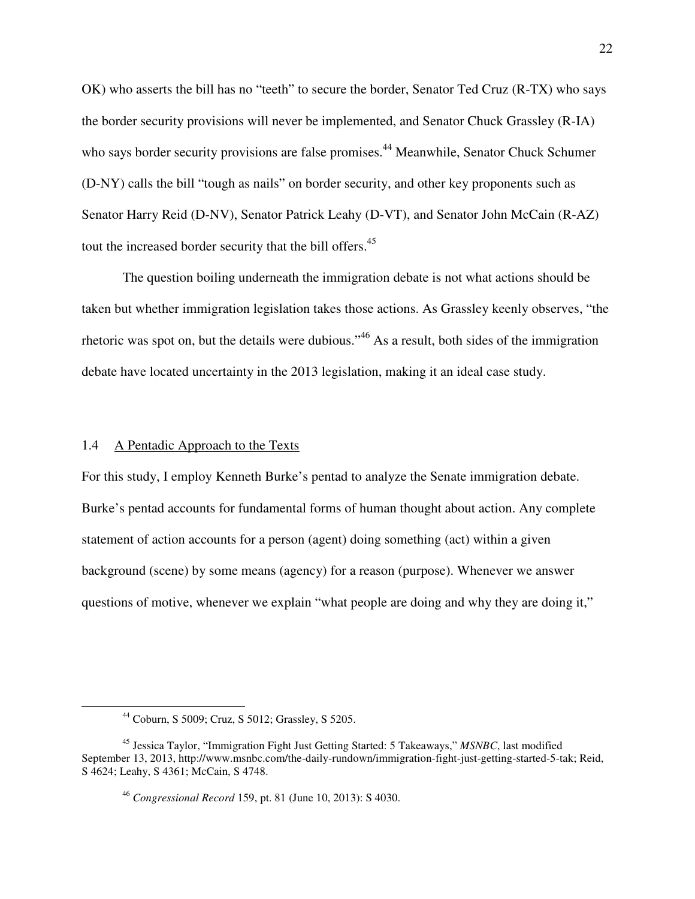OK) who asserts the bill has no "teeth" to secure the border, Senator Ted Cruz (R-TX) who says the border security provisions will never be implemented, and Senator Chuck Grassley (R-IA) who says border security provisions are false promises.[44] Meanwhile, Senator Chuck Schumer (D-NY) calls the bill "tough as nails" on border security, and other key proponents such as Senator Harry Reid (D-NV), Senator Patrick Leahy (D-VT), and Senator John McCain (R-AZ) tout the increased border security that the bill offers.[45]

The question boiling underneath the immigration debate is not what actions should be taken but whether immigration legislation takes those actions. As Grassley keenly observes, "the rhetoric was spot on, but the details were dubious."[46] As a result, both sides of the immigration debate have located uncertainty in the 2013 legislation, making it an ideal case study.

### 1.4 A Pentadic Approach to the Texts

For this study, I employ Kenneth Burke's pentad to analyze the Senate immigration debate. Burke's pentad accounts for fundamental forms of human thought about action. Any complete statement of action accounts for a person (agent) doing something (act) within a given background (scene) by some means (agency) for a reason (purpose). Whenever we answer questions of motive, whenever we explain "what people are doing and why they are doing it,"

---

[44] Coburn, S 5009; Cruz, S 5012; Grassley, S 5205.

[45] Jessica Taylor, "Immigration Fight Just Getting Started: 5 Takeaways," *MSNBC*, last modified September 13, 2013, http://www.msnbc.com/the-daily-rundown/immigration-fight-just-getting-started-5-tak; Reid, S 4624; Leahy, S 4361; McCain, S 4748.

[46] *Congressional Record* 159, pt. 81 (June 10, 2013): S 4030.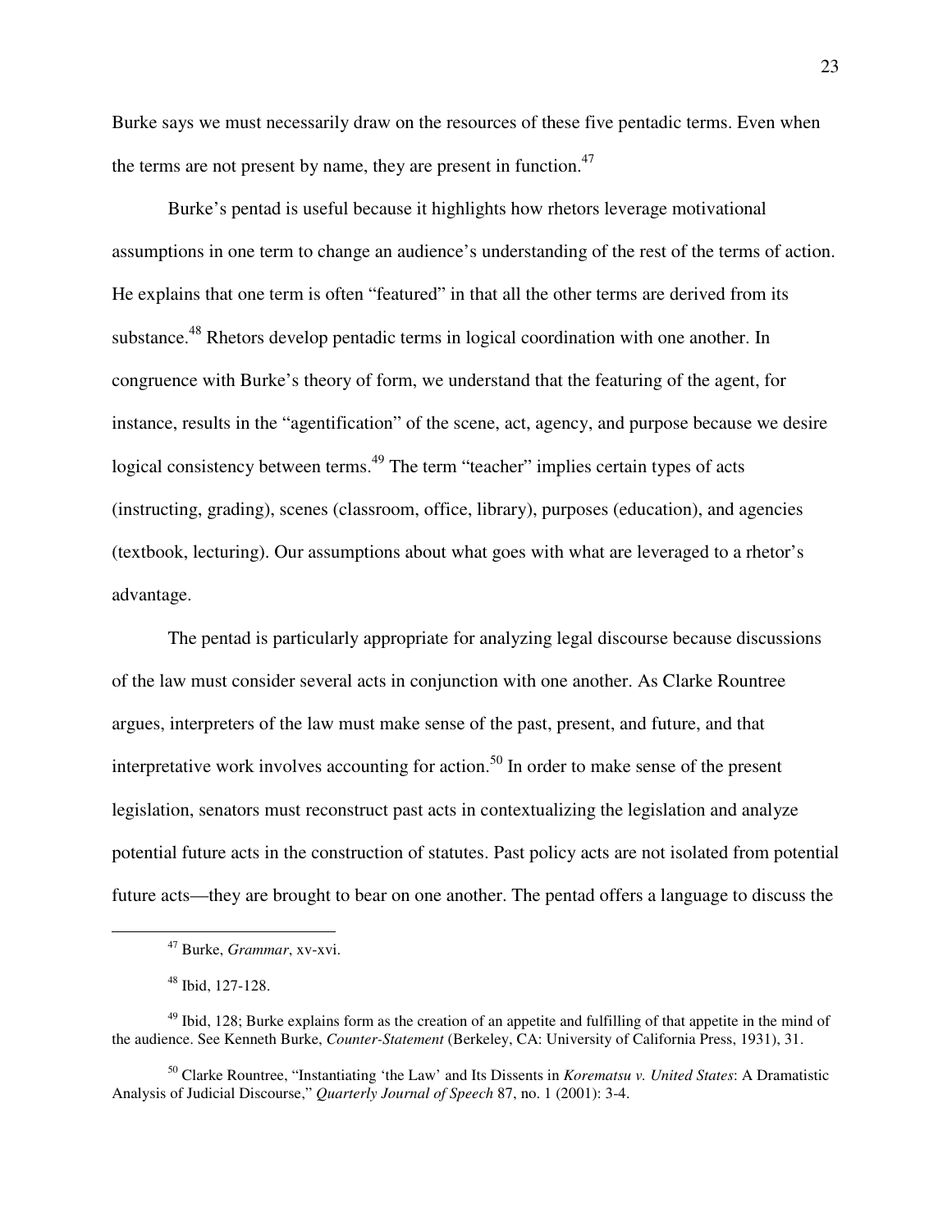Burke says we must necessarily draw on the resources of these five pentadic terms. Even when the terms are not present by name, they are present in function.[47]

Burke's pentad is useful because it highlights how rhetors leverage motivational assumptions in one term to change an audience's understanding of the rest of the terms of action. He explains that one term is often "featured" in that all the other terms are derived from its substance.[48] Rhetors develop pentadic terms in logical coordination with one another. In congruence with Burke's theory of form, we understand that the featuring of the agent, for instance, results in the "agentification" of the scene, act, agency, and purpose because we desire logical consistency between terms.[49] The term "teacher" implies certain types of acts (instructing, grading), scenes (classroom, office, library), purposes (education), and agencies (textbook, lecturing). Our assumptions about what goes with what are leveraged to a rhetor's advantage.

The pentad is particularly appropriate for analyzing legal discourse because discussions of the law must consider several acts in conjunction with one another. As Clarke Rountree argues, interpreters of the law must make sense of the past, present, and future, and that interpretative work involves accounting for action.[50] In order to make sense of the present legislation, senators must reconstruct past acts in contextualizing the legislation and analyze potential future acts in the construction of statutes. Past policy acts are not isolated from potential future acts—they are brought to bear on one another. The pentad offers a language to discuss the

---

[47] Burke, *Grammar*, xv-xvi.

[48] Ibid, 127-128.

[49] Ibid, 128; Burke explains form as the creation of an appetite and fulfilling of that appetite in the mind of the audience. See Kenneth Burke, *Counter-Statement* (Berkeley, CA: University of California Press, 1931), 31.

[50] Clarke Rountree, "Instantiating 'the Law' and Its Dissents in *Korematsu v. United States*: A Dramatistic Analysis of Judicial Discourse," *Quarterly Journal of Speech* 87, no. 1 (2001): 3-4.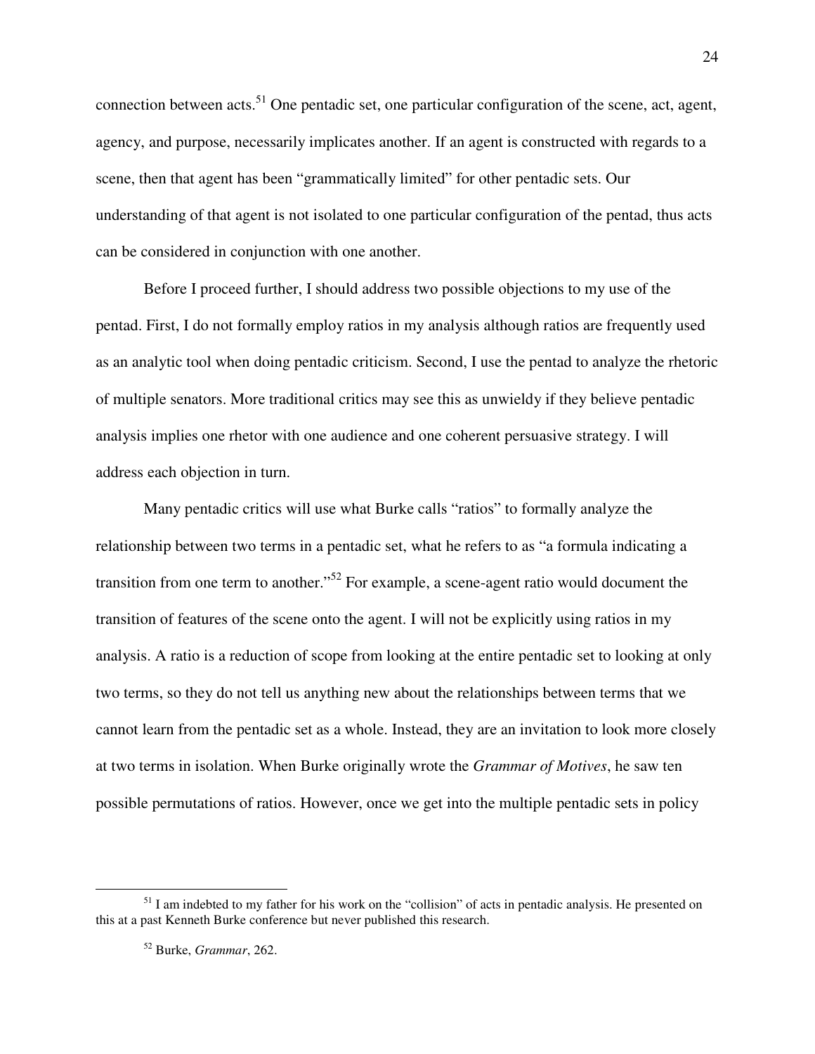connection between acts.[51] One pentadic set, one particular configuration of the scene, act, agent, agency, and purpose, necessarily implicates another. If an agent is constructed with regards to a scene, then that agent has been "grammatically limited" for other pentadic sets. Our understanding of that agent is not isolated to one particular configuration of the pentad, thus acts can be considered in conjunction with one another.

Before I proceed further, I should address two possible objections to my use of the pentad. First, I do not formally employ ratios in my analysis although ratios are frequently used as an analytic tool when doing pentadic criticism. Second, I use the pentad to analyze the rhetoric of multiple senators. More traditional critics may see this as unwieldy if they believe pentadic analysis implies one rhetor with one audience and one coherent persuasive strategy. I will address each objection in turn.

Many pentadic critics will use what Burke calls "ratios" to formally analyze the relationship between two terms in a pentadic set, what he refers to as "a formula indicating a transition from one term to another."[52] For example, a scene-agent ratio would document the transition of features of the scene onto the agent. I will not be explicitly using ratios in my analysis. A ratio is a reduction of scope from looking at the entire pentadic set to looking at only two terms, so they do not tell us anything new about the relationships between terms that we cannot learn from the pentadic set as a whole. Instead, they are an invitation to look more closely at two terms in isolation. When Burke originally wrote the *Grammar of Motives*, he saw ten possible permutations of ratios. However, once we get into the multiple pentadic sets in policy

---

[51] I am indebted to my father for his work on the "collision" of acts in pentadic analysis. He presented on this at a past Kenneth Burke conference but never published this research.

[52] Burke, *Grammar*, 262.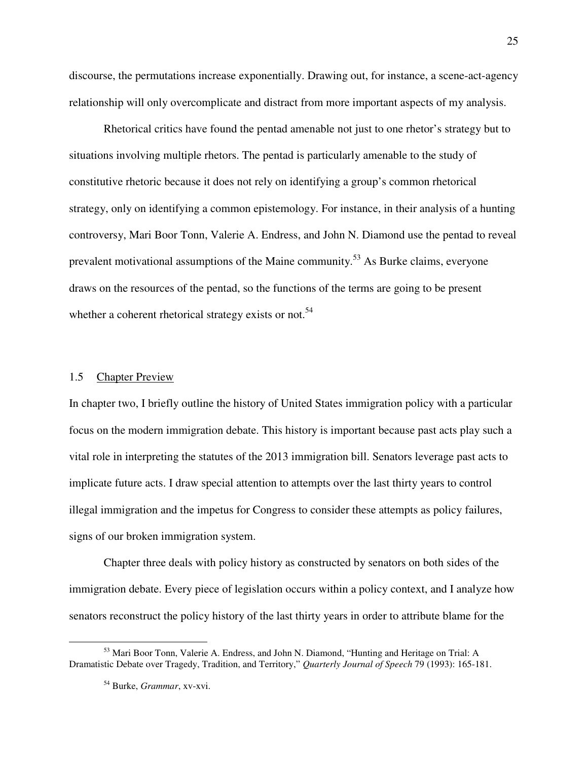discourse, the permutations increase exponentially. Drawing out, for instance, a scene-act-agency relationship will only overcomplicate and distract from more important aspects of my analysis.

Rhetorical critics have found the pentad amenable not just to one rhetor's strategy but to situations involving multiple rhetors. The pentad is particularly amenable to the study of constitutive rhetoric because it does not rely on identifying a group's common rhetorical strategy, only on identifying a common epistemology. For instance, in their analysis of a hunting controversy, Mari Boor Tonn, Valerie A. Endress, and John N. Diamond use the pentad to reveal prevalent motivational assumptions of the Maine community.[53] As Burke claims, everyone draws on the resources of the pentad, so the functions of the terms are going to be present whether a coherent rhetorical strategy exists or not.[54]

### 1.5 Chapter Preview

In chapter two, I briefly outline the history of United States immigration policy with a particular focus on the modern immigration debate. This history is important because past acts play such a vital role in interpreting the statutes of the 2013 immigration bill. Senators leverage past acts to implicate future acts. I draw special attention to attempts over the last thirty years to control illegal immigration and the impetus for Congress to consider these attempts as policy failures, signs of our broken immigration system.

Chapter three deals with policy history as constructed by senators on both sides of the immigration debate. Every piece of legislation occurs within a policy context, and I analyze how senators reconstruct the policy history of the last thirty years in order to attribute blame for the

---

[53] Mari Boor Tonn, Valerie A. Endress, and John N. Diamond, "Hunting and Heritage on Trial: A Dramatistic Debate over Tragedy, Tradition, and Territory," *Quarterly Journal of Speech* 79 (1993): 165-181.

[54] Burke, *Grammar*, xv-xvi.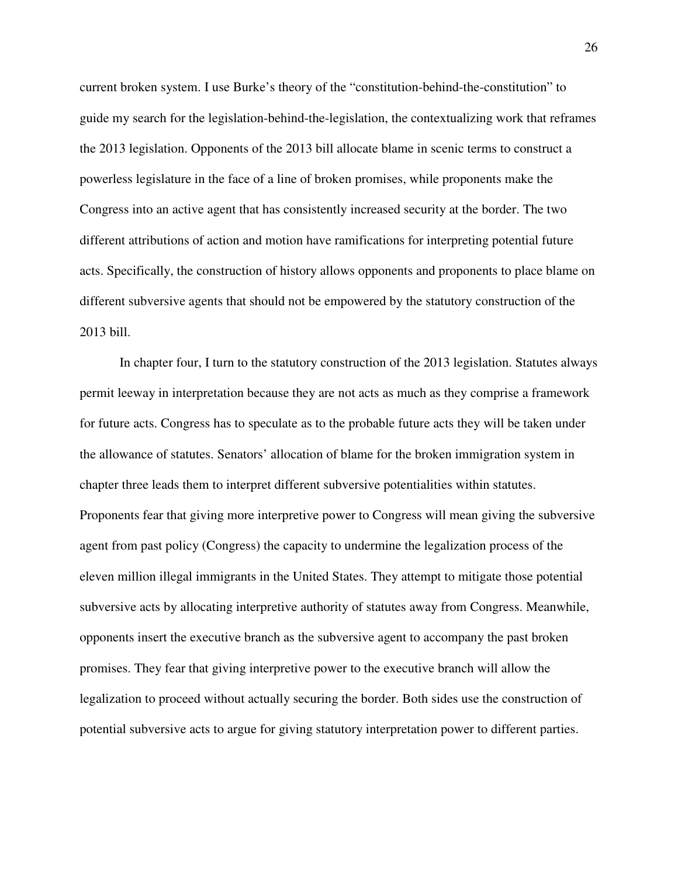current broken system. I use Burke's theory of the "constitution-behind-the-constitution" to guide my search for the legislation-behind-the-legislation, the contextualizing work that reframes the 2013 legislation. Opponents of the 2013 bill allocate blame in scenic terms to construct a powerless legislature in the face of a line of broken promises, while proponents make the Congress into an active agent that has consistently increased security at the border. The two different attributions of action and motion have ramifications for interpreting potential future acts. Specifically, the construction of history allows opponents and proponents to place blame on different subversive agents that should not be empowered by the statutory construction of the 2013 bill.

In chapter four, I turn to the statutory construction of the 2013 legislation. Statutes always permit leeway in interpretation because they are not acts as much as they comprise a framework for future acts. Congress has to speculate as to the probable future acts they will be taken under the allowance of statutes. Senators' allocation of blame for the broken immigration system in chapter three leads them to interpret different subversive potentialities within statutes. Proponents fear that giving more interpretive power to Congress will mean giving the subversive agent from past policy (Congress) the capacity to undermine the legalization process of the eleven million illegal immigrants in the United States. They attempt to mitigate those potential subversive acts by allocating interpretive authority of statutes away from Congress. Meanwhile, opponents insert the executive branch as the subversive agent to accompany the past broken promises. They fear that giving interpretive power to the executive branch will allow the legalization to proceed without actually securing the border. Both sides use the construction of potential subversive acts to argue for giving statutory interpretation power to different parties.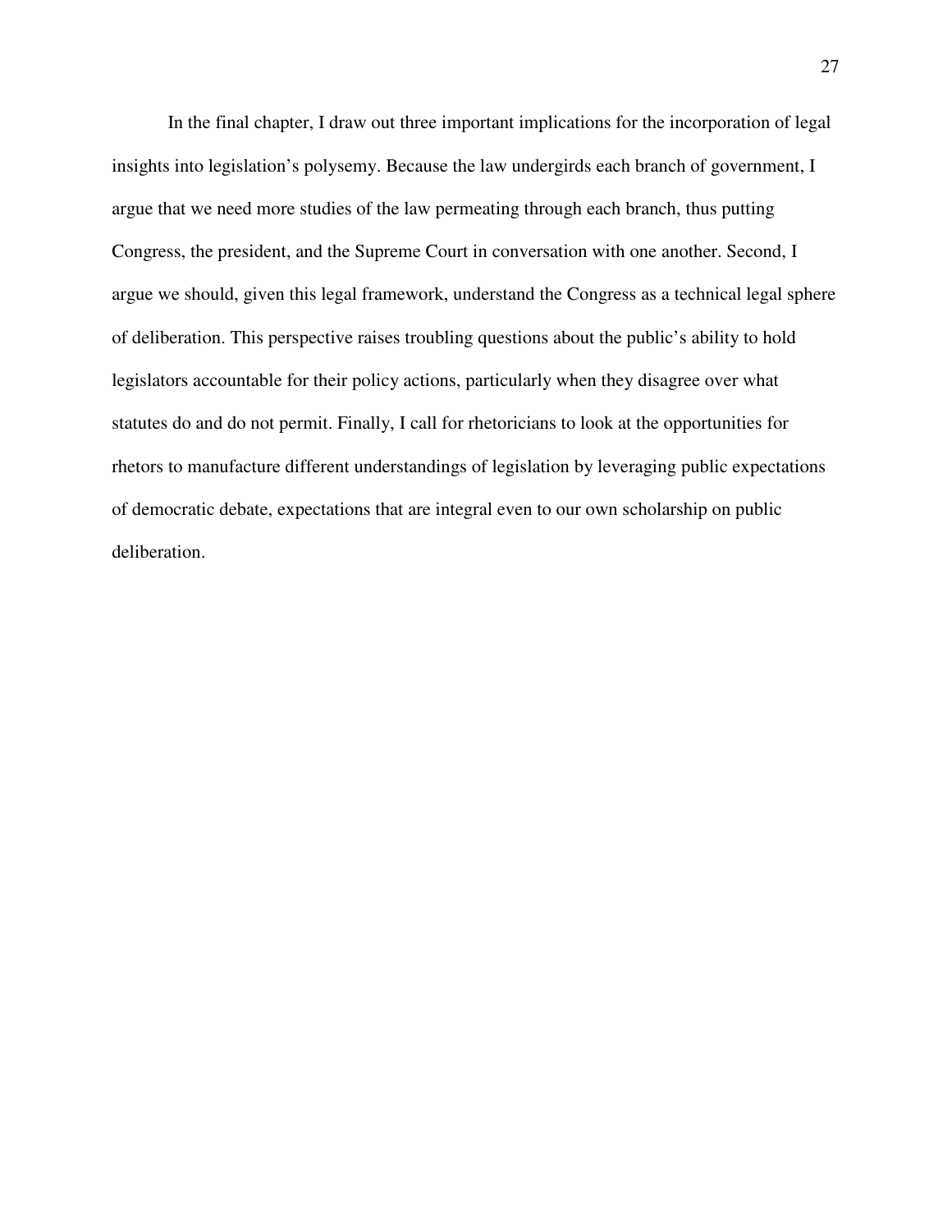In the final chapter, I draw out three important implications for the incorporation of legal insights into legislation's polysemy. Because the law undergirds each branch of government, I argue that we need more studies of the law permeating through each branch, thus putting Congress, the president, and the Supreme Court in conversation with one another. Second, I argue we should, given this legal framework, understand the Congress as a technical legal sphere of deliberation. This perspective raises troubling questions about the public's ability to hold legislators accountable for their policy actions, particularly when they disagree over what statutes do and do not permit. Finally, I call for rhetoricians to look at the opportunities for rhetors to manufacture different understandings of legislation by leveraging public expectations of democratic debate, expectations that are integral even to our own scholarship on public deliberation.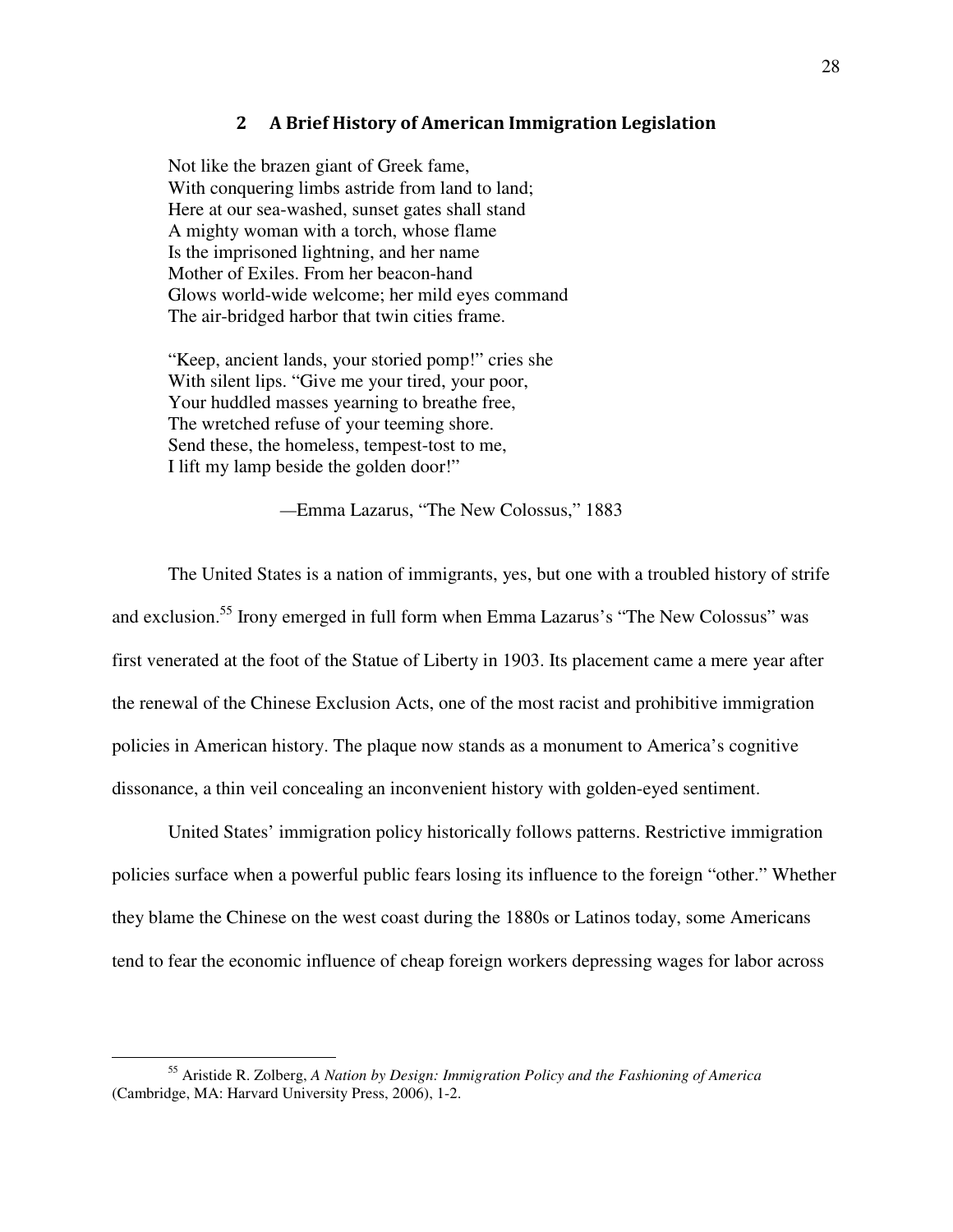# 2 A Brief History of American Immigration Legislation

> Not like the brazen giant of Greek fame,
> With conquering limbs astride from land to land;
> Here at our sea-washed, sunset gates shall stand
> A mighty woman with a torch, whose flame
> Is the imprisoned lightning, and her name
> Mother of Exiles. From her beacon-hand
> Glows world-wide welcome; her mild eyes command
> The air-bridged harbor that twin cities frame.
>
> "Keep, ancient lands, your storied pomp!" cries she
> With silent lips. "Give me your tired, your poor,
> Your huddled masses yearning to breathe free,
> The wretched refuse of your teeming shore.
> Send these, the homeless, tempest-tost to me,
> I lift my lamp beside the golden door!"
>
> —Emma Lazarus, "The New Colossus," 1883

The United States is a nation of immigrants, yes, but one with a troubled history of strife and exclusion.[55] Irony emerged in full form when Emma Lazarus's "The New Colossus" was first venerated at the foot of the Statue of Liberty in 1903. Its placement came a mere year after the renewal of the Chinese Exclusion Acts, one of the most racist and prohibitive immigration policies in American history. The plaque now stands as a monument to America's cognitive dissonance, a thin veil concealing an inconvenient history with golden-eyed sentiment.

United States' immigration policy historically follows patterns. Restrictive immigration policies surface when a powerful public fears losing its influence to the foreign "other." Whether they blame the Chinese on the west coast during the 1880s or Latinos today, some Americans tend to fear the economic influence of cheap foreign workers depressing wages for labor across

---

[55] Aristide R. Zolberg, *A Nation by Design: Immigration Policy and the Fashioning of America* (Cambridge, MA: Harvard University Press, 2006), 1-2.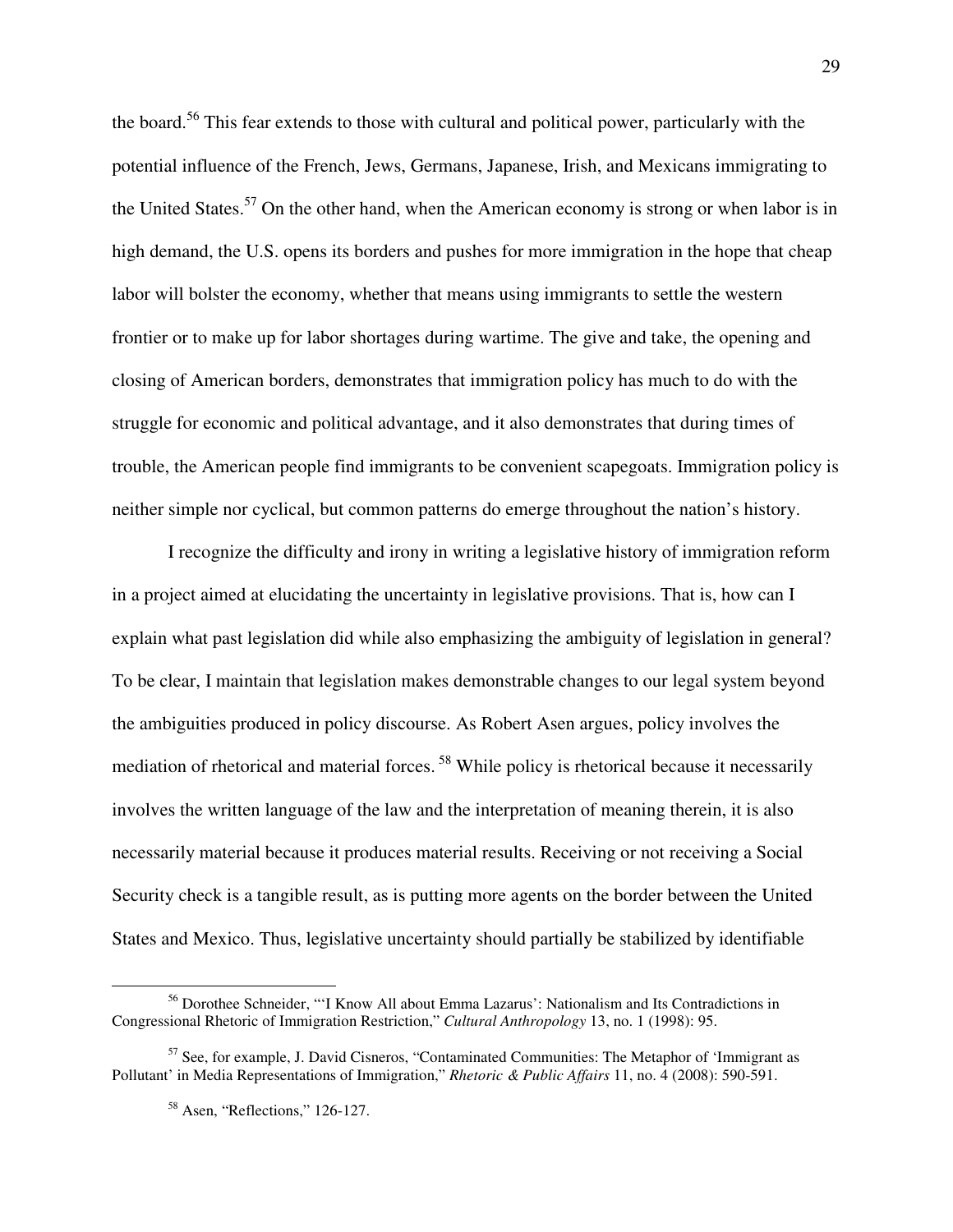the board.[56] This fear extends to those with cultural and political power, particularly with the potential influence of the French, Jews, Germans, Japanese, Irish, and Mexicans immigrating to the United States.[57] On the other hand, when the American economy is strong or when labor is in high demand, the U.S. opens its borders and pushes for more immigration in the hope that cheap labor will bolster the economy, whether that means using immigrants to settle the western frontier or to make up for labor shortages during wartime. The give and take, the opening and closing of American borders, demonstrates that immigration policy has much to do with the struggle for economic and political advantage, and it also demonstrates that during times of trouble, the American people find immigrants to be convenient scapegoats. Immigration policy is neither simple nor cyclical, but common patterns do emerge throughout the nation's history.

I recognize the difficulty and irony in writing a legislative history of immigration reform in a project aimed at elucidating the uncertainty in legislative provisions. That is, how can I explain what past legislation did while also emphasizing the ambiguity of legislation in general? To be clear, I maintain that legislation makes demonstrable changes to our legal system beyond the ambiguities produced in policy discourse. As Robert Asen argues, policy involves the mediation of rhetorical and material forces.[58] While policy is rhetorical because it necessarily involves the written language of the law and the interpretation of meaning therein, it is also necessarily material because it produces material results. Receiving or not receiving a Social Security check is a tangible result, as is putting more agents on the border between the United States and Mexico. Thus, legislative uncertainty should partially be stabilized by identifiable

---

[56] Dorothee Schneider, "'I Know All about Emma Lazarus': Nationalism and Its Contradictions in Congressional Rhetoric of Immigration Restriction," *Cultural Anthropology* 13, no. 1 (1998): 95.

[57] See, for example, J. David Cisneros, "Contaminated Communities: The Metaphor of 'Immigrant as Pollutant' in Media Representations of Immigration," *Rhetoric & Public Affairs* 11, no. 4 (2008): 590-591.

[58] Asen, "Reflections," 126-127.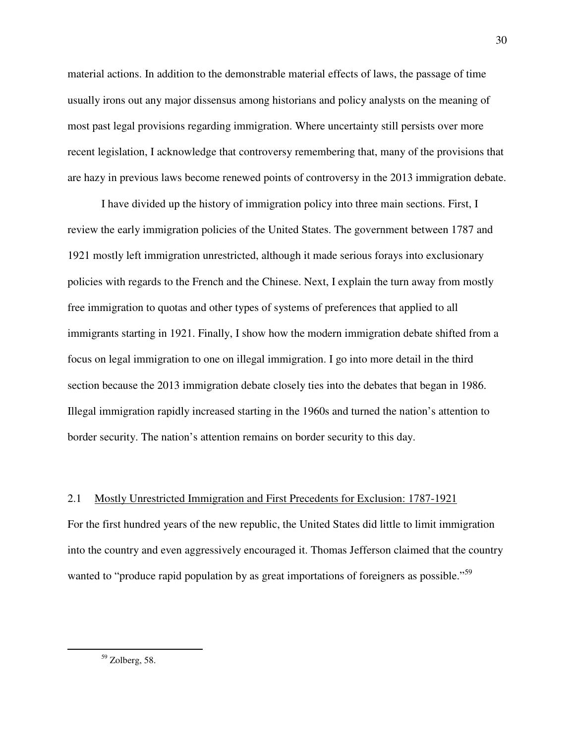material actions. In addition to the demonstrable material effects of laws, the passage of time usually irons out any major dissensus among historians and policy analysts on the meaning of most past legal provisions regarding immigration. Where uncertainty still persists over more recent legislation, I acknowledge that controversy remembering that, many of the provisions that are hazy in previous laws become renewed points of controversy in the 2013 immigration debate.

I have divided up the history of immigration policy into three main sections. First, I review the early immigration policies of the United States. The government between 1787 and 1921 mostly left immigration unrestricted, although it made serious forays into exclusionary policies with regards to the French and the Chinese. Next, I explain the turn away from mostly free immigration to quotas and other types of systems of preferences that applied to all immigrants starting in 1921. Finally, I show how the modern immigration debate shifted from a focus on legal immigration to one on illegal immigration. I go into more detail in the third section because the 2013 immigration debate closely ties into the debates that began in 1986. Illegal immigration rapidly increased starting in the 1960s and turned the nation's attention to border security. The nation's attention remains on border security to this day.

## 2.1 Mostly Unrestricted Immigration and First Precedents for Exclusion: 1787-1921

For the first hundred years of the new republic, the United States did little to limit immigration into the country and even aggressively encouraged it. Thomas Jefferson claimed that the country wanted to "produce rapid population by as great importations of foreigners as possible."[59]

---

[59] Zolberg, 58.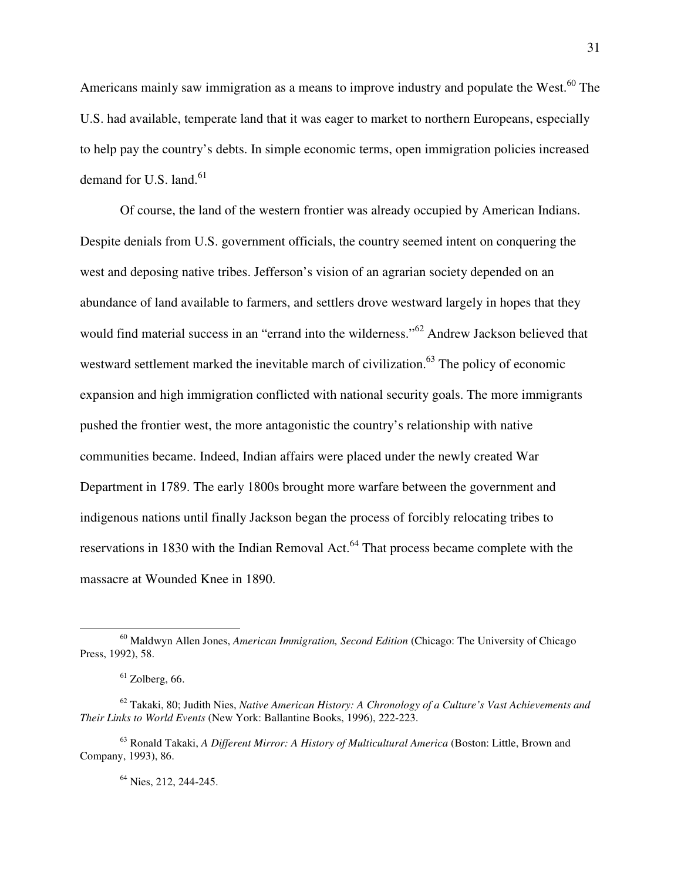Americans mainly saw immigration as a means to improve industry and populate the West.[60] The U.S. had available, temperate land that it was eager to market to northern Europeans, especially to help pay the country's debts. In simple economic terms, open immigration policies increased demand for U.S. land.[61]

Of course, the land of the western frontier was already occupied by American Indians. Despite denials from U.S. government officials, the country seemed intent on conquering the west and deposing native tribes. Jefferson's vision of an agrarian society depended on an abundance of land available to farmers, and settlers drove westward largely in hopes that they would find material success in an "errand into the wilderness."[62] Andrew Jackson believed that westward settlement marked the inevitable march of civilization.[63] The policy of economic expansion and high immigration conflicted with national security goals. The more immigrants pushed the frontier west, the more antagonistic the country's relationship with native communities became. Indeed, Indian affairs were placed under the newly created War Department in 1789. The early 1800s brought more warfare between the government and indigenous nations until finally Jackson began the process of forcibly relocating tribes to reservations in 1830 with the Indian Removal Act.[64] That process became complete with the massacre at Wounded Knee in 1890.

---

[60] Maldwyn Allen Jones, *American Immigration, Second Edition* (Chicago: The University of Chicago Press, 1992), 58.

[61] Zolberg, 66.

[62] Takaki, 80; Judith Nies, *Native American History: A Chronology of a Culture's Vast Achievements and Their Links to World Events* (New York: Ballantine Books, 1996), 222-223.

[63] Ronald Takaki, *A Different Mirror: A History of Multicultural America* (Boston: Little, Brown and Company, 1993), 86.

[64] Nies, 212, 244-245.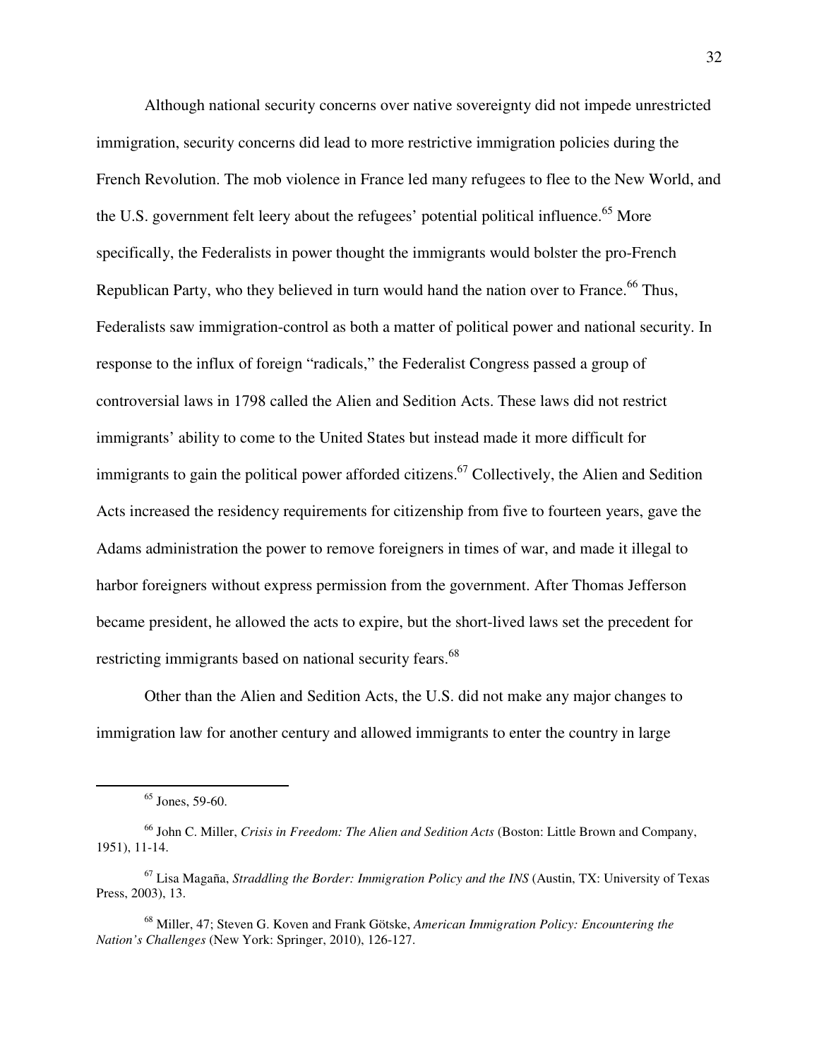Although national security concerns over native sovereignty did not impede unrestricted immigration, security concerns did lead to more restrictive immigration policies during the French Revolution. The mob violence in France led many refugees to flee to the New World, and the U.S. government felt leery about the refugees' potential political influence.[65] More specifically, the Federalists in power thought the immigrants would bolster the pro-French Republican Party, who they believed in turn would hand the nation over to France.[66] Thus, Federalists saw immigration-control as both a matter of political power and national security. In response to the influx of foreign "radicals," the Federalist Congress passed a group of controversial laws in 1798 called the Alien and Sedition Acts. These laws did not restrict immigrants' ability to come to the United States but instead made it more difficult for immigrants to gain the political power afforded citizens.[67] Collectively, the Alien and Sedition Acts increased the residency requirements for citizenship from five to fourteen years, gave the Adams administration the power to remove foreigners in times of war, and made it illegal to harbor foreigners without express permission from the government. After Thomas Jefferson became president, he allowed the acts to expire, but the short-lived laws set the precedent for restricting immigrants based on national security fears.[68]

Other than the Alien and Sedition Acts, the U.S. did not make any major changes to immigration law for another century and allowed immigrants to enter the country in large

---

[65] Jones, 59-60.

[66] John C. Miller, *Crisis in Freedom: The Alien and Sedition Acts* (Boston: Little Brown and Company, 1951), 11-14.

[67] Lisa Magaña, *Straddling the Border: Immigration Policy and the INS* (Austin, TX: University of Texas Press, 2003), 13.

[68] Miller, 47; Steven G. Koven and Frank Götske, *American Immigration Policy: Encountering the Nation's Challenges* (New York: Springer, 2010), 126-127.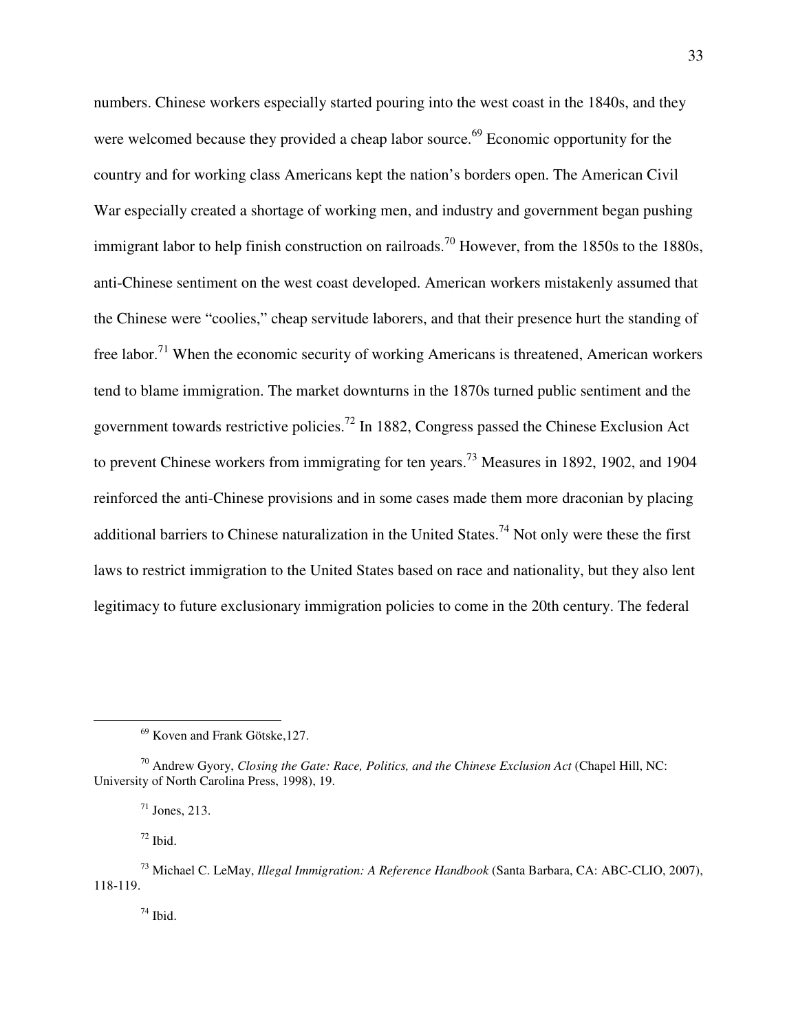numbers. Chinese workers especially started pouring into the west coast in the 1840s, and they were welcomed because they provided a cheap labor source.[69] Economic opportunity for the country and for working class Americans kept the nation's borders open. The American Civil War especially created a shortage of working men, and industry and government began pushing immigrant labor to help finish construction on railroads.[70] However, from the 1850s to the 1880s, anti-Chinese sentiment on the west coast developed. American workers mistakenly assumed that the Chinese were "coolies," cheap servitude laborers, and that their presence hurt the standing of free labor.[71] When the economic security of working Americans is threatened, American workers tend to blame immigration. The market downturns in the 1870s turned public sentiment and the government towards restrictive policies.[72] In 1882, Congress passed the Chinese Exclusion Act to prevent Chinese workers from immigrating for ten years.[73] Measures in 1892, 1902, and 1904 reinforced the anti-Chinese provisions and in some cases made them more draconian by placing additional barriers to Chinese naturalization in the United States.[74] Not only were these the first laws to restrict immigration to the United States based on race and nationality, but they also lent legitimacy to future exclusionary immigration policies to come in the 20th century. The federal

---

[69] Koven and Frank Götske,127.

[70] Andrew Gyory, *Closing the Gate: Race, Politics, and the Chinese Exclusion Act* (Chapel Hill, NC: University of North Carolina Press, 1998), 19.

[71] Jones, 213.

[72] Ibid.

[73] Michael C. LeMay, *Illegal Immigration: A Reference Handbook* (Santa Barbara, CA: ABC-CLIO, 2007), 118-119.

[74] Ibid.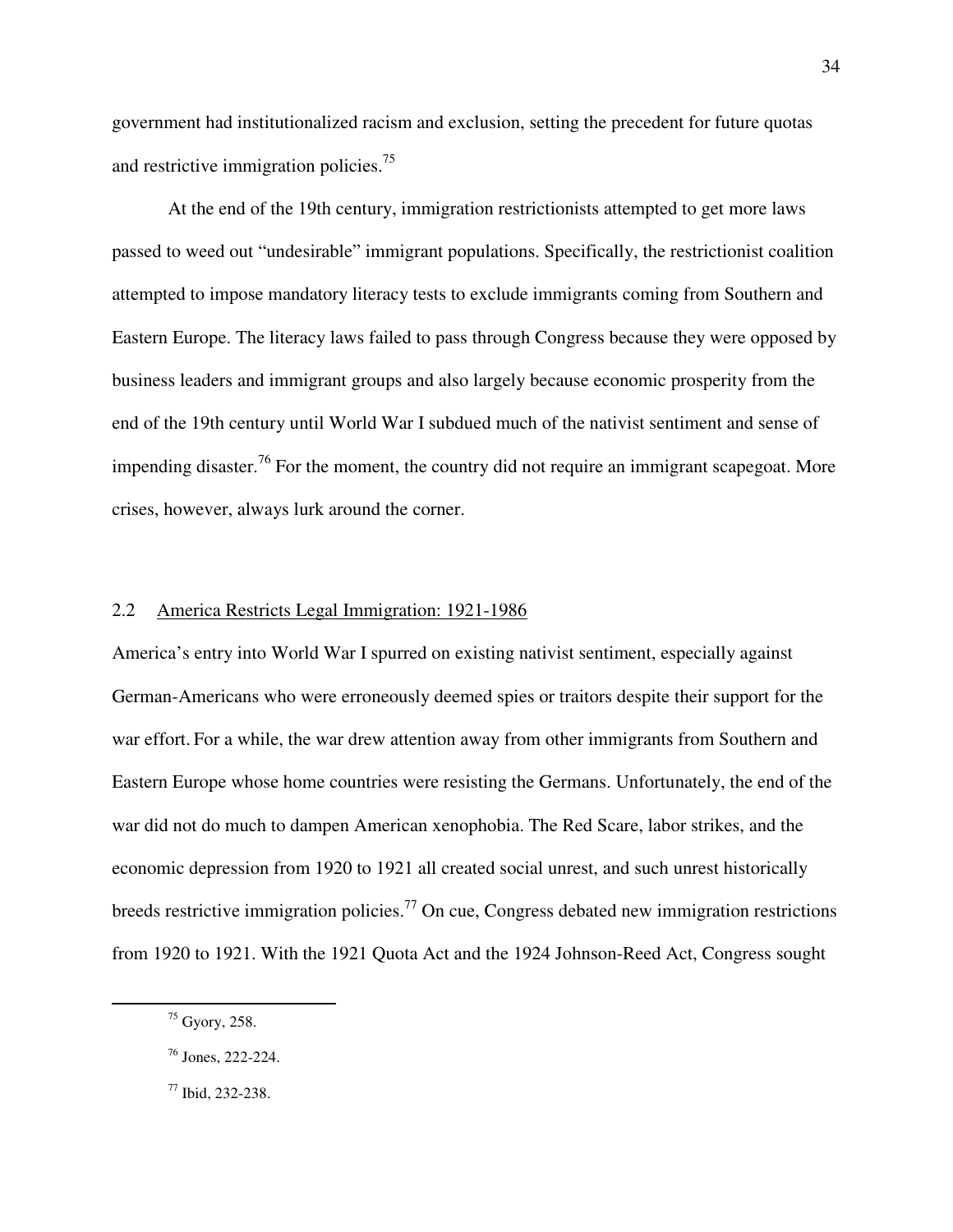government had institutionalized racism and exclusion, setting the precedent for future quotas and restrictive immigration policies.[75]

At the end of the 19th century, immigration restrictionists attempted to get more laws passed to weed out "undesirable" immigrant populations. Specifically, the restrictionist coalition attempted to impose mandatory literacy tests to exclude immigrants coming from Southern and Eastern Europe. The literacy laws failed to pass through Congress because they were opposed by business leaders and immigrant groups and also largely because economic prosperity from the end of the 19th century until World War I subdued much of the nativist sentiment and sense of impending disaster.[76] For the moment, the country did not require an immigrant scapegoat. More crises, however, always lurk around the corner.

## 2.2 America Restricts Legal Immigration: 1921-1986

America's entry into World War I spurred on existing nativist sentiment, especially against German-Americans who were erroneously deemed spies or traitors despite their support for the war effort. For a while, the war drew attention away from other immigrants from Southern and Eastern Europe whose home countries were resisting the Germans. Unfortunately, the end of the war did not do much to dampen American xenophobia. The Red Scare, labor strikes, and the economic depression from 1920 to 1921 all created social unrest, and such unrest historically breeds restrictive immigration policies.[77] On cue, Congress debated new immigration restrictions from 1920 to 1921. With the 1921 Quota Act and the 1924 Johnson-Reed Act, Congress sought

---

[75] Gyory, 258.

[76] Jones, 222-224.

[77] Ibid, 232-238.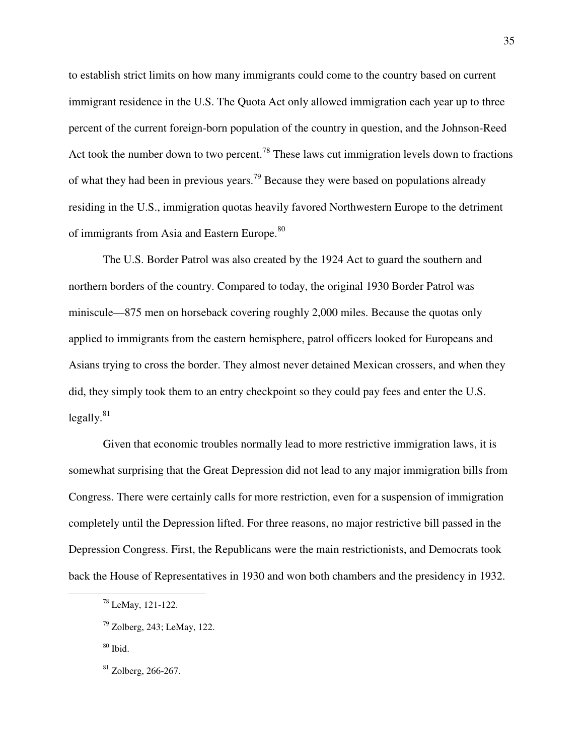to establish strict limits on how many immigrants could come to the country based on current immigrant residence in the U.S. The Quota Act only allowed immigration each year up to three percent of the current foreign-born population of the country in question, and the Johnson-Reed Act took the number down to two percent.[78] These laws cut immigration levels down to fractions of what they had been in previous years.[79] Because they were based on populations already residing in the U.S., immigration quotas heavily favored Northwestern Europe to the detriment of immigrants from Asia and Eastern Europe.[80]

The U.S. Border Patrol was also created by the 1924 Act to guard the southern and northern borders of the country. Compared to today, the original 1930 Border Patrol was miniscule—875 men on horseback covering roughly 2,000 miles. Because the quotas only applied to immigrants from the eastern hemisphere, patrol officers looked for Europeans and Asians trying to cross the border. They almost never detained Mexican crossers, and when they did, they simply took them to an entry checkpoint so they could pay fees and enter the U.S. legally.[81]

Given that economic troubles normally lead to more restrictive immigration laws, it is somewhat surprising that the Great Depression did not lead to any major immigration bills from Congress. There were certainly calls for more restriction, even for a suspension of immigration completely until the Depression lifted. For three reasons, no major restrictive bill passed in the Depression Congress. First, the Republicans were the main restrictionists, and Democrats took back the House of Representatives in 1930 and won both chambers and the presidency in 1932.

---

[78] LeMay, 121-122.

[79] Zolberg, 243; LeMay, 122.

[80] Ibid.

[81] Zolberg, 266-267.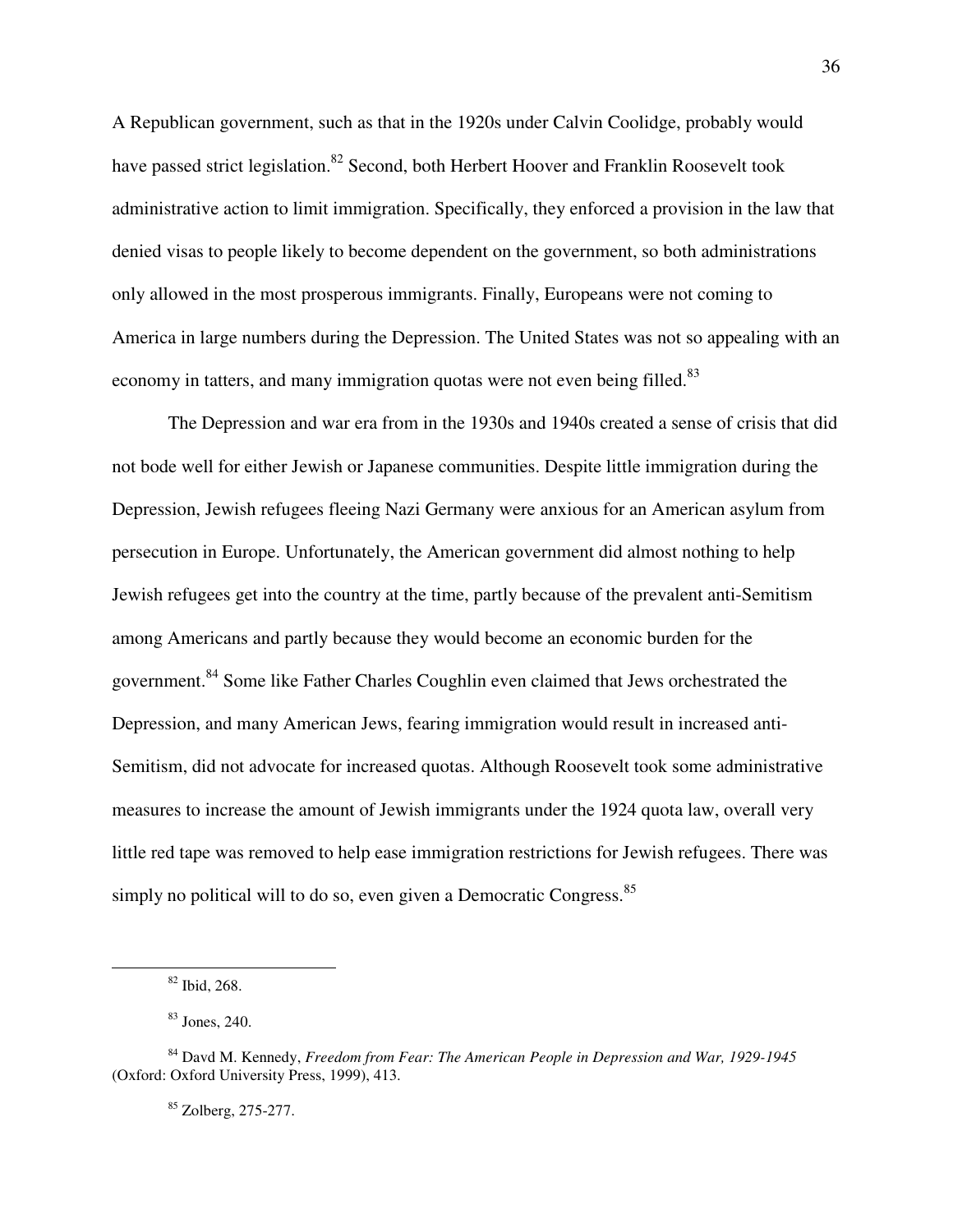A Republican government, such as that in the 1920s under Calvin Coolidge, probably would have passed strict legislation.[82] Second, both Herbert Hoover and Franklin Roosevelt took administrative action to limit immigration. Specifically, they enforced a provision in the law that denied visas to people likely to become dependent on the government, so both administrations only allowed in the most prosperous immigrants. Finally, Europeans were not coming to America in large numbers during the Depression. The United States was not so appealing with an economy in tatters, and many immigration quotas were not even being filled.[83]

The Depression and war era from in the 1930s and 1940s created a sense of crisis that did not bode well for either Jewish or Japanese communities. Despite little immigration during the Depression, Jewish refugees fleeing Nazi Germany were anxious for an American asylum from persecution in Europe. Unfortunately, the American government did almost nothing to help Jewish refugees get into the country at the time, partly because of the prevalent anti-Semitism among Americans and partly because they would become an economic burden for the government.[84] Some like Father Charles Coughlin even claimed that Jews orchestrated the Depression, and many American Jews, fearing immigration would result in increased anti-Semitism, did not advocate for increased quotas. Although Roosevelt took some administrative measures to increase the amount of Jewish immigrants under the 1924 quota law, overall very little red tape was removed to help ease immigration restrictions for Jewish refugees. There was simply no political will to do so, even given a Democratic Congress.[85]

---

[82] Ibid, 268.

[83] Jones, 240.

[84] Davd M. Kennedy, *Freedom from Fear: The American People in Depression and War, 1929-1945* (Oxford: Oxford University Press, 1999), 413.

[85] Zolberg, 275-277.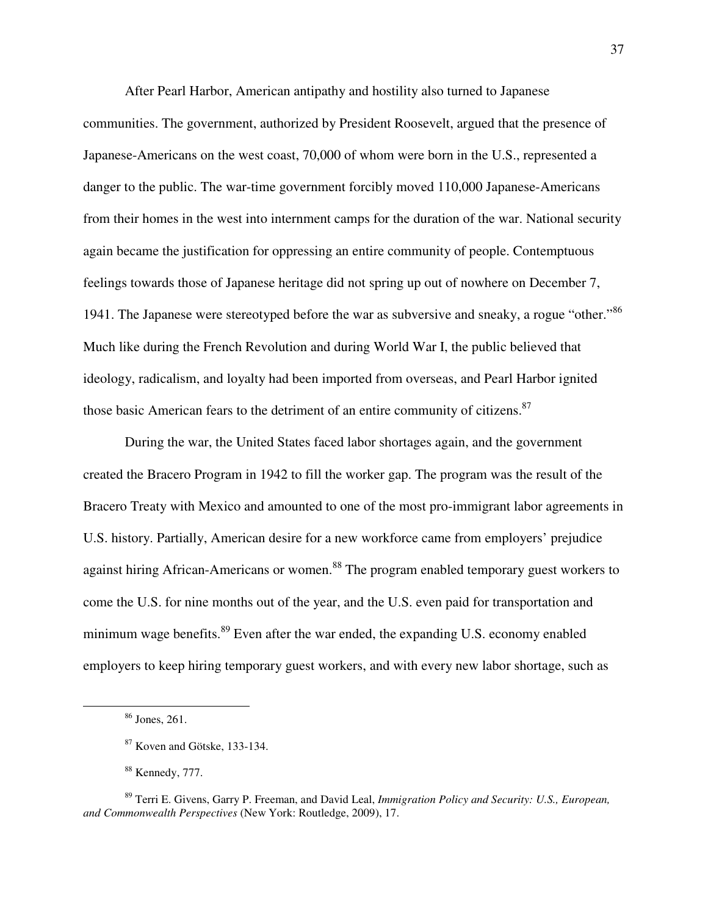After Pearl Harbor, American antipathy and hostility also turned to Japanese communities. The government, authorized by President Roosevelt, argued that the presence of Japanese-Americans on the west coast, 70,000 of whom were born in the U.S., represented a danger to the public. The war-time government forcibly moved 110,000 Japanese-Americans from their homes in the west into internment camps for the duration of the war. National security again became the justification for oppressing an entire community of people. Contemptuous feelings towards those of Japanese heritage did not spring up out of nowhere on December 7, 1941. The Japanese were stereotyped before the war as subversive and sneaky, a rogue "other."[86] Much like during the French Revolution and during World War I, the public believed that ideology, radicalism, and loyalty had been imported from overseas, and Pearl Harbor ignited those basic American fears to the detriment of an entire community of citizens.[87]

During the war, the United States faced labor shortages again, and the government created the Bracero Program in 1942 to fill the worker gap. The program was the result of the Bracero Treaty with Mexico and amounted to one of the most pro-immigrant labor agreements in U.S. history. Partially, American desire for a new workforce came from employers' prejudice against hiring African-Americans or women.[88] The program enabled temporary guest workers to come the U.S. for nine months out of the year, and the U.S. even paid for transportation and minimum wage benefits.[89] Even after the war ended, the expanding U.S. economy enabled employers to keep hiring temporary guest workers, and with every new labor shortage, such as

---

[86] Jones, 261.

[87] Koven and Götske, 133-134.

[88] Kennedy, 777.

[89] Terri E. Givens, Garry P. Freeman, and David Leal, *Immigration Policy and Security: U.S., European, and Commonwealth Perspectives* (New York: Routledge, 2009), 17.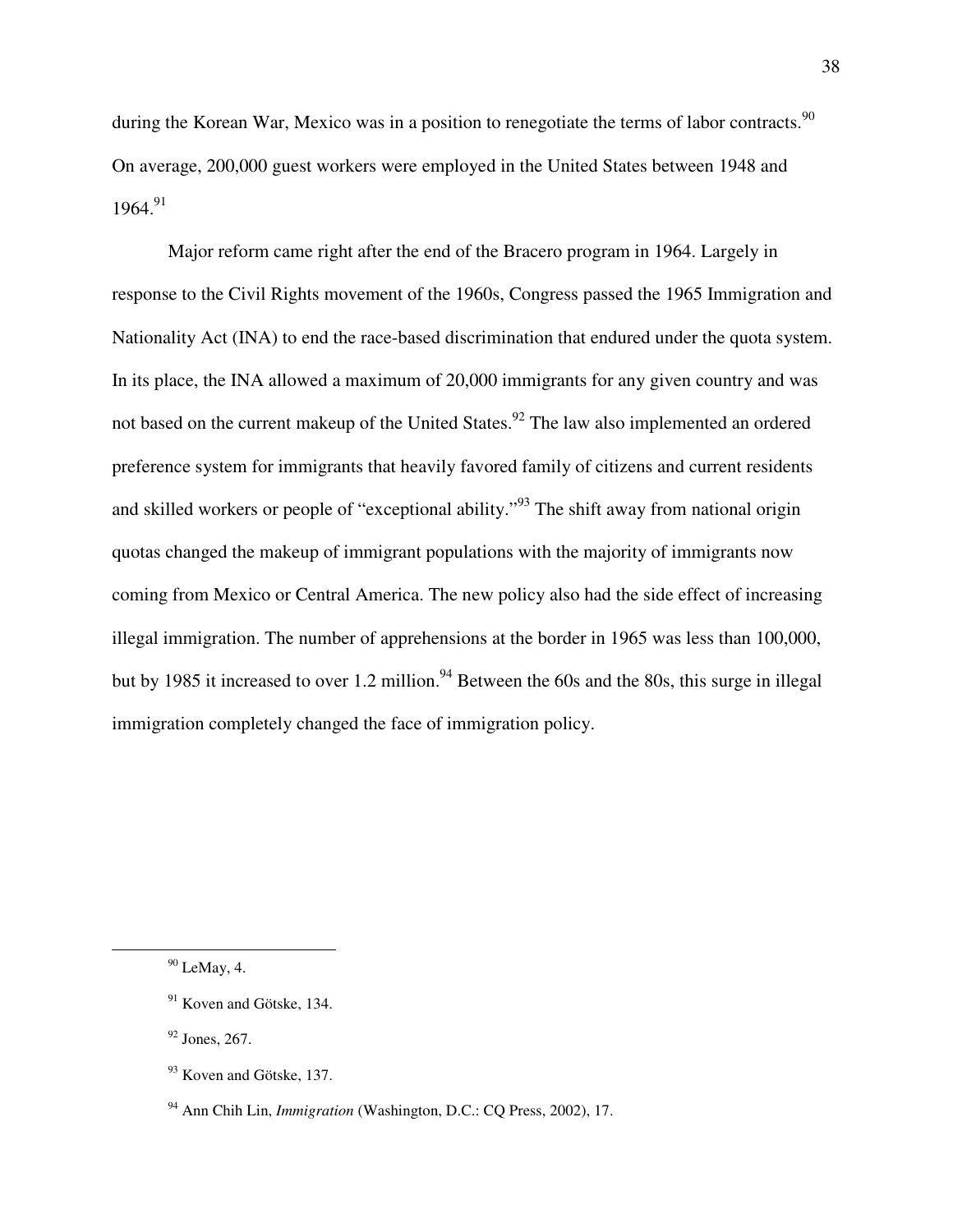during the Korean War, Mexico was in a position to renegotiate the terms of labor contracts.[90] On average, 200,000 guest workers were employed in the United States between 1948 and 1964.[91]

Major reform came right after the end of the Bracero program in 1964. Largely in response to the Civil Rights movement of the 1960s, Congress passed the 1965 Immigration and Nationality Act (INA) to end the race-based discrimination that endured under the quota system. In its place, the INA allowed a maximum of 20,000 immigrants for any given country and was not based on the current makeup of the United States.[92] The law also implemented an ordered preference system for immigrants that heavily favored family of citizens and current residents and skilled workers or people of "exceptional ability."[93] The shift away from national origin quotas changed the makeup of immigrant populations with the majority of immigrants now coming from Mexico or Central America. The new policy also had the side effect of increasing illegal immigration. The number of apprehensions at the border in 1965 was less than 100,000, but by 1985 it increased to over 1.2 million.[94] Between the 60s and the 80s, this surge in illegal immigration completely changed the face of immigration policy.

---

[90] LeMay, 4.

[91] Koven and Götske, 134.

[92] Jones, 267.

[93] Koven and Götske, 137.

[94] Ann Chih Lin, *Immigration* (Washington, D.C.: CQ Press, 2002), 17.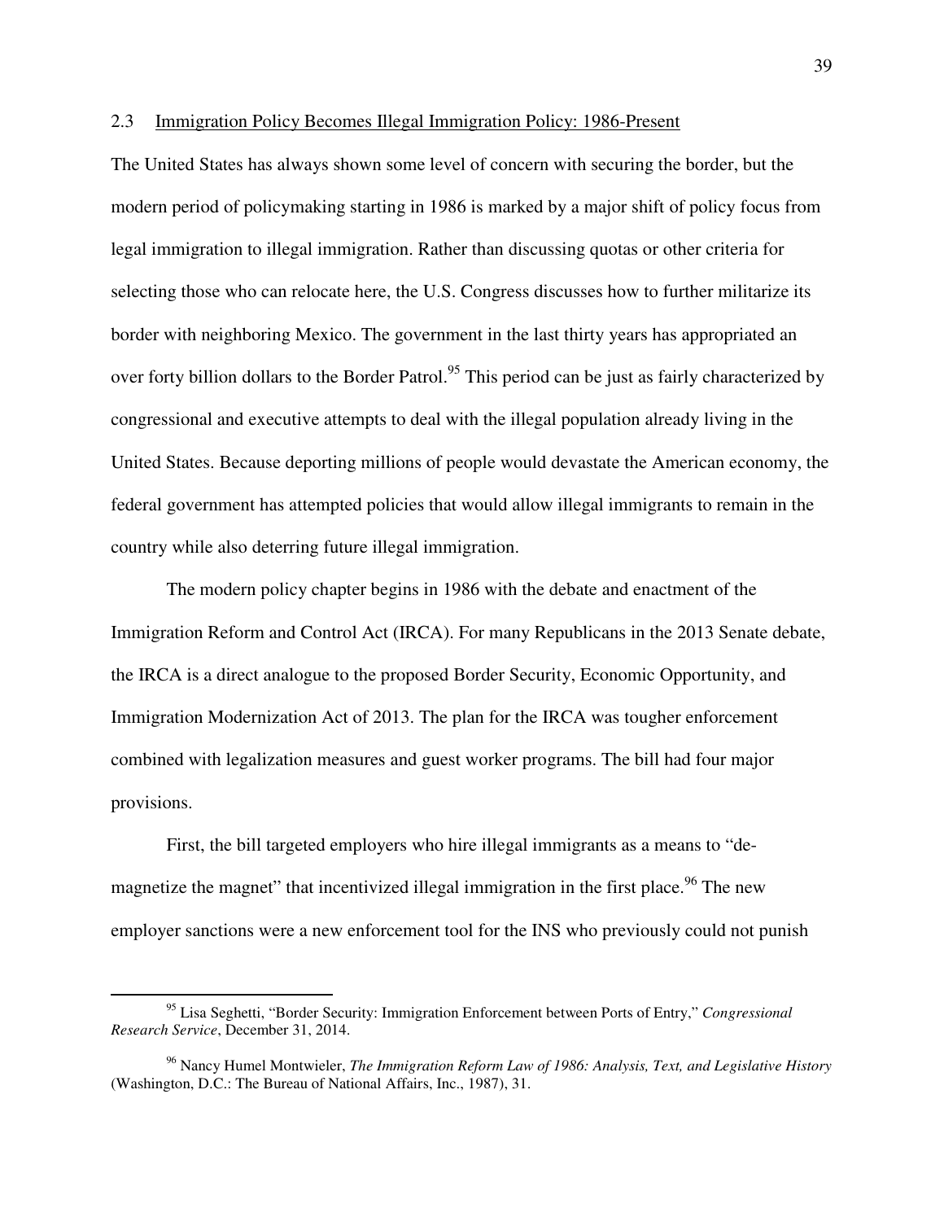## 2.3 Immigration Policy Becomes Illegal Immigration Policy: 1986-Present

The United States has always shown some level of concern with securing the border, but the modern period of policymaking starting in 1986 is marked by a major shift of policy focus from legal immigration to illegal immigration. Rather than discussing quotas or other criteria for selecting those who can relocate here, the U.S. Congress discusses how to further militarize its border with neighboring Mexico. The government in the last thirty years has appropriated an over forty billion dollars to the Border Patrol.[95] This period can be just as fairly characterized by congressional and executive attempts to deal with the illegal population already living in the United States. Because deporting millions of people would devastate the American economy, the federal government has attempted policies that would allow illegal immigrants to remain in the country while also deterring future illegal immigration.

The modern policy chapter begins in 1986 with the debate and enactment of the Immigration Reform and Control Act (IRCA). For many Republicans in the 2013 Senate debate, the IRCA is a direct analogue to the proposed Border Security, Economic Opportunity, and Immigration Modernization Act of 2013. The plan for the IRCA was tougher enforcement combined with legalization measures and guest worker programs. The bill had four major provisions.

First, the bill targeted employers who hire illegal immigrants as a means to "de-magnetize the magnet" that incentivized illegal immigration in the first place.[96] The new employer sanctions were a new enforcement tool for the INS who previously could not punish

---

[95] Lisa Seghetti, "Border Security: Immigration Enforcement between Ports of Entry," *Congressional Research Service*, December 31, 2014.

[96] Nancy Humel Montwieler, *The Immigration Reform Law of 1986: Analysis, Text, and Legislative History* (Washington, D.C.: The Bureau of National Affairs, Inc., 1987), 31.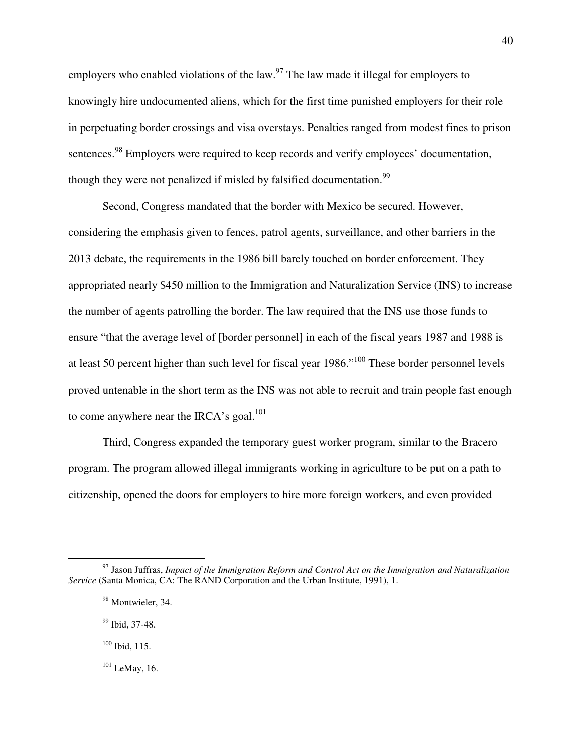employers who enabled violations of the law.[97] The law made it illegal for employers to knowingly hire undocumented aliens, which for the first time punished employers for their role in perpetuating border crossings and visa overstays. Penalties ranged from modest fines to prison sentences.[98] Employers were required to keep records and verify employees' documentation, though they were not penalized if misled by falsified documentation.[99]

Second, Congress mandated that the border with Mexico be secured. However, considering the emphasis given to fences, patrol agents, surveillance, and other barriers in the 2013 debate, the requirements in the 1986 bill barely touched on border enforcement. They appropriated nearly $450 million to the Immigration and Naturalization Service (INS) to increase the number of agents patrolling the border. The law required that the INS use those funds to ensure "that the average level of [border personnel] in each of the fiscal years 1987 and 1988 is at least 50 percent higher than such level for fiscal year 1986."[100] These border personnel levels proved untenable in the short term as the INS was not able to recruit and train people fast enough to come anywhere near the IRCA's goal.[101]

Third, Congress expanded the temporary guest worker program, similar to the Bracero program. The program allowed illegal immigrants working in agriculture to be put on a path to citizenship, opened the doors for employers to hire more foreign workers, and even provided

---

[97] Jason Juffras, *Impact of the Immigration Reform and Control Act on the Immigration and Naturalization Service* (Santa Monica, CA: The RAND Corporation and the Urban Institute, 1991), 1.

[98] Montwieler, 34.

[99] Ibid, 37-48.

[100] Ibid, 115.

[101] LeMay, 16.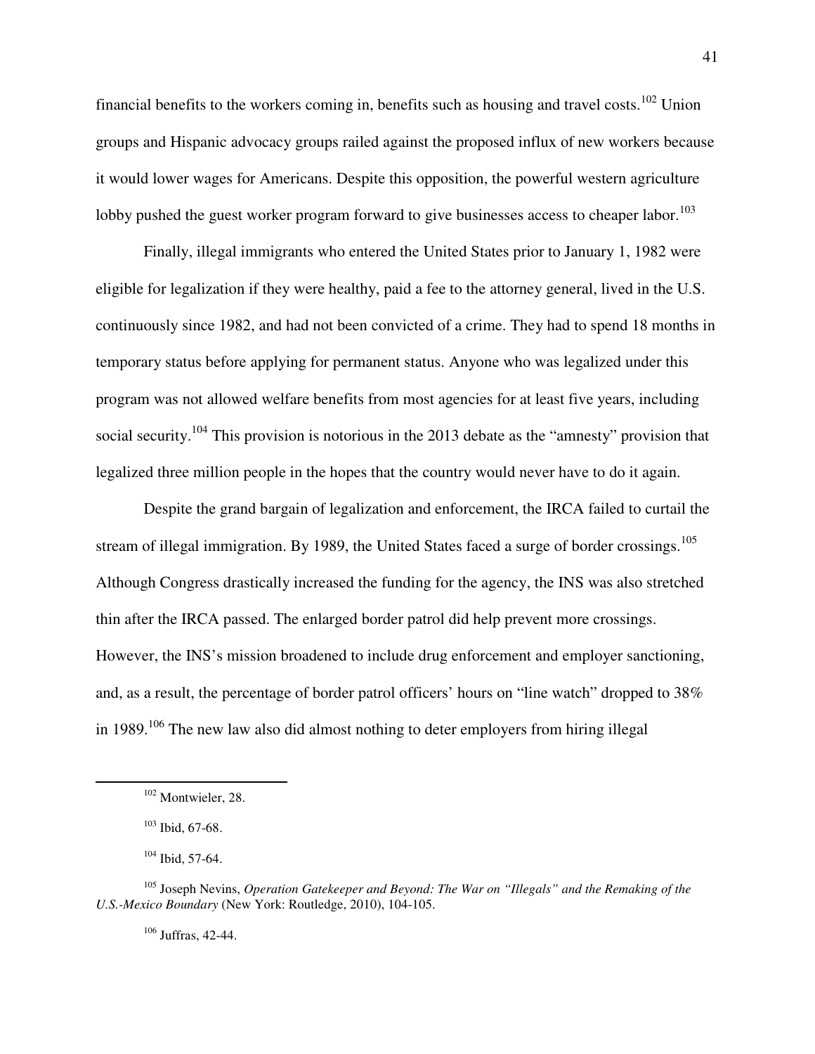financial benefits to the workers coming in, benefits such as housing and travel costs.[102] Union groups and Hispanic advocacy groups railed against the proposed influx of new workers because it would lower wages for Americans. Despite this opposition, the powerful western agriculture lobby pushed the guest worker program forward to give businesses access to cheaper labor.[103]

Finally, illegal immigrants who entered the United States prior to January 1, 1982 were eligible for legalization if they were healthy, paid a fee to the attorney general, lived in the U.S. continuously since 1982, and had not been convicted of a crime. They had to spend 18 months in temporary status before applying for permanent status. Anyone who was legalized under this program was not allowed welfare benefits from most agencies for at least five years, including social security.[104] This provision is notorious in the 2013 debate as the "amnesty" provision that legalized three million people in the hopes that the country would never have to do it again.

Despite the grand bargain of legalization and enforcement, the IRCA failed to curtail the stream of illegal immigration. By 1989, the United States faced a surge of border crossings.[105] Although Congress drastically increased the funding for the agency, the INS was also stretched thin after the IRCA passed. The enlarged border patrol did help prevent more crossings. However, the INS's mission broadened to include drug enforcement and employer sanctioning, and, as a result, the percentage of border patrol officers' hours on "line watch" dropped to 38% in 1989.[106] The new law also did almost nothing to deter employers from hiring illegal

---

[102] Montwieler, 28.

[103] Ibid, 67-68.

[104] Ibid, 57-64.

[105] Joseph Nevins, *Operation Gatekeeper and Beyond: The War on "Illegals" and the Remaking of the U.S.-Mexico Boundary* (New York: Routledge, 2010), 104-105.

[106] Juffras, 42-44.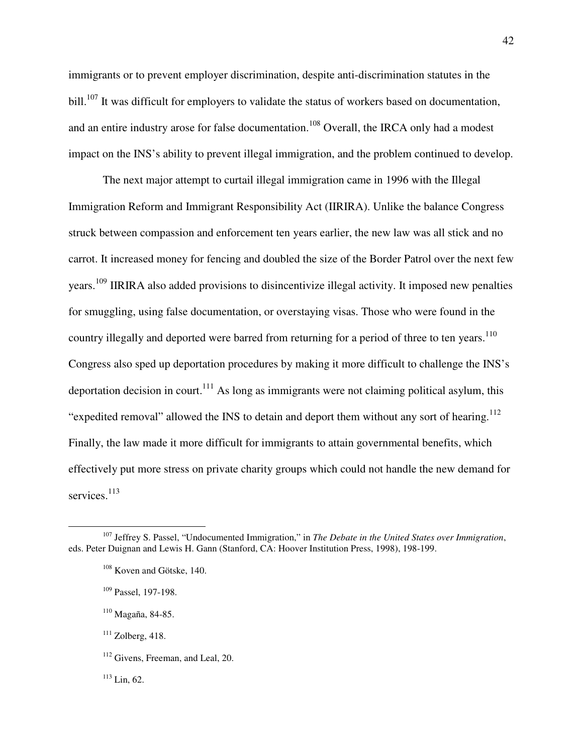immigrants or to prevent employer discrimination, despite anti-discrimination statutes in the bill.[107] It was difficult for employers to validate the status of workers based on documentation, and an entire industry arose for false documentation.[108] Overall, the IRCA only had a modest impact on the INS's ability to prevent illegal immigration, and the problem continued to develop.

The next major attempt to curtail illegal immigration came in 1996 with the Illegal Immigration Reform and Immigrant Responsibility Act (IIRIRA). Unlike the balance Congress struck between compassion and enforcement ten years earlier, the new law was all stick and no carrot. It increased money for fencing and doubled the size of the Border Patrol over the next few years.[109] IIRIRA also added provisions to disincentivize illegal activity. It imposed new penalties for smuggling, using false documentation, or overstaying visas. Those who were found in the country illegally and deported were barred from returning for a period of three to ten years.[110] Congress also sped up deportation procedures by making it more difficult to challenge the INS's deportation decision in court.[111] As long as immigrants were not claiming political asylum, this "expedited removal" allowed the INS to detain and deport them without any sort of hearing.[112] Finally, the law made it more difficult for immigrants to attain governmental benefits, which effectively put more stress on private charity groups which could not handle the new demand for services.[113]

---

[107] Jeffrey S. Passel, "Undocumented Immigration," in *The Debate in the United States over Immigration*, eds. Peter Duignan and Lewis H. Gann (Stanford, CA: Hoover Institution Press, 1998), 198-199.

[108] Koven and Götske, 140.

[109] Passel, 197-198.

[110] Magaña, 84-85.

[111] Zolberg, 418.

[112] Givens, Freeman, and Leal, 20.

[113] Lin, 62.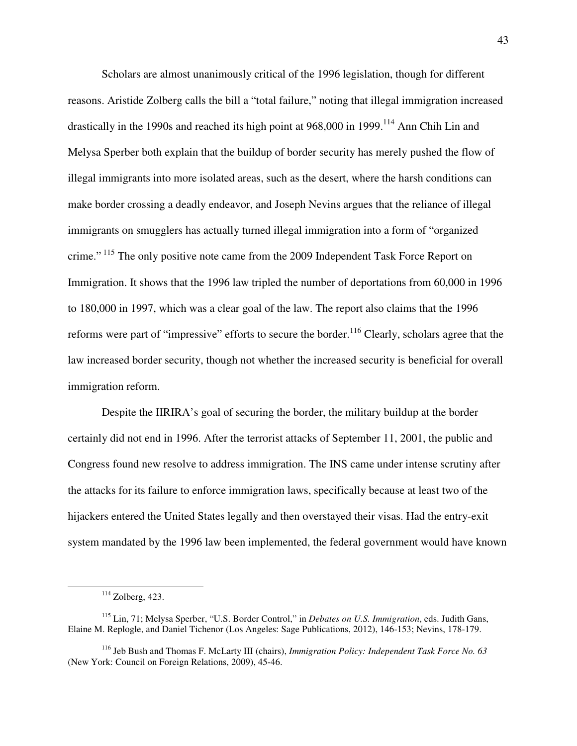Scholars are almost unanimously critical of the 1996 legislation, though for different reasons. Aristide Zolberg calls the bill a "total failure," noting that illegal immigration increased drastically in the 1990s and reached its high point at 968,000 in 1999.[114] Ann Chih Lin and Melysa Sperber both explain that the buildup of border security has merely pushed the flow of illegal immigrants into more isolated areas, such as the desert, where the harsh conditions can make border crossing a deadly endeavor, and Joseph Nevins argues that the reliance of illegal immigrants on smugglers has actually turned illegal immigration into a form of "organized crime."[115] The only positive note came from the 2009 Independent Task Force Report on Immigration. It shows that the 1996 law tripled the number of deportations from 60,000 in 1996 to 180,000 in 1997, which was a clear goal of the law. The report also claims that the 1996 reforms were part of "impressive" efforts to secure the border.[116] Clearly, scholars agree that the law increased border security, though not whether the increased security is beneficial for overall immigration reform.

Despite the IIRIRA's goal of securing the border, the military buildup at the border certainly did not end in 1996. After the terrorist attacks of September 11, 2001, the public and Congress found new resolve to address immigration. The INS came under intense scrutiny after the attacks for its failure to enforce immigration laws, specifically because at least two of the hijackers entered the United States legally and then overstayed their visas. Had the entry-exit system mandated by the 1996 law been implemented, the federal government would have known

---

[114] Zolberg, 423.

[115] Lin, 71; Melysa Sperber, "U.S. Border Control," in *Debates on U.S. Immigration*, eds. Judith Gans, Elaine M. Replogle, and Daniel Tichenor (Los Angeles: Sage Publications, 2012), 146-153; Nevins, 178-179.

[116] Jeb Bush and Thomas F. McLarty III (chairs), *Immigration Policy: Independent Task Force No. 63* (New York: Council on Foreign Relations, 2009), 45-46.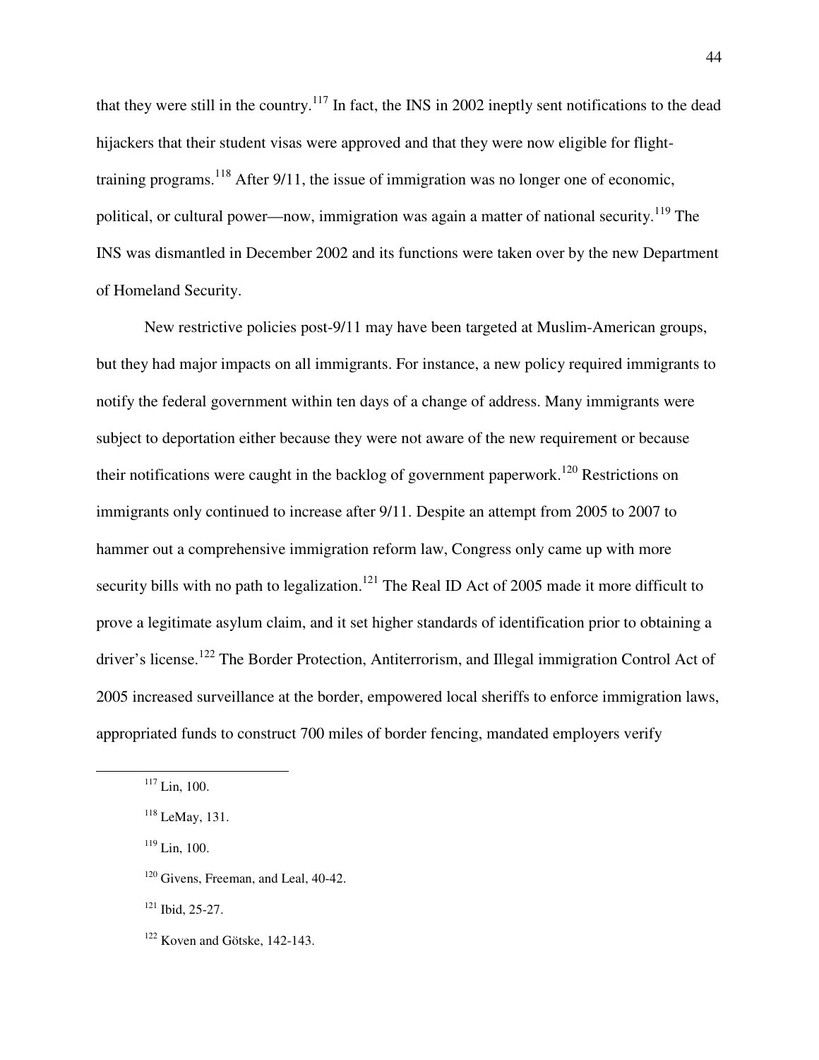that they were still in the country.[117] In fact, the INS in 2002 ineptly sent notifications to the dead hijackers that their student visas were approved and that they were now eligible for flight-training programs.[118] After 9/11, the issue of immigration was no longer one of economic, political, or cultural power—now, immigration was again a matter of national security.[119] The INS was dismantled in December 2002 and its functions were taken over by the new Department of Homeland Security.

New restrictive policies post-9/11 may have been targeted at Muslim-American groups, but they had major impacts on all immigrants. For instance, a new policy required immigrants to notify the federal government within ten days of a change of address. Many immigrants were subject to deportation either because they were not aware of the new requirement or because their notifications were caught in the backlog of government paperwork.[120] Restrictions on immigrants only continued to increase after 9/11. Despite an attempt from 2005 to 2007 to hammer out a comprehensive immigration reform law, Congress only came up with more security bills with no path to legalization.[121] The Real ID Act of 2005 made it more difficult to prove a legitimate asylum claim, and it set higher standards of identification prior to obtaining a driver's license.[122] The Border Protection, Antiterrorism, and Illegal immigration Control Act of 2005 increased surveillance at the border, empowered local sheriffs to enforce immigration laws, appropriated funds to construct 700 miles of border fencing, mandated employers verify

---

[117] Lin, 100.

[118] LeMay, 131.

[119] Lin, 100.

[120] Givens, Freeman, and Leal, 40-42.

[121] Ibid, 25-27.

[122] Koven and Götske, 142-143.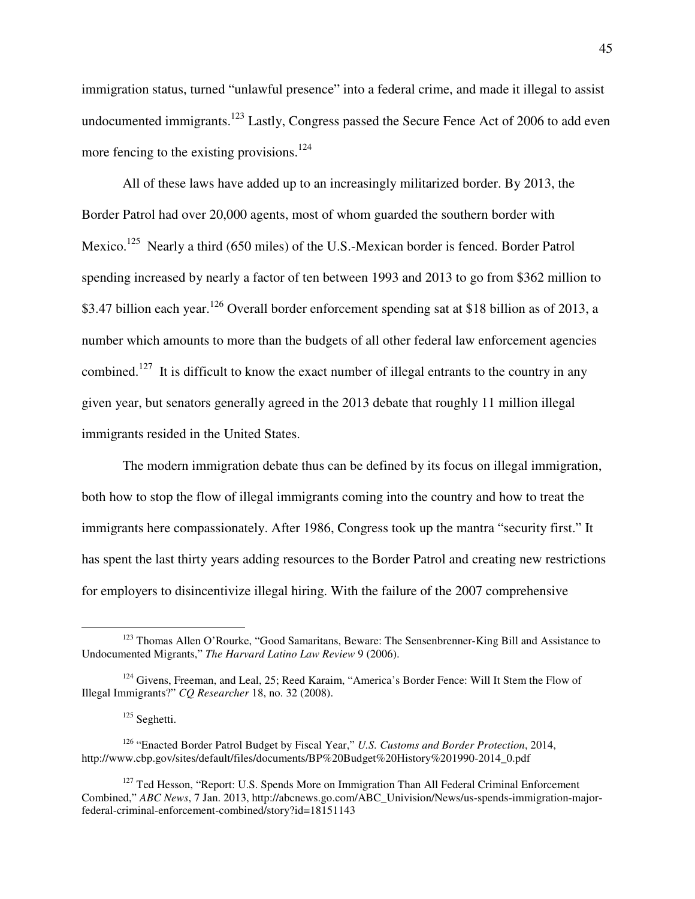immigration status, turned "unlawful presence" into a federal crime, and made it illegal to assist undocumented immigrants.[123] Lastly, Congress passed the Secure Fence Act of 2006 to add even more fencing to the existing provisions.[124]

All of these laws have added up to an increasingly militarized border. By 2013, the Border Patrol had over 20,000 agents, most of whom guarded the southern border with Mexico.[125] Nearly a third (650 miles) of the U.S.-Mexican border is fenced. Border Patrol spending increased by nearly a factor of ten between 1993 and 2013 to go from $362 million to $3.47 billion each year.[126] Overall border enforcement spending sat at $18 billion as of 2013, a number which amounts to more than the budgets of all other federal law enforcement agencies combined.[127] It is difficult to know the exact number of illegal entrants to the country in any given year, but senators generally agreed in the 2013 debate that roughly 11 million illegal immigrants resided in the United States.

The modern immigration debate thus can be defined by its focus on illegal immigration, both how to stop the flow of illegal immigrants coming into the country and how to treat the immigrants here compassionately. After 1986, Congress took up the mantra "security first." It has spent the last thirty years adding resources to the Border Patrol and creating new restrictions for employers to disincentivize illegal hiring. With the failure of the 2007 comprehensive

---

[123] Thomas Allen O'Rourke, "Good Samaritans, Beware: The Sensenbrenner-King Bill and Assistance to Undocumented Migrants," *The Harvard Latino Law Review* 9 (2006).

[124] Givens, Freeman, and Leal, 25; Reed Karaim, "America's Border Fence: Will It Stem the Flow of Illegal Immigrants?" *CQ Researcher* 18, no. 32 (2008).

[125] Seghetti.

[126] "Enacted Border Patrol Budget by Fiscal Year," *U.S. Customs and Border Protection*, 2014, http://www.cbp.gov/sites/default/files/documents/BP%20Budget%20History%201990-2014_0.pdf

[127] Ted Hesson, "Report: U.S. Spends More on Immigration Than All Federal Criminal Enforcement Combined," *ABC News*, 7 Jan. 2013, http://abcnews.go.com/ABC_Univision/News/us-spends-immigration-major-federal-criminal-enforcement-combined/story?id=18151143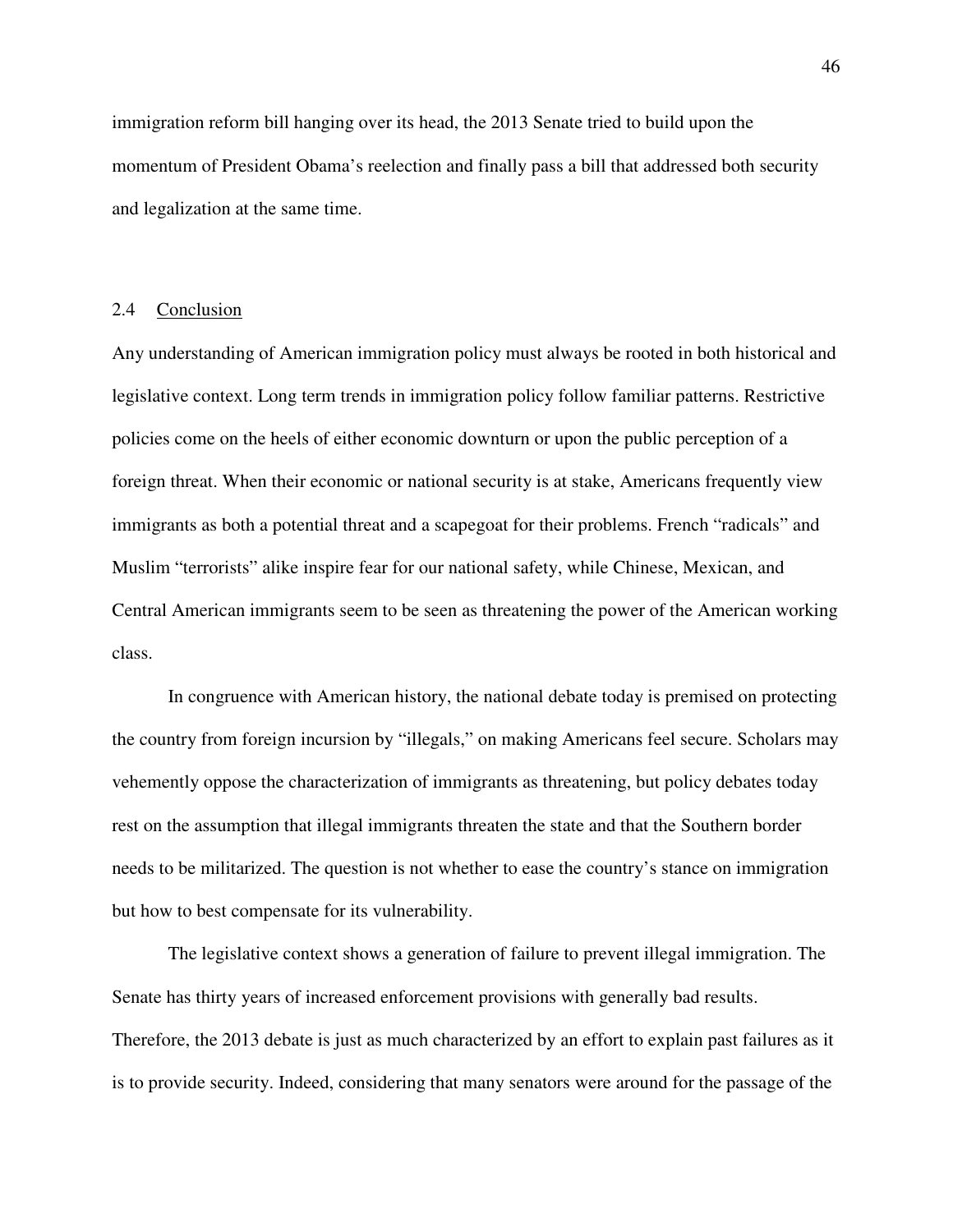immigration reform bill hanging over its head, the 2013 Senate tried to build upon the momentum of President Obama's reelection and finally pass a bill that addressed both security and legalization at the same time.

## 2.4 Conclusion

Any understanding of American immigration policy must always be rooted in both historical and legislative context. Long term trends in immigration policy follow familiar patterns. Restrictive policies come on the heels of either economic downturn or upon the public perception of a foreign threat. When their economic or national security is at stake, Americans frequently view immigrants as both a potential threat and a scapegoat for their problems. French "radicals" and Muslim "terrorists" alike inspire fear for our national safety, while Chinese, Mexican, and Central American immigrants seem to be seen as threatening the power of the American working class.

In congruence with American history, the national debate today is premised on protecting the country from foreign incursion by "illegals," on making Americans feel secure. Scholars may vehemently oppose the characterization of immigrants as threatening, but policy debates today rest on the assumption that illegal immigrants threaten the state and that the Southern border needs to be militarized. The question is not whether to ease the country's stance on immigration but how to best compensate for its vulnerability.

The legislative context shows a generation of failure to prevent illegal immigration. The Senate has thirty years of increased enforcement provisions with generally bad results. Therefore, the 2013 debate is just as much characterized by an effort to explain past failures as it is to provide security. Indeed, considering that many senators were around for the passage of the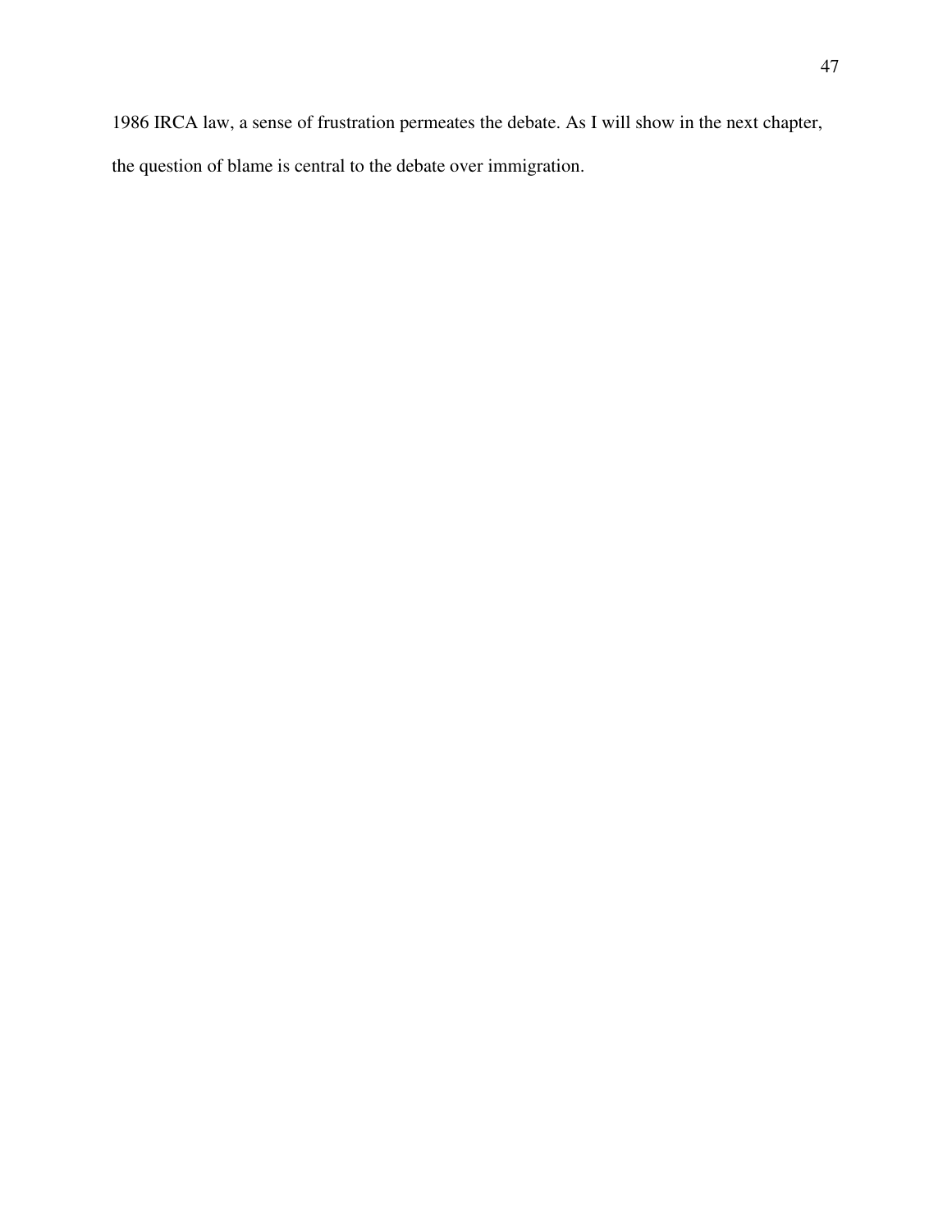1986 IRCA law, a sense of frustration permeates the debate. As I will show in the next chapter, the question of blame is central to the debate over immigration.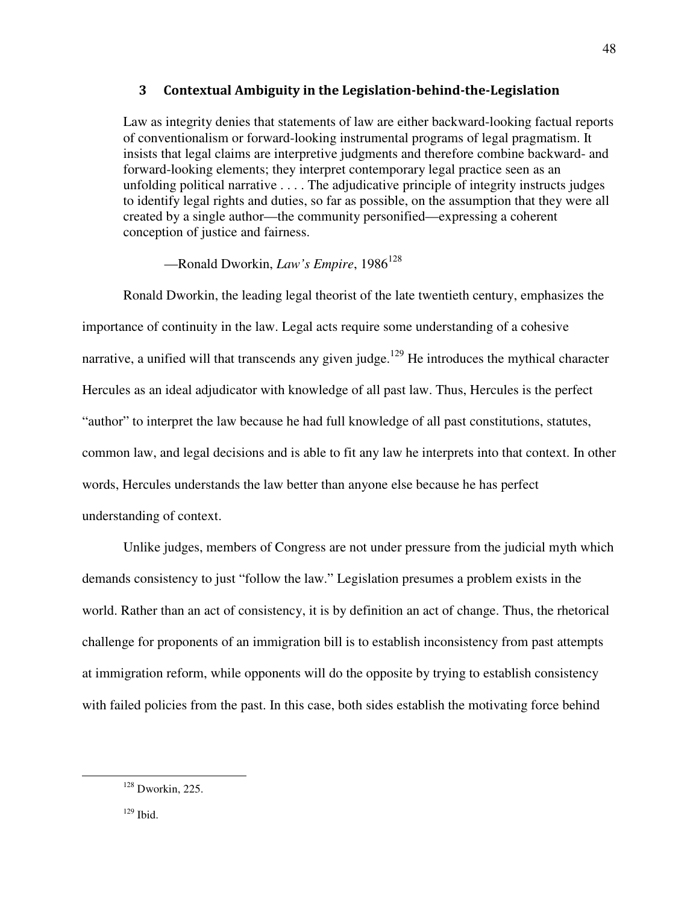## 3 Contextual Ambiguity in the Legislation-behind-the-Legislation

> Law as integrity denies that statements of law are either backward-looking factual reports of conventionalism or forward-looking instrumental programs of legal pragmatism. It insists that legal claims are interpretive judgments and therefore combine backward- and forward-looking elements; they interpret contemporary legal practice seen as an unfolding political narrative . . . . The adjudicative principle of integrity instructs judges to identify legal rights and duties, so far as possible, on the assumption that they were all created by a single author—the community personified—expressing a coherent conception of justice and fairness.
>
> —Ronald Dworkin, *Law's Empire*, 1986[128]

Ronald Dworkin, the leading legal theorist of the late twentieth century, emphasizes the importance of continuity in the law. Legal acts require some understanding of a cohesive narrative, a unified will that transcends any given judge.[129] He introduces the mythical character Hercules as an ideal adjudicator with knowledge of all past law. Thus, Hercules is the perfect "author" to interpret the law because he had full knowledge of all past constitutions, statutes, common law, and legal decisions and is able to fit any law he interprets into that context. In other words, Hercules understands the law better than anyone else because he has perfect understanding of context.

Unlike judges, members of Congress are not under pressure from the judicial myth which demands consistency to just "follow the law." Legislation presumes a problem exists in the world. Rather than an act of consistency, it is by definition an act of change. Thus, the rhetorical challenge for proponents of an immigration bill is to establish inconsistency from past attempts at immigration reform, while opponents will do the opposite by trying to establish consistency with failed policies from the past. In this case, both sides establish the motivating force behind

---

[128] Dworkin, 225.

[129] Ibid.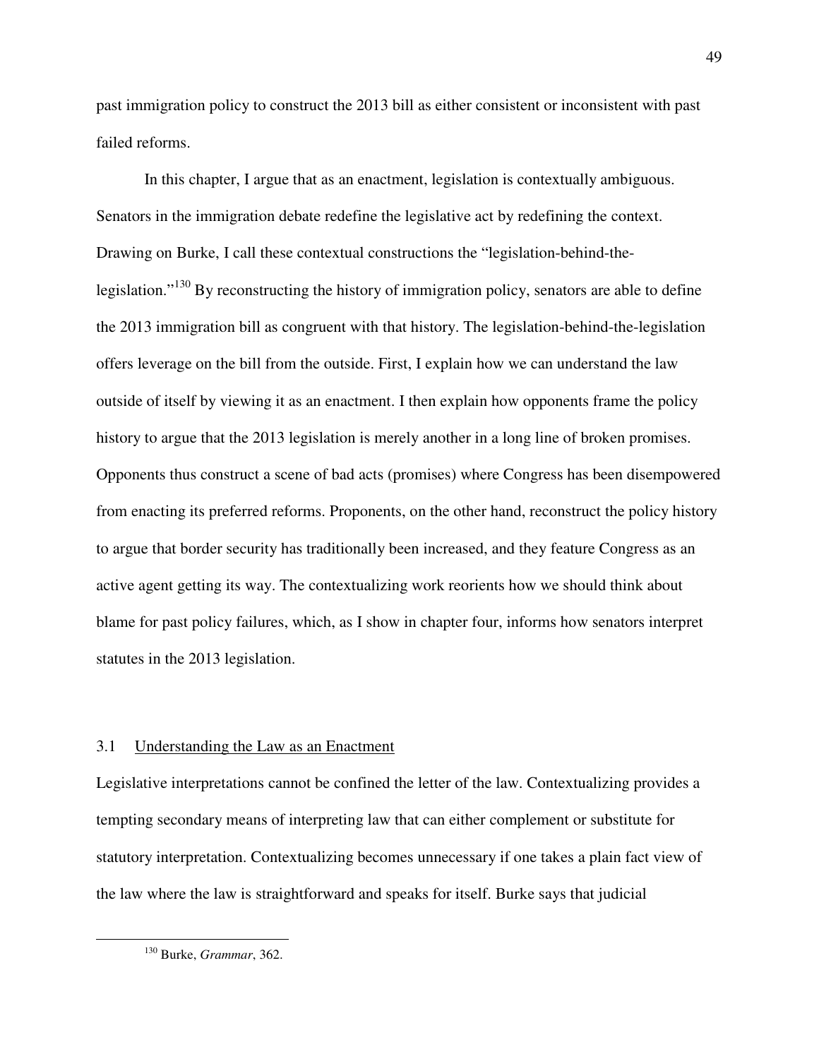past immigration policy to construct the 2013 bill as either consistent or inconsistent with past failed reforms.

In this chapter, I argue that as an enactment, legislation is contextually ambiguous. Senators in the immigration debate redefine the legislative act by redefining the context. Drawing on Burke, I call these contextual constructions the "legislation-behind-the-legislation."[130] By reconstructing the history of immigration policy, senators are able to define the 2013 immigration bill as congruent with that history. The legislation-behind-the-legislation offers leverage on the bill from the outside. First, I explain how we can understand the law outside of itself by viewing it as an enactment. I then explain how opponents frame the policy history to argue that the 2013 legislation is merely another in a long line of broken promises. Opponents thus construct a scene of bad acts (promises) where Congress has been disempowered from enacting its preferred reforms. Proponents, on the other hand, reconstruct the policy history to argue that border security has traditionally been increased, and they feature Congress as an active agent getting its way. The contextualizing work reorients how we should think about blame for past policy failures, which, as I show in chapter four, informs how senators interpret statutes in the 2013 legislation.

## 3.1 Understanding the Law as an Enactment

Legislative interpretations cannot be confined the letter of the law. Contextualizing provides a tempting secondary means of interpreting law that can either complement or substitute for statutory interpretation. Contextualizing becomes unnecessary if one takes a plain fact view of the law where the law is straightforward and speaks for itself. Burke says that judicial

---

[130] Burke, *Grammar*, 362.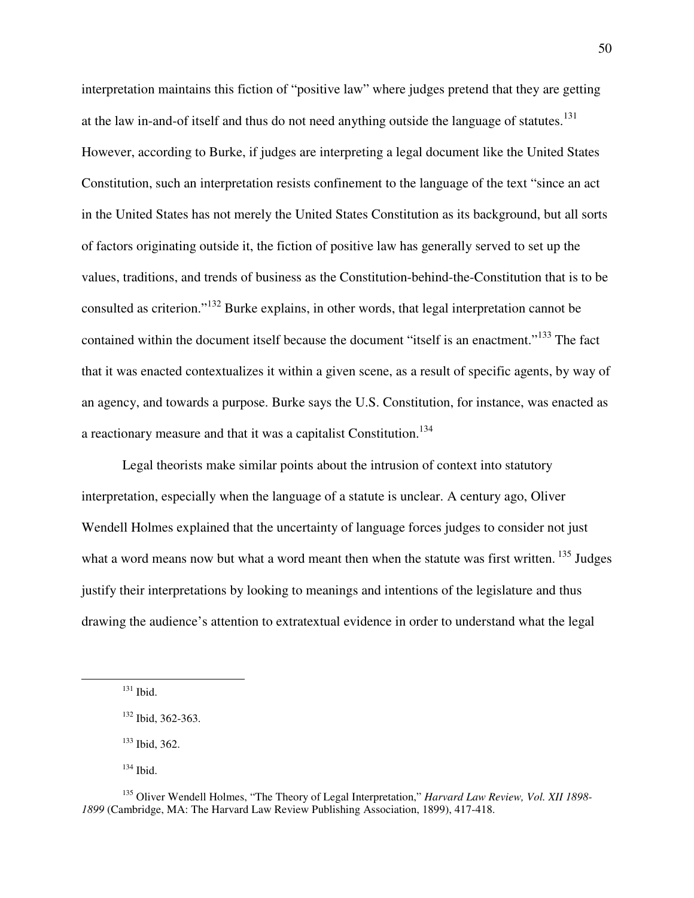interpretation maintains this fiction of "positive law" where judges pretend that they are getting at the law in-and-of itself and thus do not need anything outside the language of statutes.[131] However, according to Burke, if judges are interpreting a legal document like the United States Constitution, such an interpretation resists confinement to the language of the text "since an act in the United States has not merely the United States Constitution as its background, but all sorts of factors originating outside it, the fiction of positive law has generally served to set up the values, traditions, and trends of business as the Constitution-behind-the-Constitution that is to be consulted as criterion."[132] Burke explains, in other words, that legal interpretation cannot be contained within the document itself because the document "itself is an enactment."[133] The fact that it was enacted contextualizes it within a given scene, as a result of specific agents, by way of an agency, and towards a purpose. Burke says the U.S. Constitution, for instance, was enacted as a reactionary measure and that it was a capitalist Constitution.[134]

Legal theorists make similar points about the intrusion of context into statutory interpretation, especially when the language of a statute is unclear. A century ago, Oliver Wendell Holmes explained that the uncertainty of language forces judges to consider not just what a word means now but what a word meant then when the statute was first written.[135] Judges justify their interpretations by looking to meanings and intentions of the legislature and thus drawing the audience's attention to extratextual evidence in order to understand what the legal

---

[131] Ibid.

[132] Ibid, 362-363.

[133] Ibid, 362.

[134] Ibid.

[135] Oliver Wendell Holmes, "The Theory of Legal Interpretation," *Harvard Law Review, Vol. XII 1898-1899* (Cambridge, MA: The Harvard Law Review Publishing Association, 1899), 417-418.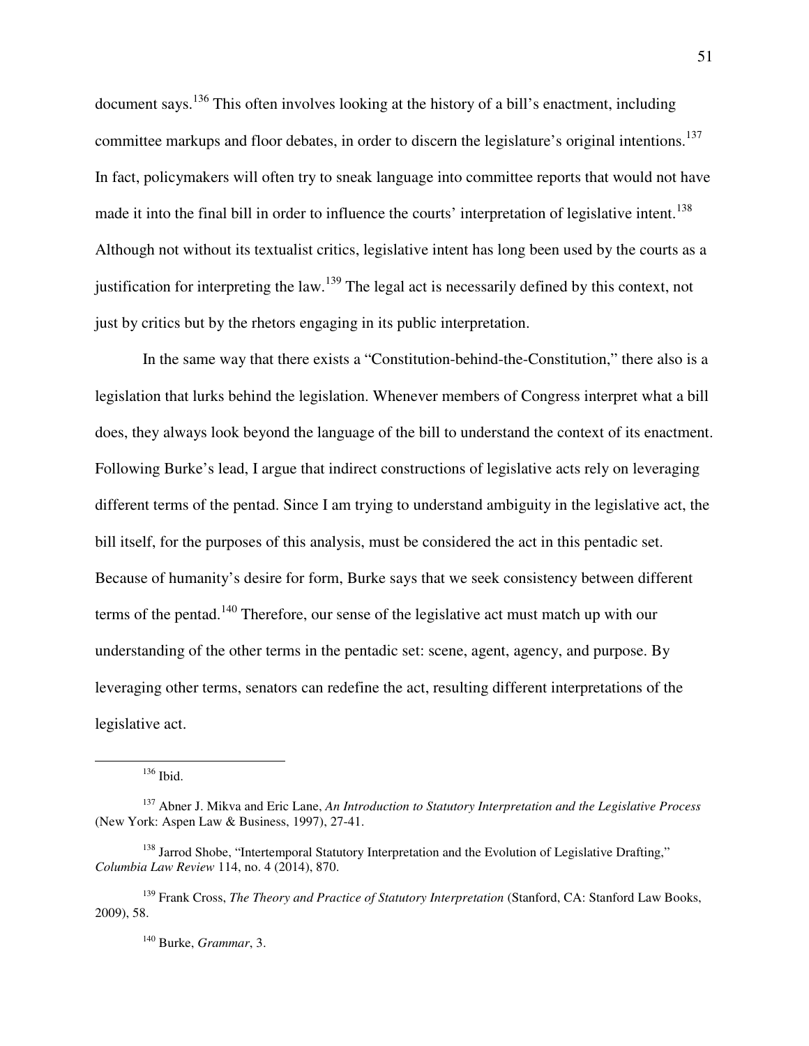document says.[136] This often involves looking at the history of a bill's enactment, including committee markups and floor debates, in order to discern the legislature's original intentions.[137] In fact, policymakers will often try to sneak language into committee reports that would not have made it into the final bill in order to influence the courts' interpretation of legislative intent.[138] Although not without its textualist critics, legislative intent has long been used by the courts as a justification for interpreting the law.[139] The legal act is necessarily defined by this context, not just by critics but by the rhetors engaging in its public interpretation.

In the same way that there exists a "Constitution-behind-the-Constitution," there also is a legislation that lurks behind the legislation. Whenever members of Congress interpret what a bill does, they always look beyond the language of the bill to understand the context of its enactment. Following Burke's lead, I argue that indirect constructions of legislative acts rely on leveraging different terms of the pentad. Since I am trying to understand ambiguity in the legislative act, the bill itself, for the purposes of this analysis, must be considered the act in this pentadic set. Because of humanity's desire for form, Burke says that we seek consistency between different terms of the pentad.[140] Therefore, our sense of the legislative act must match up with our understanding of the other terms in the pentadic set: scene, agent, agency, and purpose. By leveraging other terms, senators can redefine the act, resulting different interpretations of the legislative act.

---

[136] Ibid.

[137] Abner J. Mikva and Eric Lane, *An Introduction to Statutory Interpretation and the Legislative Process* (New York: Aspen Law & Business, 1997), 27-41.

[138] Jarrod Shobe, "Intertemporal Statutory Interpretation and the Evolution of Legislative Drafting," *Columbia Law Review* 114, no. 4 (2014), 870.

[139] Frank Cross, *The Theory and Practice of Statutory Interpretation* (Stanford, CA: Stanford Law Books, 2009), 58.

[140] Burke, *Grammar*, 3.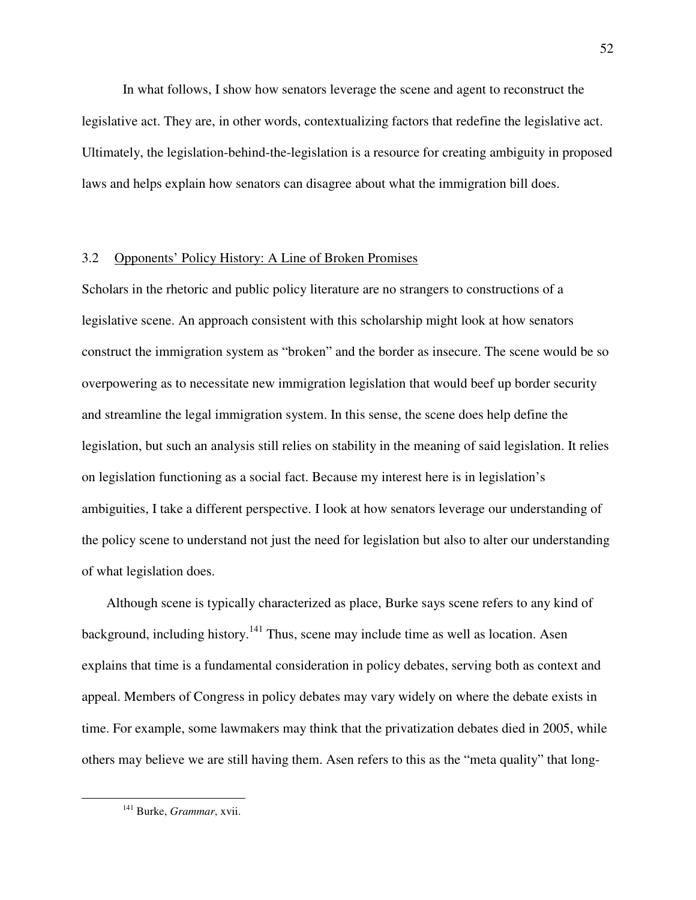In what follows, I show how senators leverage the scene and agent to reconstruct the legislative act. They are, in other words, contextualizing factors that redefine the legislative act. Ultimately, the legislation-behind-the-legislation is a resource for creating ambiguity in proposed laws and helps explain how senators can disagree about what the immigration bill does.

### 3.2 Opponents' Policy History: A Line of Broken Promises

Scholars in the rhetoric and public policy literature are no strangers to constructions of a legislative scene. An approach consistent with this scholarship might look at how senators construct the immigration system as "broken" and the border as insecure. The scene would be so overpowering as to necessitate new immigration legislation that would beef up border security and streamline the legal immigration system. In this sense, the scene does help define the legislation, but such an analysis still relies on stability in the meaning of said legislation. It relies on legislation functioning as a social fact. Because my interest here is in legislation's ambiguities, I take a different perspective. I look at how senators leverage our understanding of the policy scene to understand not just the need for legislation but also to alter our understanding of what legislation does.

Although scene is typically characterized as place, Burke says scene refers to any kind of background, including history.[141] Thus, scene may include time as well as location. Asen explains that time is a fundamental consideration in policy debates, serving both as context and appeal. Members of Congress in policy debates may vary widely on where the debate exists in time. For example, some lawmakers may think that the privatization debates died in 2005, while others may believe we are still having them. Asen refers to this as the "meta quality" that long-

---

[141] Burke, *Grammar*, xvii.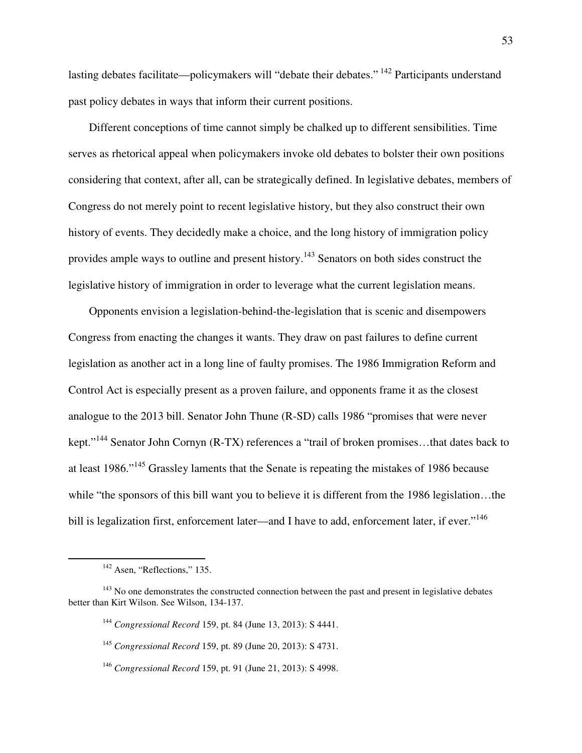lasting debates facilitate—policymakers will "debate their debates."[142] Participants understand past policy debates in ways that inform their current positions.

Different conceptions of time cannot simply be chalked up to different sensibilities. Time serves as rhetorical appeal when policymakers invoke old debates to bolster their own positions considering that context, after all, can be strategically defined. In legislative debates, members of Congress do not merely point to recent legislative history, but they also construct their own history of events. They decidedly make a choice, and the long history of immigration policy provides ample ways to outline and present history.[143] Senators on both sides construct the legislative history of immigration in order to leverage what the current legislation means.

Opponents envision a legislation-behind-the-legislation that is scenic and disempowers Congress from enacting the changes it wants. They draw on past failures to define current legislation as another act in a long line of faulty promises. The 1986 Immigration Reform and Control Act is especially present as a proven failure, and opponents frame it as the closest analogue to the 2013 bill. Senator John Thune (R-SD) calls 1986 "promises that were never kept."[144] Senator John Cornyn (R-TX) references a "trail of broken promises…that dates back to at least 1986."[145] Grassley laments that the Senate is repeating the mistakes of 1986 because while "the sponsors of this bill want you to believe it is different from the 1986 legislation…the bill is legalization first, enforcement later—and I have to add, enforcement later, if ever."[146]

---

[142] Asen, "Reflections," 135.

[143] No one demonstrates the constructed connection between the past and present in legislative debates better than Kirt Wilson. See Wilson, 134-137.

[144] *Congressional Record* 159, pt. 84 (June 13, 2013): S 4441.

[145] *Congressional Record* 159, pt. 89 (June 20, 2013): S 4731.

[146] *Congressional Record* 159, pt. 91 (June 21, 2013): S 4998.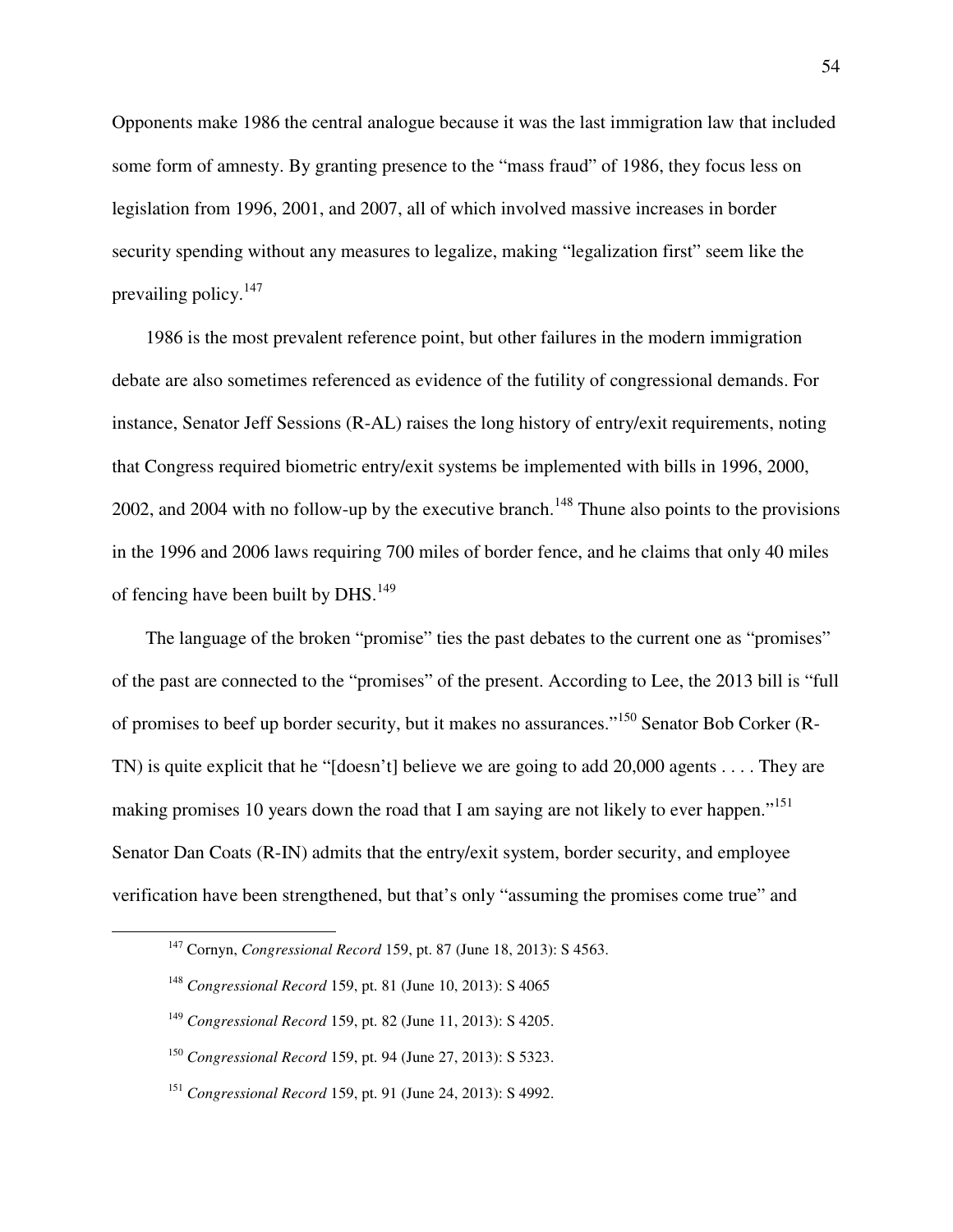Opponents make 1986 the central analogue because it was the last immigration law that included some form of amnesty. By granting presence to the "mass fraud" of 1986, they focus less on legislation from 1996, 2001, and 2007, all of which involved massive increases in border security spending without any measures to legalize, making "legalization first" seem like the prevailing policy.[147]

1986 is the most prevalent reference point, but other failures in the modern immigration debate are also sometimes referenced as evidence of the futility of congressional demands. For instance, Senator Jeff Sessions (R-AL) raises the long history of entry/exit requirements, noting that Congress required biometric entry/exit systems be implemented with bills in 1996, 2000, 2002, and 2004 with no follow-up by the executive branch.[148] Thune also points to the provisions in the 1996 and 2006 laws requiring 700 miles of border fence, and he claims that only 40 miles of fencing have been built by DHS.[149]

The language of the broken "promise" ties the past debates to the current one as "promises" of the past are connected to the "promises" of the present. According to Lee, the 2013 bill is "full of promises to beef up border security, but it makes no assurances."[150] Senator Bob Corker (R-TN) is quite explicit that he "[doesn't] believe we are going to add 20,000 agents . . . . They are making promises 10 years down the road that I am saying are not likely to ever happen."[151] Senator Dan Coats (R-IN) admits that the entry/exit system, border security, and employee verification have been strengthened, but that's only "assuming the promises come true" and

---

[147] Cornyn, *Congressional Record* 159, pt. 87 (June 18, 2013): S 4563.

[148] *Congressional Record* 159, pt. 81 (June 10, 2013): S 4065

[149] *Congressional Record* 159, pt. 82 (June 11, 2013): S 4205.

[150] *Congressional Record* 159, pt. 94 (June 27, 2013): S 5323.

[151] *Congressional Record* 159, pt. 91 (June 24, 2013): S 4992.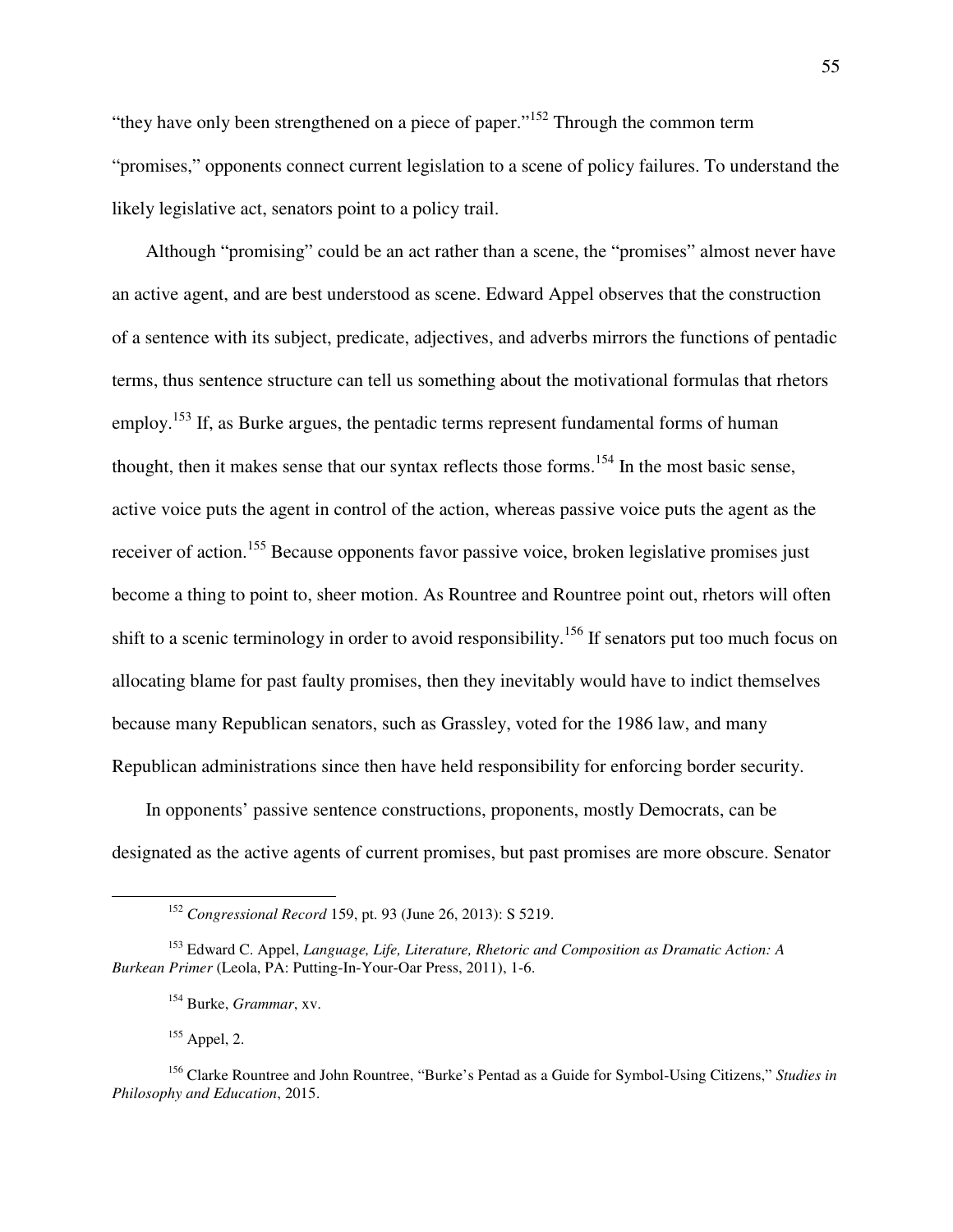"they have only been strengthened on a piece of paper."[152] Through the common term "promises," opponents connect current legislation to a scene of policy failures. To understand the likely legislative act, senators point to a policy trail.

Although "promising" could be an act rather than a scene, the "promises" almost never have an active agent, and are best understood as scene. Edward Appel observes that the construction of a sentence with its subject, predicate, adjectives, and adverbs mirrors the functions of pentadic terms, thus sentence structure can tell us something about the motivational formulas that rhetors employ.[153] If, as Burke argues, the pentadic terms represent fundamental forms of human thought, then it makes sense that our syntax reflects those forms.[154] In the most basic sense, active voice puts the agent in control of the action, whereas passive voice puts the agent as the receiver of action.[155] Because opponents favor passive voice, broken legislative promises just become a thing to point to, sheer motion. As Rountree and Rountree point out, rhetors will often shift to a scenic terminology in order to avoid responsibility.[156] If senators put too much focus on allocating blame for past faulty promises, then they inevitably would have to indict themselves because many Republican senators, such as Grassley, voted for the 1986 law, and many Republican administrations since then have held responsibility for enforcing border security.

In opponents' passive sentence constructions, proponents, mostly Democrats, can be designated as the active agents of current promises, but past promises are more obscure. Senator

---

[152] *Congressional Record* 159, pt. 93 (June 26, 2013): S 5219.

[153] Edward C. Appel, *Language, Life, Literature, Rhetoric and Composition as Dramatic Action: A Burkean Primer* (Leola, PA: Putting-In-Your-Oar Press, 2011), 1-6.

[154] Burke, *Grammar*, xv.

[155] Appel, 2.

[156] Clarke Rountree and John Rountree, "Burke's Pentad as a Guide for Symbol-Using Citizens," *Studies in Philosophy and Education*, 2015.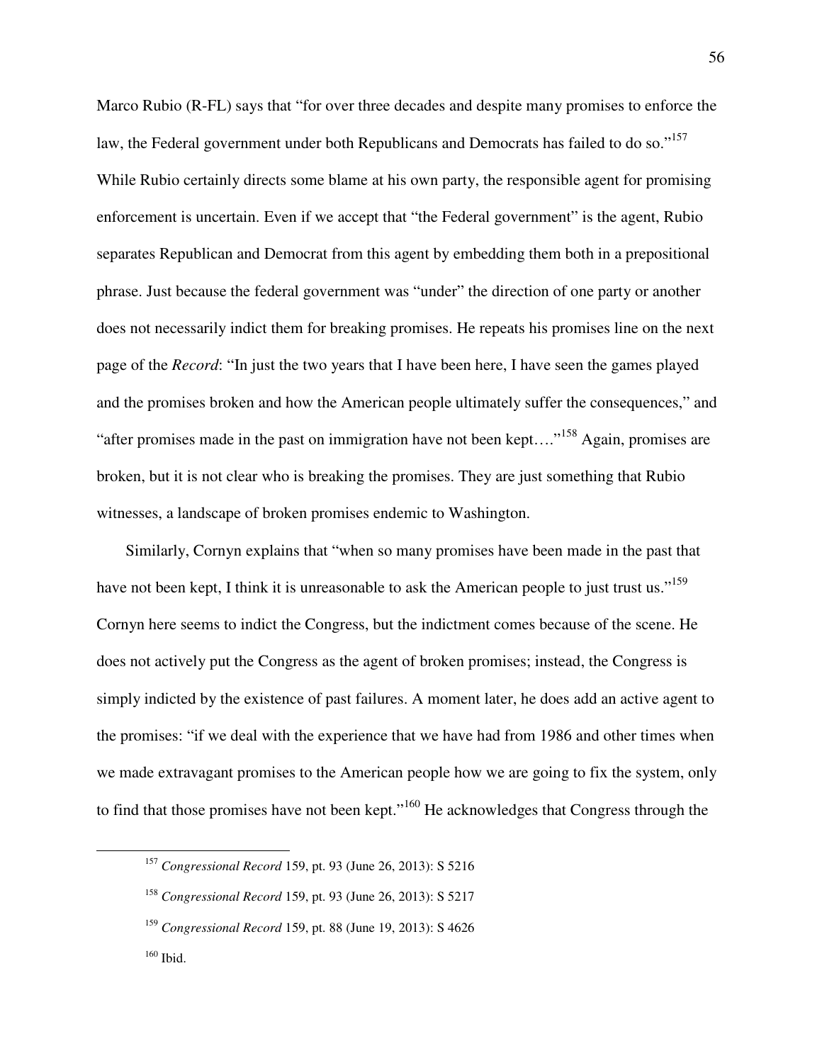Marco Rubio (R-FL) says that "for over three decades and despite many promises to enforce the law, the Federal government under both Republicans and Democrats has failed to do so."[157] While Rubio certainly directs some blame at his own party, the responsible agent for promising enforcement is uncertain. Even if we accept that "the Federal government" is the agent, Rubio separates Republican and Democrat from this agent by embedding them both in a prepositional phrase. Just because the federal government was "under" the direction of one party or another does not necessarily indict them for breaking promises. He repeats his promises line on the next page of the *Record*: "In just the two years that I have been here, I have seen the games played and the promises broken and how the American people ultimately suffer the consequences," and "after promises made in the past on immigration have not been kept…."[158] Again, promises are broken, but it is not clear who is breaking the promises. They are just something that Rubio witnesses, a landscape of broken promises endemic to Washington.

Similarly, Cornyn explains that "when so many promises have been made in the past that have not been kept, I think it is unreasonable to ask the American people to just trust us."[159] Cornyn here seems to indict the Congress, but the indictment comes because of the scene. He does not actively put the Congress as the agent of broken promises; instead, the Congress is simply indicted by the existence of past failures. A moment later, he does add an active agent to the promises: "if we deal with the experience that we have had from 1986 and other times when we made extravagant promises to the American people how we are going to fix the system, only to find that those promises have not been kept."[160] He acknowledges that Congress through the

---

[157] *Congressional Record* 159, pt. 93 (June 26, 2013): S 5216

[158] *Congressional Record* 159, pt. 93 (June 26, 2013): S 5217

[159] *Congressional Record* 159, pt. 88 (June 19, 2013): S 4626

[160] Ibid.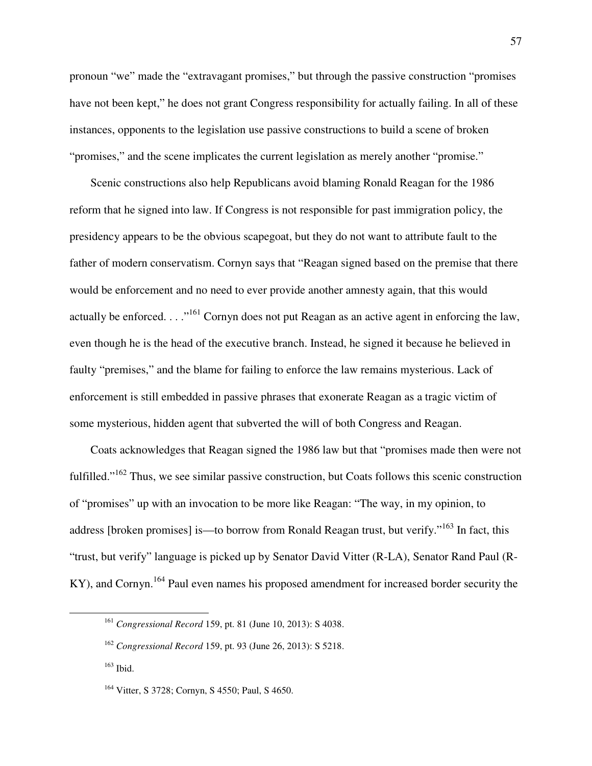pronoun "we" made the "extravagant promises," but through the passive construction "promises have not been kept," he does not grant Congress responsibility for actually failing. In all of these instances, opponents to the legislation use passive constructions to build a scene of broken "promises," and the scene implicates the current legislation as merely another "promise."

Scenic constructions also help Republicans avoid blaming Ronald Reagan for the 1986 reform that he signed into law. If Congress is not responsible for past immigration policy, the presidency appears to be the obvious scapegoat, but they do not want to attribute fault to the father of modern conservatism. Cornyn says that "Reagan signed based on the premise that there would be enforcement and no need to ever provide another amnesty again, that this would actually be enforced. . . ."[161] Cornyn does not put Reagan as an active agent in enforcing the law, even though he is the head of the executive branch. Instead, he signed it because he believed in faulty "premises," and the blame for failing to enforce the law remains mysterious. Lack of enforcement is still embedded in passive phrases that exonerate Reagan as a tragic victim of some mysterious, hidden agent that subverted the will of both Congress and Reagan.

Coats acknowledges that Reagan signed the 1986 law but that "promises made then were not fulfilled."[162] Thus, we see similar passive construction, but Coats follows this scenic construction of "promises" up with an invocation to be more like Reagan: "The way, in my opinion, to address [broken promises] is—to borrow from Ronald Reagan trust, but verify."[163] In fact, this "trust, but verify" language is picked up by Senator David Vitter (R-LA), Senator Rand Paul (R-KY), and Cornyn.[164] Paul even names his proposed amendment for increased border security the

---

[161] *Congressional Record* 159, pt. 81 (June 10, 2013): S 4038.

[162] *Congressional Record* 159, pt. 93 (June 26, 2013): S 5218.

[163] Ibid.

[164] Vitter, S 3728; Cornyn, S 4550; Paul, S 4650.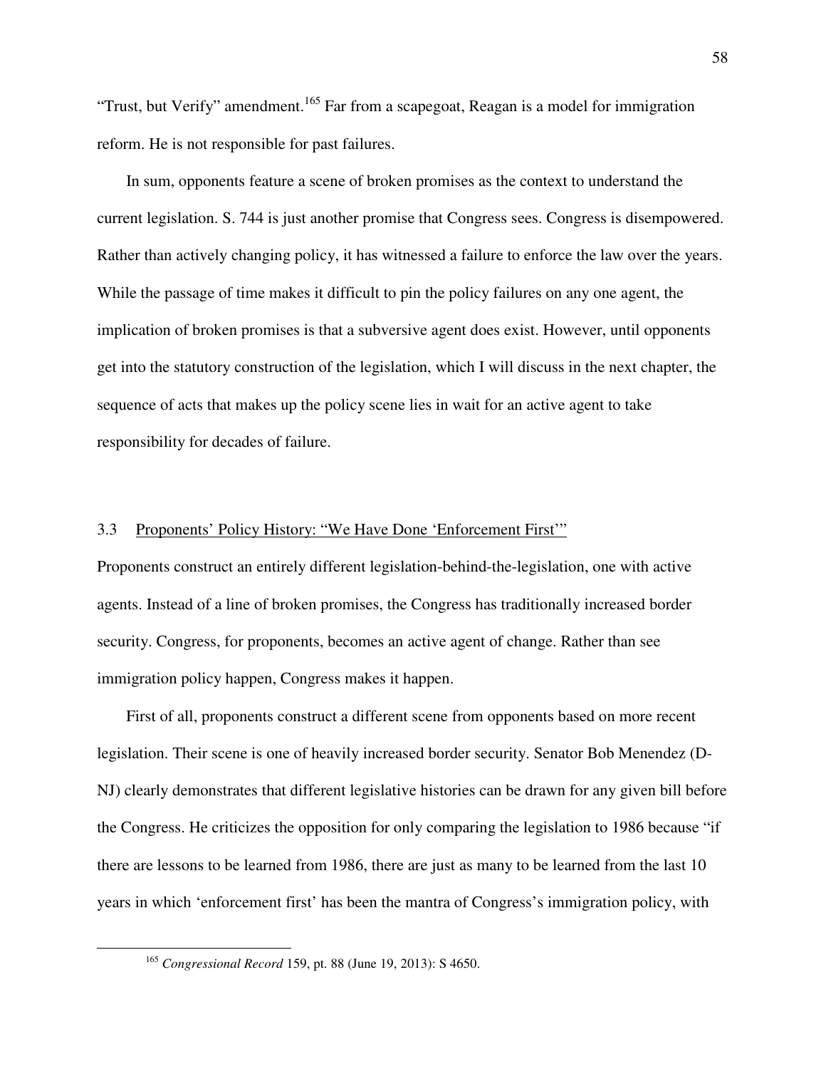"Trust, but Verify" amendment.[165] Far from a scapegoat, Reagan is a model for immigration reform. He is not responsible for past failures.

In sum, opponents feature a scene of broken promises as the context to understand the current legislation. S. 744 is just another promise that Congress sees. Congress is disempowered. Rather than actively changing policy, it has witnessed a failure to enforce the law over the years. While the passage of time makes it difficult to pin the policy failures on any one agent, the implication of broken promises is that a subversive agent does exist. However, until opponents get into the statutory construction of the legislation, which I will discuss in the next chapter, the sequence of acts that makes up the policy scene lies in wait for an active agent to take responsibility for decades of failure.

### 3.3 Proponents' Policy History: "We Have Done 'Enforcement First'"

Proponents construct an entirely different legislation-behind-the-legislation, one with active agents. Instead of a line of broken promises, the Congress has traditionally increased border security. Congress, for proponents, becomes an active agent of change. Rather than see immigration policy happen, Congress makes it happen.

First of all, proponents construct a different scene from opponents based on more recent legislation. Their scene is one of heavily increased border security. Senator Bob Menendez (D-NJ) clearly demonstrates that different legislative histories can be drawn for any given bill before the Congress. He criticizes the opposition for only comparing the legislation to 1986 because "if there are lessons to be learned from 1986, there are just as many to be learned from the last 10 years in which 'enforcement first' has been the mantra of Congress's immigration policy, with

---

[165] *Congressional Record* 159, pt. 88 (June 19, 2013): S 4650.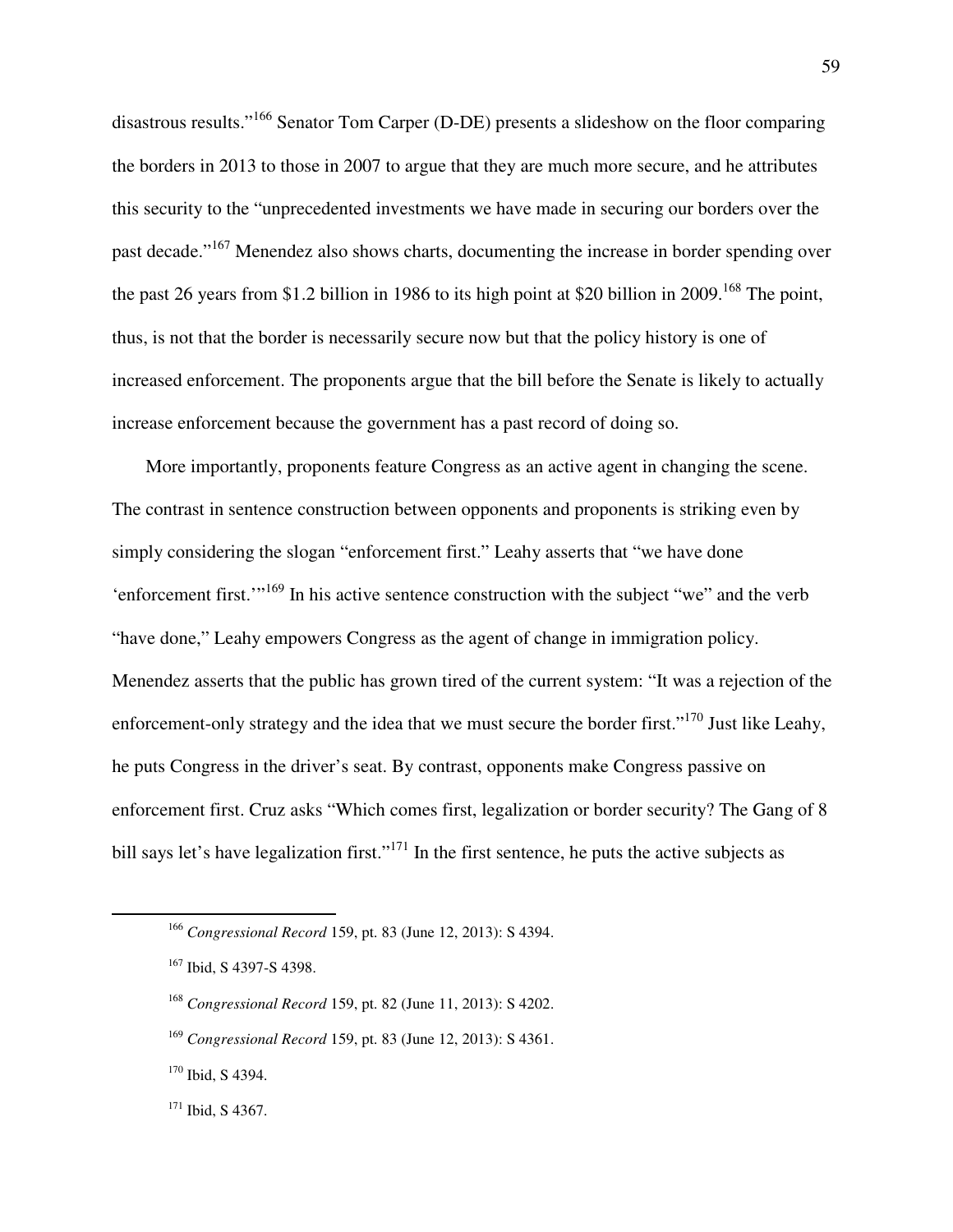disastrous results."[166] Senator Tom Carper (D-DE) presents a slideshow on the floor comparing the borders in 2013 to those in 2007 to argue that they are much more secure, and he attributes this security to the "unprecedented investments we have made in securing our borders over the past decade."[167] Menendez also shows charts, documenting the increase in border spending over the past 26 years from $1.2 billion in 1986 to its high point at $20 billion in 2009.[168] The point, thus, is not that the border is necessarily secure now but that the policy history is one of increased enforcement. The proponents argue that the bill before the Senate is likely to actually increase enforcement because the government has a past record of doing so.

More importantly, proponents feature Congress as an active agent in changing the scene. The contrast in sentence construction between opponents and proponents is striking even by simply considering the slogan "enforcement first." Leahy asserts that "we have done 'enforcement first.'"[169] In his active sentence construction with the subject "we" and the verb "have done," Leahy empowers Congress as the agent of change in immigration policy. Menendez asserts that the public has grown tired of the current system: "It was a rejection of the enforcement-only strategy and the idea that we must secure the border first."[170] Just like Leahy, he puts Congress in the driver's seat. By contrast, opponents make Congress passive on enforcement first. Cruz asks "Which comes first, legalization or border security? The Gang of 8 bill says let's have legalization first."[171] In the first sentence, he puts the active subjects as

---

[166] *Congressional Record* 159, pt. 83 (June 12, 2013): S 4394.

[167] Ibid, S 4397-S 4398.

[168] *Congressional Record* 159, pt. 82 (June 11, 2013): S 4202.

[169] *Congressional Record* 159, pt. 83 (June 12, 2013): S 4361.

[170] Ibid, S 4394.

[171] Ibid, S 4367.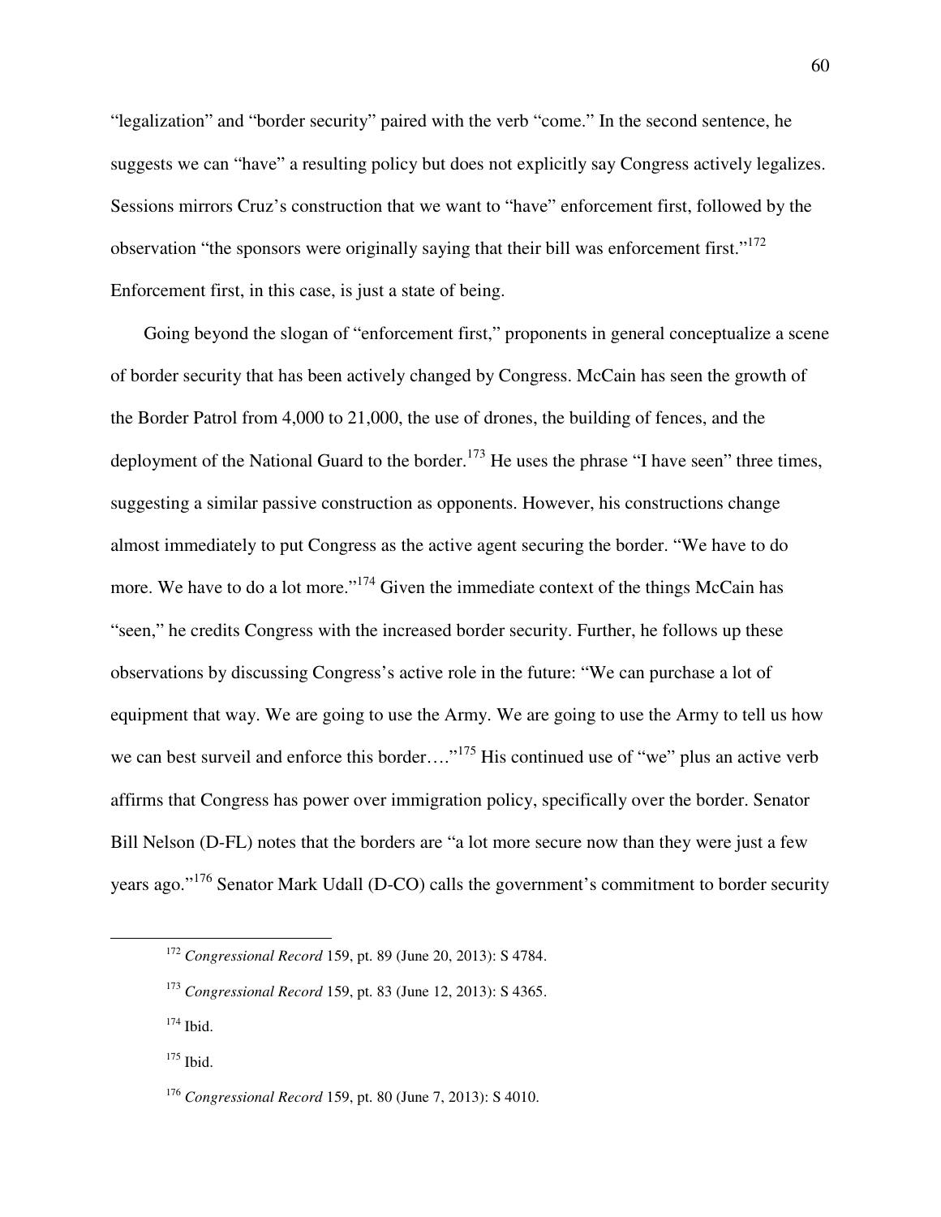"legalization" and "border security" paired with the verb "come." In the second sentence, he suggests we can "have" a resulting policy but does not explicitly say Congress actively legalizes. Sessions mirrors Cruz's construction that we want to "have" enforcement first, followed by the observation "the sponsors were originally saying that their bill was enforcement first."[172] Enforcement first, in this case, is just a state of being.

Going beyond the slogan of "enforcement first," proponents in general conceptualize a scene of border security that has been actively changed by Congress. McCain has seen the growth of the Border Patrol from 4,000 to 21,000, the use of drones, the building of fences, and the deployment of the National Guard to the border.[173] He uses the phrase "I have seen" three times, suggesting a similar passive construction as opponents. However, his constructions change almost immediately to put Congress as the active agent securing the border. "We have to do more. We have to do a lot more."[174] Given the immediate context of the things McCain has "seen," he credits Congress with the increased border security. Further, he follows up these observations by discussing Congress's active role in the future: "We can purchase a lot of equipment that way. We are going to use the Army. We are going to use the Army to tell us how we can best surveil and enforce this border…."[175] His continued use of "we" plus an active verb affirms that Congress has power over immigration policy, specifically over the border. Senator Bill Nelson (D-FL) notes that the borders are "a lot more secure now than they were just a few years ago."[176] Senator Mark Udall (D-CO) calls the government's commitment to border security

---

[172] *Congressional Record* 159, pt. 89 (June 20, 2013): S 4784.

[173] *Congressional Record* 159, pt. 83 (June 12, 2013): S 4365.

[174] Ibid.

[175] Ibid.

[176] *Congressional Record* 159, pt. 80 (June 7, 2013): S 4010.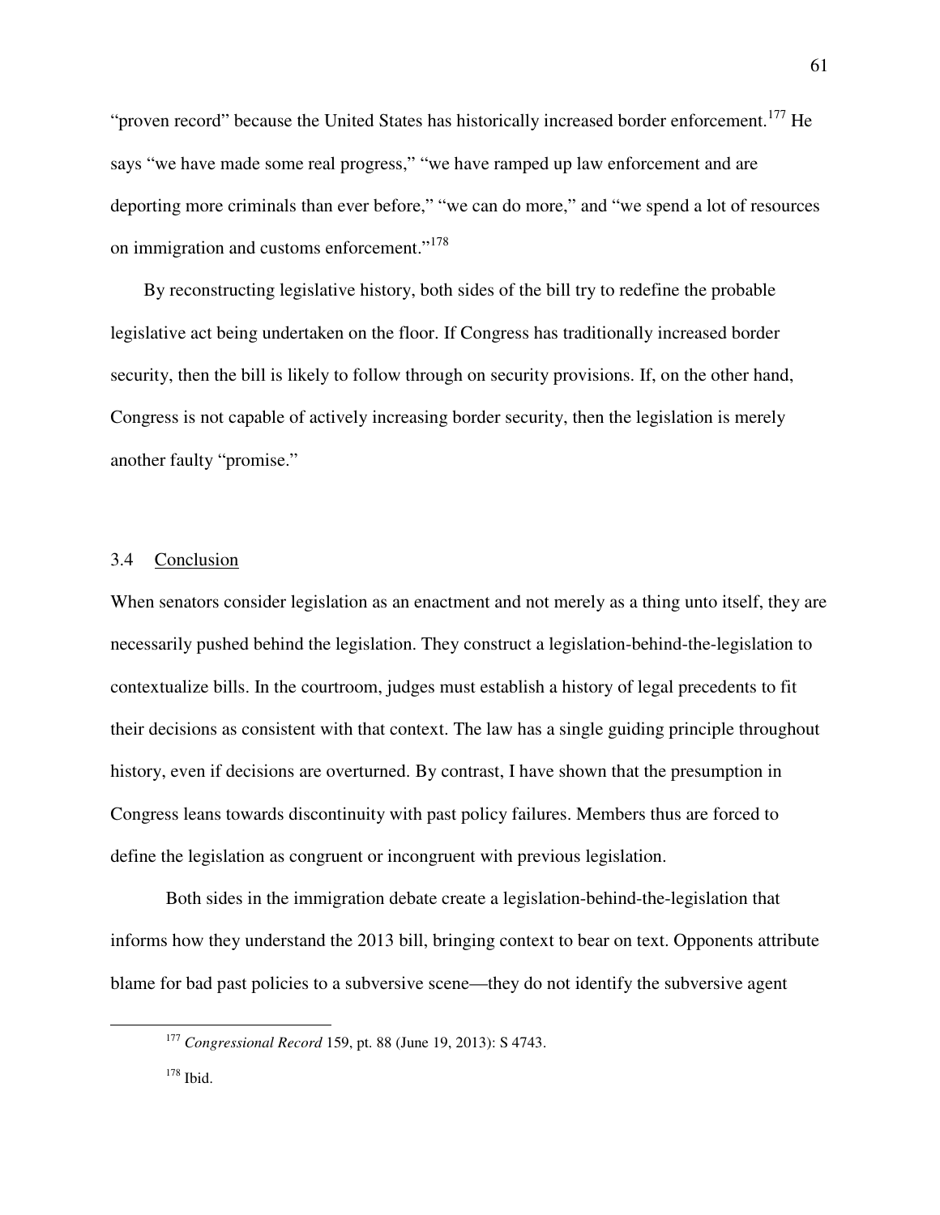"proven record" because the United States has historically increased border enforcement.[177] He says "we have made some real progress," "we have ramped up law enforcement and are deporting more criminals than ever before," "we can do more," and "we spend a lot of resources on immigration and customs enforcement."[178]

By reconstructing legislative history, both sides of the bill try to redefine the probable legislative act being undertaken on the floor. If Congress has traditionally increased border security, then the bill is likely to follow through on security provisions. If, on the other hand, Congress is not capable of actively increasing border security, then the legislation is merely another faulty "promise."

### 3.4 Conclusion

When senators consider legislation as an enactment and not merely as a thing unto itself, they are necessarily pushed behind the legislation. They construct a legislation-behind-the-legislation to contextualize bills. In the courtroom, judges must establish a history of legal precedents to fit their decisions as consistent with that context. The law has a single guiding principle throughout history, even if decisions are overturned. By contrast, I have shown that the presumption in Congress leans towards discontinuity with past policy failures. Members thus are forced to define the legislation as congruent or incongruent with previous legislation.

Both sides in the immigration debate create a legislation-behind-the-legislation that informs how they understand the 2013 bill, bringing context to bear on text. Opponents attribute blame for bad past policies to a subversive scene—they do not identify the subversive agent

---

[177] *Congressional Record* 159, pt. 88 (June 19, 2013): S 4743.

[178] Ibid.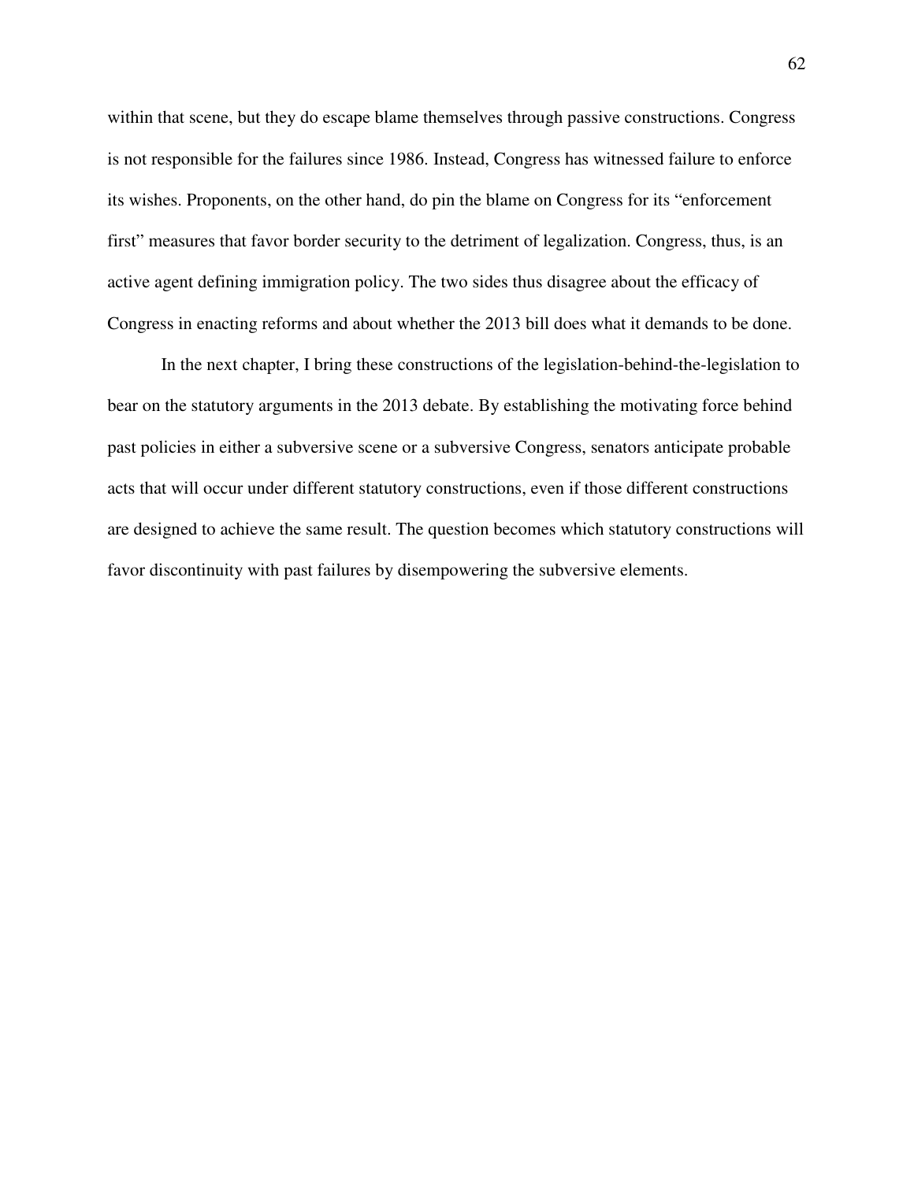within that scene, but they do escape blame themselves through passive constructions. Congress is not responsible for the failures since 1986. Instead, Congress has witnessed failure to enforce its wishes. Proponents, on the other hand, do pin the blame on Congress for its "enforcement first" measures that favor border security to the detriment of legalization. Congress, thus, is an active agent defining immigration policy. The two sides thus disagree about the efficacy of Congress in enacting reforms and about whether the 2013 bill does what it demands to be done.

In the next chapter, I bring these constructions of the legislation-behind-the-legislation to bear on the statutory arguments in the 2013 debate. By establishing the motivating force behind past policies in either a subversive scene or a subversive Congress, senators anticipate probable acts that will occur under different statutory constructions, even if those different constructions are designed to achieve the same result. The question becomes which statutory constructions will favor discontinuity with past failures by disempowering the subversive elements.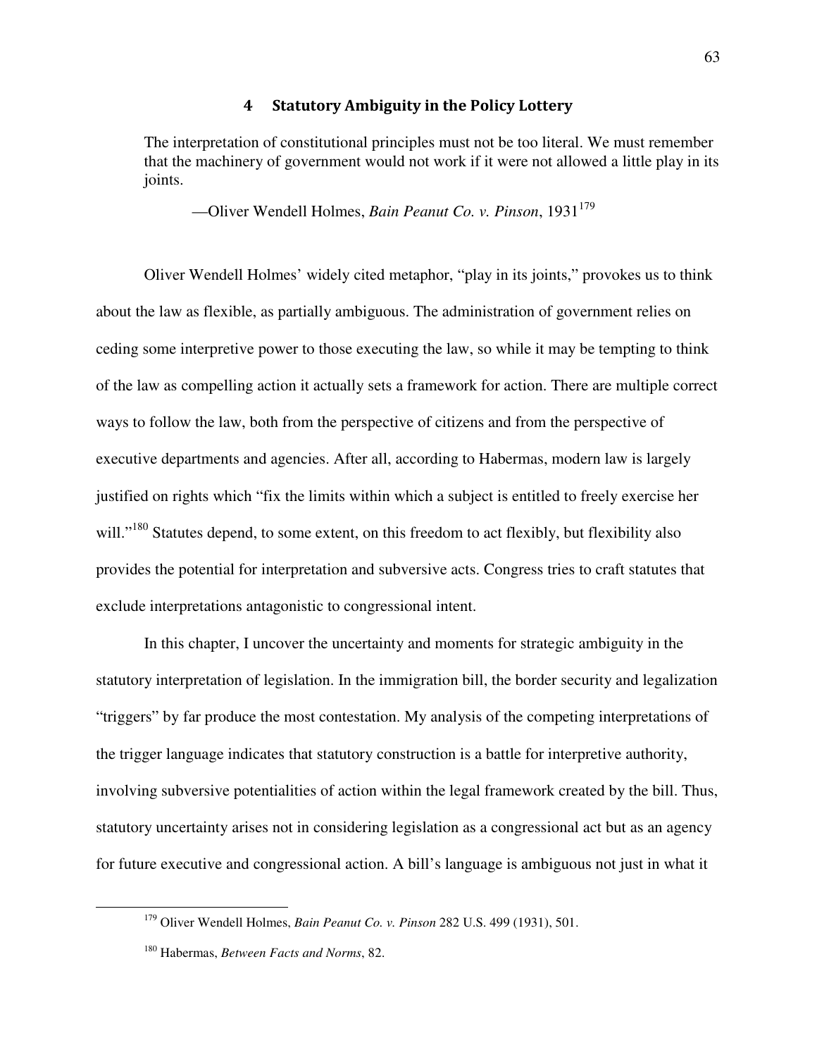# 4 Statutory Ambiguity in the Policy Lottery

> The interpretation of constitutional principles must not be too literal. We must remember that the machinery of government would not work if it were not allowed a little play in its joints.
>
> —Oliver Wendell Holmes, *Bain Peanut Co. v. Pinson*, 1931[179]

Oliver Wendell Holmes' widely cited metaphor, "play in its joints," provokes us to think about the law as flexible, as partially ambiguous. The administration of government relies on ceding some interpretive power to those executing the law, so while it may be tempting to think of the law as compelling action it actually sets a framework for action. There are multiple correct ways to follow the law, both from the perspective of citizens and from the perspective of executive departments and agencies. After all, according to Habermas, modern law is largely justified on rights which "fix the limits within which a subject is entitled to freely exercise her will."[180] Statutes depend, to some extent, on this freedom to act flexibly, but flexibility also provides the potential for interpretation and subversive acts. Congress tries to craft statutes that exclude interpretations antagonistic to congressional intent.

In this chapter, I uncover the uncertainty and moments for strategic ambiguity in the statutory interpretation of legislation. In the immigration bill, the border security and legalization "triggers" by far produce the most contestation. My analysis of the competing interpretations of the trigger language indicates that statutory construction is a battle for interpretive authority, involving subversive potentialities of action within the legal framework created by the bill. Thus, statutory uncertainty arises not in considering legislation as a congressional act but as an agency for future executive and congressional action. A bill's language is ambiguous not just in what it

---

[179] Oliver Wendell Holmes, *Bain Peanut Co. v. Pinson* 282 U.S. 499 (1931), 501.

[180] Habermas, *Between Facts and Norms*, 82.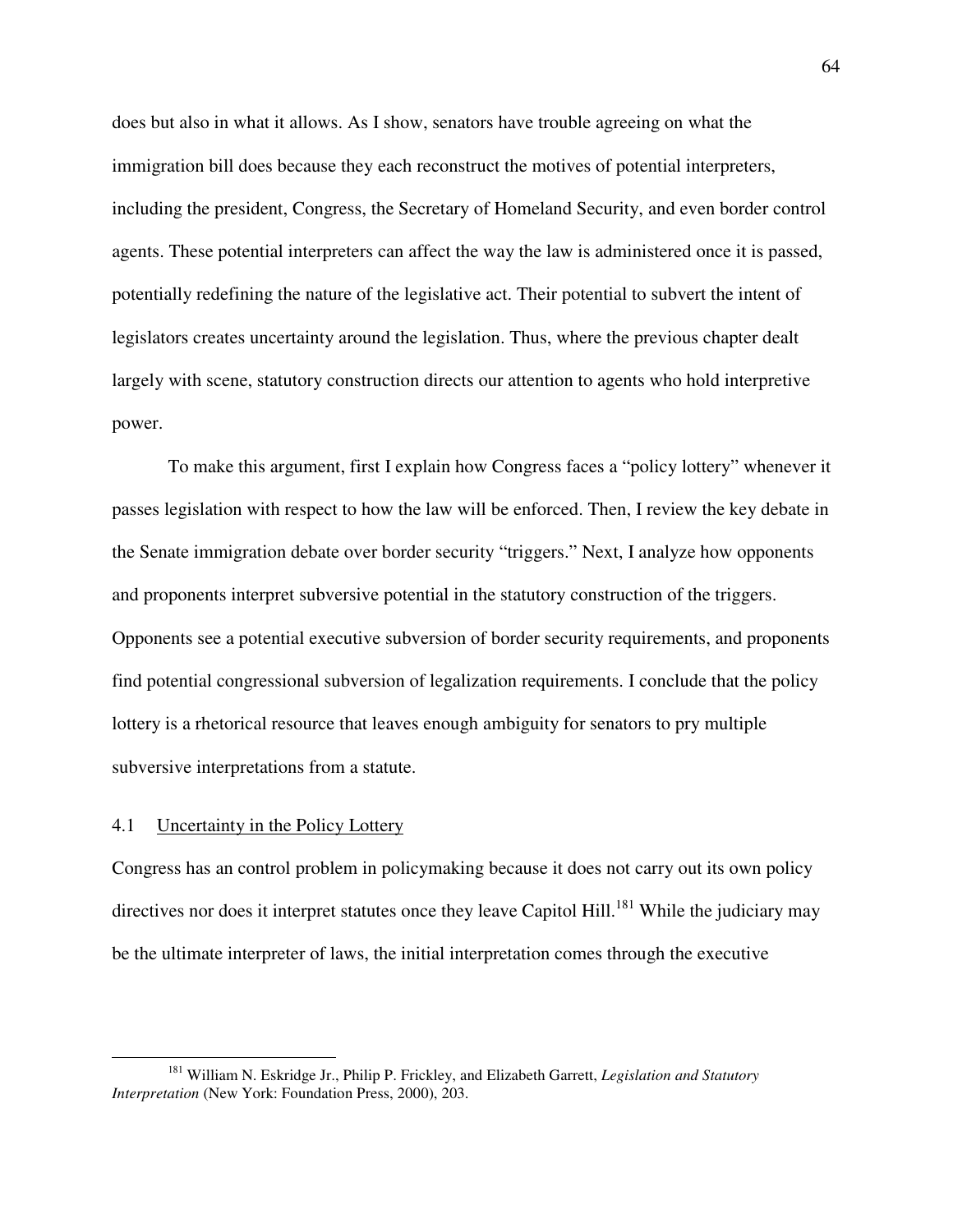does but also in what it allows. As I show, senators have trouble agreeing on what the immigration bill does because they each reconstruct the motives of potential interpreters, including the president, Congress, the Secretary of Homeland Security, and even border control agents. These potential interpreters can affect the way the law is administered once it is passed, potentially redefining the nature of the legislative act. Their potential to subvert the intent of legislators creates uncertainty around the legislation. Thus, where the previous chapter dealt largely with scene, statutory construction directs our attention to agents who hold interpretive power.

To make this argument, first I explain how Congress faces a "policy lottery" whenever it passes legislation with respect to how the law will be enforced. Then, I review the key debate in the Senate immigration debate over border security "triggers." Next, I analyze how opponents and proponents interpret subversive potential in the statutory construction of the triggers. Opponents see a potential executive subversion of border security requirements, and proponents find potential congressional subversion of legalization requirements. I conclude that the policy lottery is a rhetorical resource that leaves enough ambiguity for senators to pry multiple subversive interpretations from a statute.

## 4.1 Uncertainty in the Policy Lottery

Congress has an control problem in policymaking because it does not carry out its own policy directives nor does it interpret statutes once they leave Capitol Hill.[181] While the judiciary may be the ultimate interpreter of laws, the initial interpretation comes through the executive

---

[181] William N. Eskridge Jr., Philip P. Frickley, and Elizabeth Garrett, *Legislation and Statutory Interpretation* (New York: Foundation Press, 2000), 203.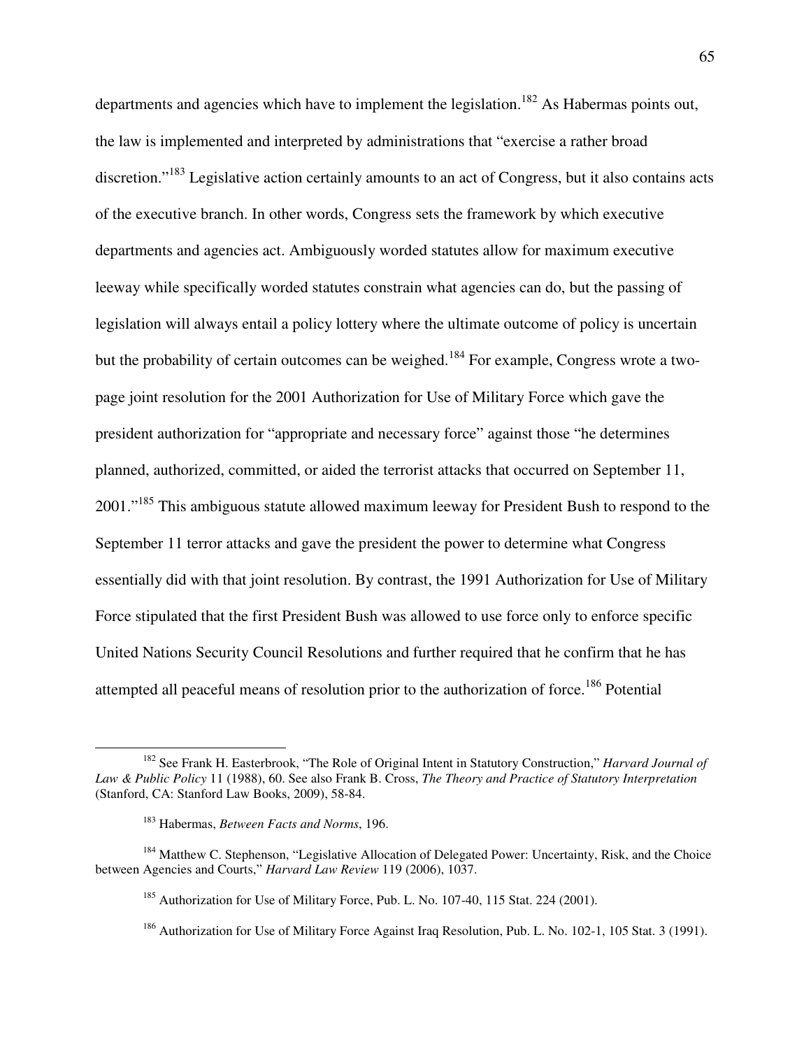departments and agencies which have to implement the legislation.[182] As Habermas points out, the law is implemented and interpreted by administrations that "exercise a rather broad discretion."[183] Legislative action certainly amounts to an act of Congress, but it also contains acts of the executive branch. In other words, Congress sets the framework by which executive departments and agencies act. Ambiguously worded statutes allow for maximum executive leeway while specifically worded statutes constrain what agencies can do, but the passing of legislation will always entail a policy lottery where the ultimate outcome of policy is uncertain but the probability of certain outcomes can be weighed.[184] For example, Congress wrote a two-page joint resolution for the 2001 Authorization for Use of Military Force which gave the president authorization for "appropriate and necessary force" against those "he determines planned, authorized, committed, or aided the terrorist attacks that occurred on September 11, 2001."[185] This ambiguous statute allowed maximum leeway for President Bush to respond to the September 11 terror attacks and gave the president the power to determine what Congress essentially did with that joint resolution. By contrast, the 1991 Authorization for Use of Military Force stipulated that the first President Bush was allowed to use force only to enforce specific United Nations Security Council Resolutions and further required that he confirm that he has attempted all peaceful means of resolution prior to the authorization of force.[186] Potential

---

[182] See Frank H. Easterbrook, "The Role of Original Intent in Statutory Construction," *Harvard Journal of Law & Public Policy* 11 (1988), 60. See also Frank B. Cross, *The Theory and Practice of Statutory Interpretation* (Stanford, CA: Stanford Law Books, 2009), 58-84.

[183] Habermas, *Between Facts and Norms*, 196.

[184] Matthew C. Stephenson, "Legislative Allocation of Delegated Power: Uncertainty, Risk, and the Choice between Agencies and Courts," *Harvard Law Review* 119 (2006), 1037.

[185] Authorization for Use of Military Force, Pub. L. No. 107-40, 115 Stat. 224 (2001).

[186] Authorization for Use of Military Force Against Iraq Resolution, Pub. L. No. 102-1, 105 Stat. 3 (1991).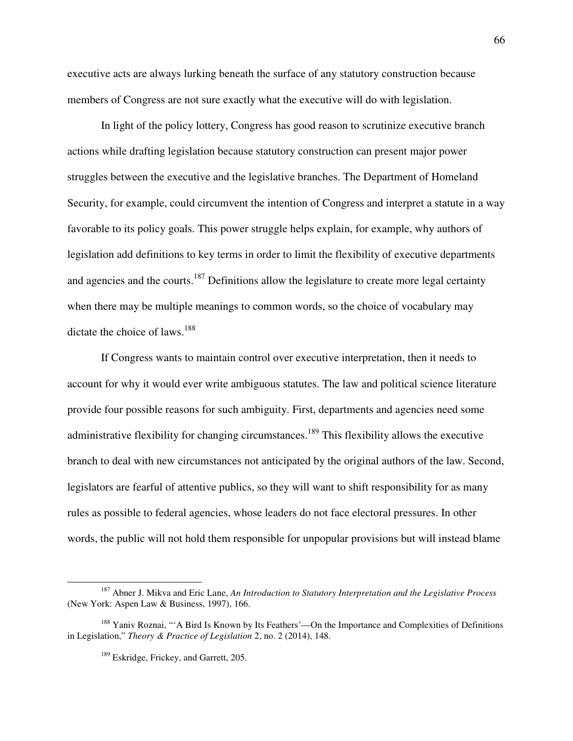executive acts are always lurking beneath the surface of any statutory construction because members of Congress are not sure exactly what the executive will do with legislation.

In light of the policy lottery, Congress has good reason to scrutinize executive branch actions while drafting legislation because statutory construction can present major power struggles between the executive and the legislative branches. The Department of Homeland Security, for example, could circumvent the intention of Congress and interpret a statute in a way favorable to its policy goals. This power struggle helps explain, for example, why authors of legislation add definitions to key terms in order to limit the flexibility of executive departments and agencies and the courts.[187] Definitions allow the legislature to create more legal certainty when there may be multiple meanings to common words, so the choice of vocabulary may dictate the choice of laws.[188]

If Congress wants to maintain control over executive interpretation, then it needs to account for why it would ever write ambiguous statutes. The law and political science literature provide four possible reasons for such ambiguity. First, departments and agencies need some administrative flexibility for changing circumstances.[189] This flexibility allows the executive branch to deal with new circumstances not anticipated by the original authors of the law. Second, legislators are fearful of attentive publics, so they will want to shift responsibility for as many rules as possible to federal agencies, whose leaders do not face electoral pressures. In other words, the public will not hold them responsible for unpopular provisions but will instead blame

---

[187] Abner J. Mikva and Eric Lane, *An Introduction to Statutory Interpretation and the Legislative Process* (New York: Aspen Law & Business, 1997), 166.

[188] Yaniv Roznai, "'A Bird Is Known by Its Feathers'—On the Importance and Complexities of Definitions in Legislation," *Theory & Practice of Legislation* 2, no. 2 (2014), 148.

[189] Eskridge, Frickey, and Garrett, 205.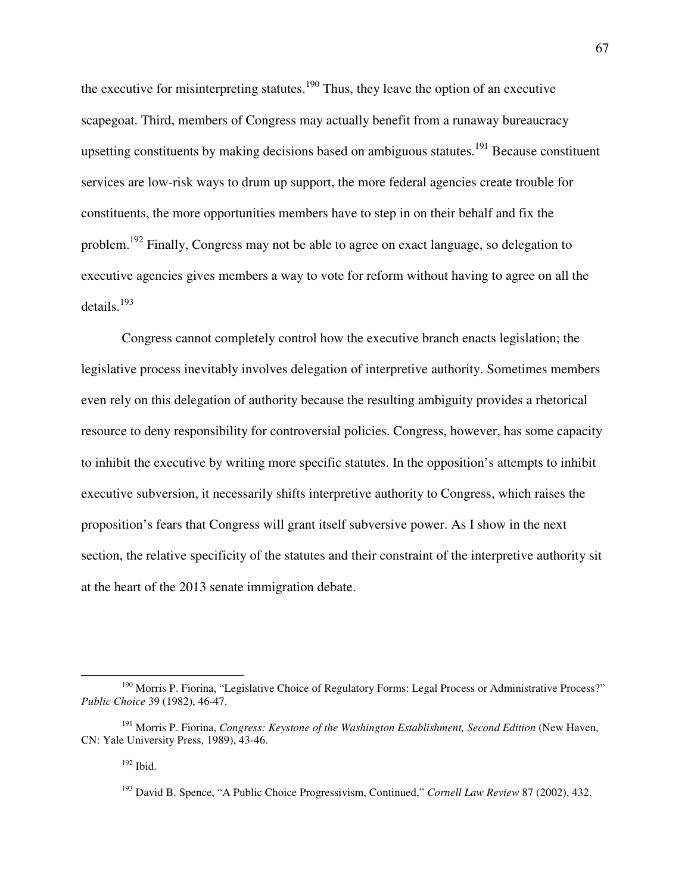the executive for misinterpreting statutes.[190] Thus, they leave the option of an executive scapegoat. Third, members of Congress may actually benefit from a runaway bureaucracy upsetting constituents by making decisions based on ambiguous statutes.[191] Because constituent services are low-risk ways to drum up support, the more federal agencies create trouble for constituents, the more opportunities members have to step in on their behalf and fix the problem.[192] Finally, Congress may not be able to agree on exact language, so delegation to executive agencies gives members a way to vote for reform without having to agree on all the details.[193]

Congress cannot completely control how the executive branch enacts legislation; the legislative process inevitably involves delegation of interpretive authority. Sometimes members even rely on this delegation of authority because the resulting ambiguity provides a rhetorical resource to deny responsibility for controversial policies. Congress, however, has some capacity to inhibit the executive by writing more specific statutes. In the opposition's attempts to inhibit executive subversion, it necessarily shifts interpretive authority to Congress, which raises the proposition's fears that Congress will grant itself subversive power. As I show in the next section, the relative specificity of the statutes and their constraint of the interpretive authority sit at the heart of the 2013 senate immigration debate.

---

[190] Morris P. Fiorina, "Legislative Choice of Regulatory Forms: Legal Process or Administrative Process?" *Public Choice* 39 (1982), 46-47.

[191] Morris P. Fiorina, *Congress: Keystone of the Washington Establishment, Second Edition* (New Haven, CN: Yale University Press, 1989), 43-46.

[192] Ibid.

[193] David B. Spence, "A Public Choice Progressivism, Continued," *Cornell Law Review* 87 (2002), 432.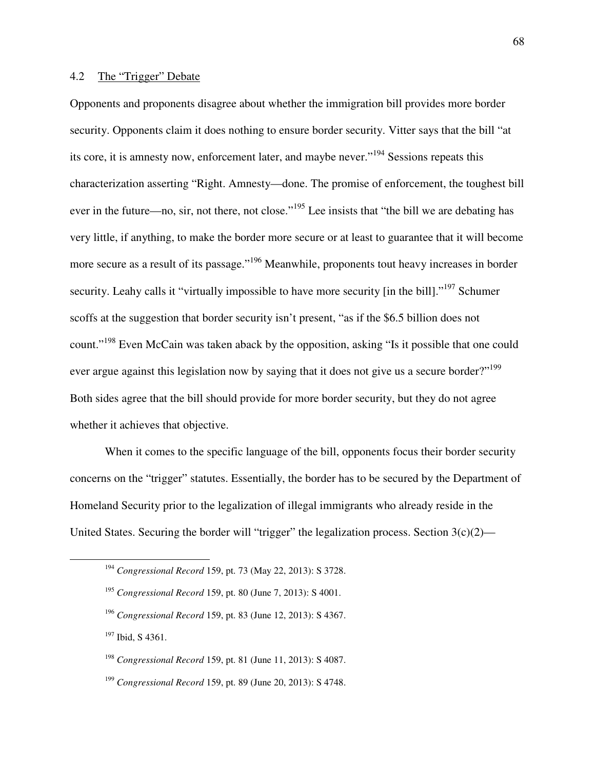### 4.2 The "Trigger" Debate

Opponents and proponents disagree about whether the immigration bill provides more border security. Opponents claim it does nothing to ensure border security. Vitter says that the bill "at its core, it is amnesty now, enforcement later, and maybe never."[194] Sessions repeats this characterization asserting "Right. Amnesty—done. The promise of enforcement, the toughest bill ever in the future—no, sir, not there, not close."[195] Lee insists that "the bill we are debating has very little, if anything, to make the border more secure or at least to guarantee that it will become more secure as a result of its passage."[196] Meanwhile, proponents tout heavy increases in border security. Leahy calls it "virtually impossible to have more security [in the bill]."[197] Schumer scoffs at the suggestion that border security isn't present, "as if the $6.5 billion does not count."[198] Even McCain was taken aback by the opposition, asking "Is it possible that one could ever argue against this legislation now by saying that it does not give us a secure border?"[199] Both sides agree that the bill should provide for more border security, but they do not agree whether it achieves that objective.

When it comes to the specific language of the bill, opponents focus their border security concerns on the "trigger" statutes. Essentially, the border has to be secured by the Department of Homeland Security prior to the legalization of illegal immigrants who already reside in the United States. Securing the border will "trigger" the legalization process. Section 3(c)(2)—

---

[194] *Congressional Record* 159, pt. 73 (May 22, 2013): S 3728.

[195] *Congressional Record* 159, pt. 80 (June 7, 2013): S 4001.

[196] *Congressional Record* 159, pt. 83 (June 12, 2013): S 4367.

[197] Ibid, S 4361.

[198] *Congressional Record* 159, pt. 81 (June 11, 2013): S 4087.

[199] *Congressional Record* 159, pt. 89 (June 20, 2013): S 4748.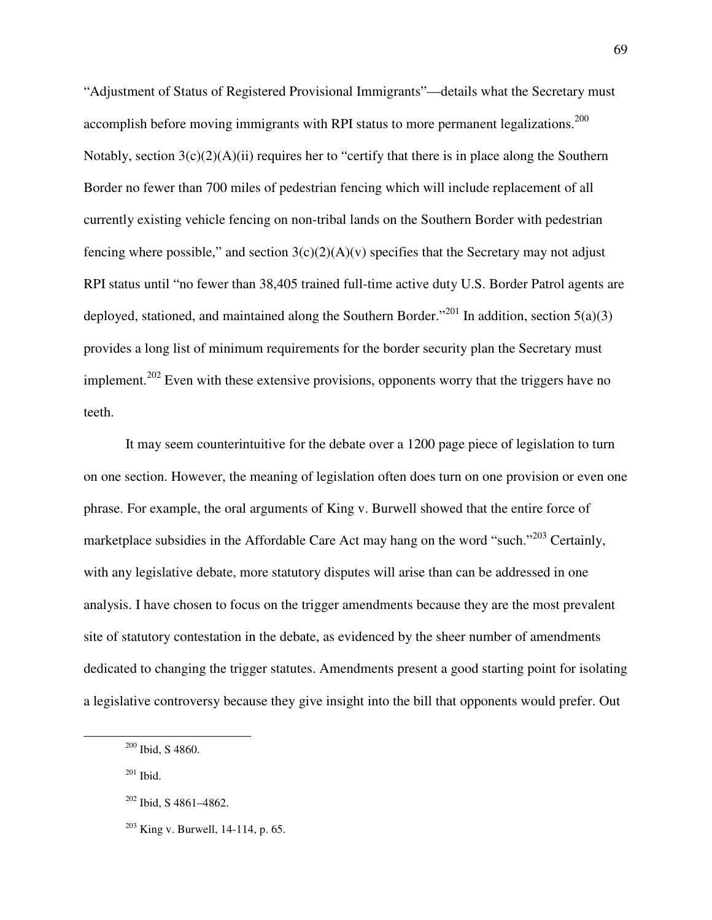"Adjustment of Status of Registered Provisional Immigrants"—details what the Secretary must accomplish before moving immigrants with RPI status to more permanent legalizations.[200] Notably, section 3(c)(2)(A)(ii) requires her to "certify that there is in place along the Southern Border no fewer than 700 miles of pedestrian fencing which will include replacement of all currently existing vehicle fencing on non-tribal lands on the Southern Border with pedestrian fencing where possible," and section 3(c)(2)(A)(v) specifies that the Secretary may not adjust RPI status until "no fewer than 38,405 trained full-time active duty U.S. Border Patrol agents are deployed, stationed, and maintained along the Southern Border."[201] In addition, section 5(a)(3) provides a long list of minimum requirements for the border security plan the Secretary must implement.[202] Even with these extensive provisions, opponents worry that the triggers have no teeth.

It may seem counterintuitive for the debate over a 1200 page piece of legislation to turn on one section. However, the meaning of legislation often does turn on one provision or even one phrase. For example, the oral arguments of King v. Burwell showed that the entire force of marketplace subsidies in the Affordable Care Act may hang on the word "such."[203] Certainly, with any legislative debate, more statutory disputes will arise than can be addressed in one analysis. I have chosen to focus on the trigger amendments because they are the most prevalent site of statutory contestation in the debate, as evidenced by the sheer number of amendments dedicated to changing the trigger statutes. Amendments present a good starting point for isolating a legislative controversy because they give insight into the bill that opponents would prefer. Out

---

[200] Ibid, S 4860.

[201] Ibid.

[202] Ibid, S 4861–4862.

[203] King v. Burwell, 14-114, p. 65.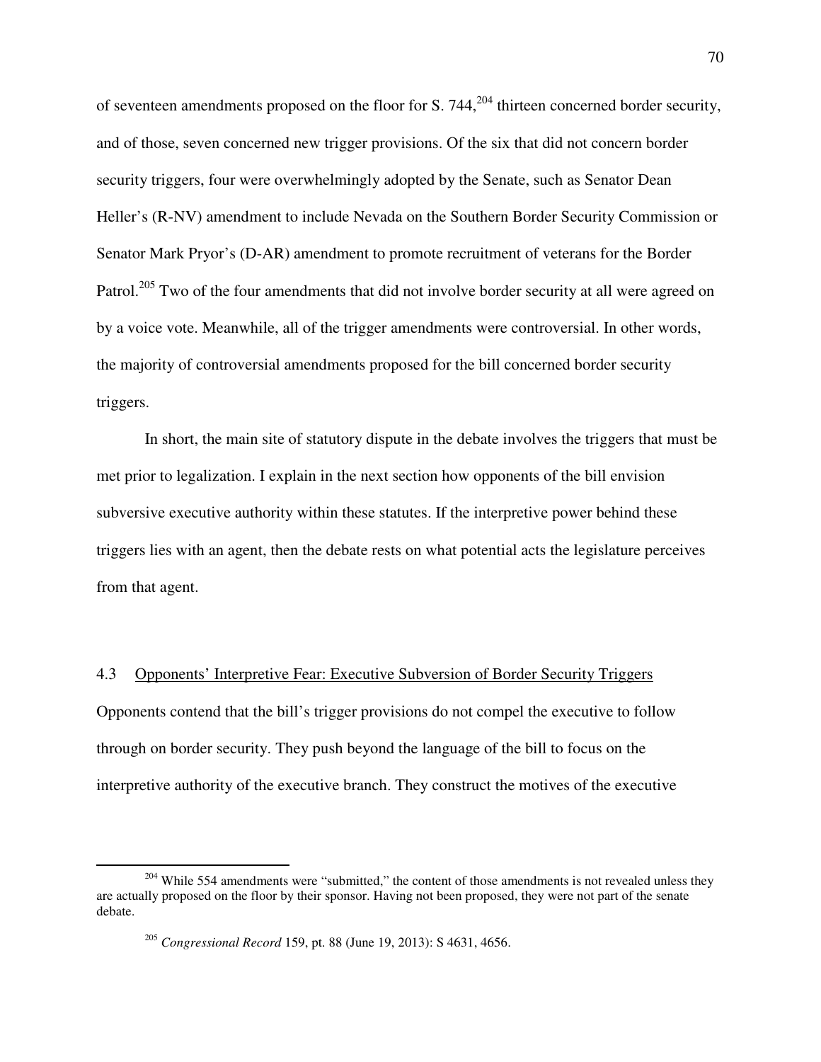of seventeen amendments proposed on the floor for S. 744,[204] thirteen concerned border security, and of those, seven concerned new trigger provisions. Of the six that did not concern border security triggers, four were overwhelmingly adopted by the Senate, such as Senator Dean Heller's (R-NV) amendment to include Nevada on the Southern Border Security Commission or Senator Mark Pryor's (D-AR) amendment to promote recruitment of veterans for the Border Patrol.[205] Two of the four amendments that did not involve border security at all were agreed on by a voice vote. Meanwhile, all of the trigger amendments were controversial. In other words, the majority of controversial amendments proposed for the bill concerned border security triggers.

In short, the main site of statutory dispute in the debate involves the triggers that must be met prior to legalization. I explain in the next section how opponents of the bill envision subversive executive authority within these statutes. If the interpretive power behind these triggers lies with an agent, then the debate rests on what potential acts the legislature perceives from that agent.

### 4.3 Opponents' Interpretive Fear: Executive Subversion of Border Security Triggers

Opponents contend that the bill's trigger provisions do not compel the executive to follow through on border security. They push beyond the language of the bill to focus on the interpretive authority of the executive branch. They construct the motives of the executive

---

[204] While 554 amendments were "submitted," the content of those amendments is not revealed unless they are actually proposed on the floor by their sponsor. Having not been proposed, they were not part of the senate debate.

[205] *Congressional Record* 159, pt. 88 (June 19, 2013): S 4631, 4656.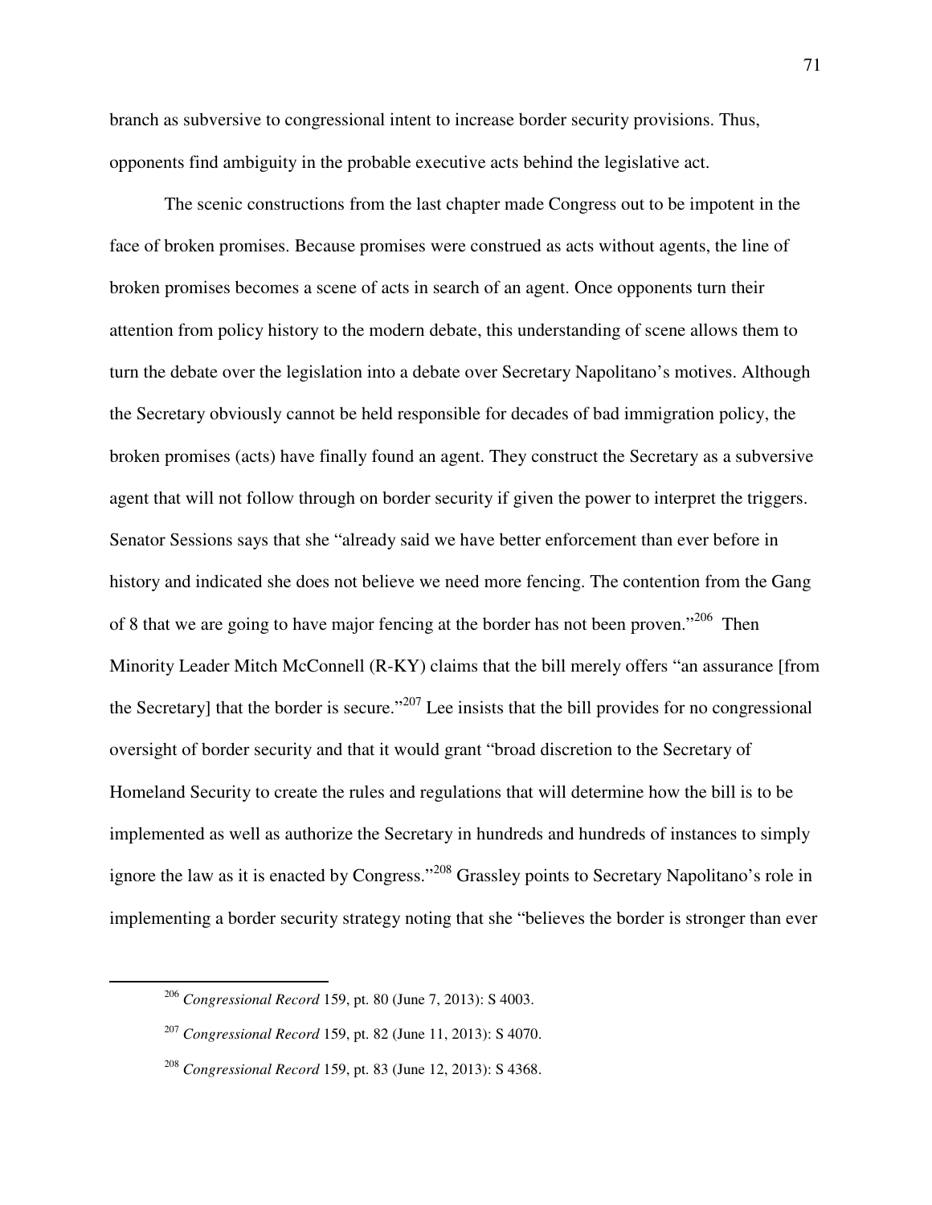branch as subversive to congressional intent to increase border security provisions. Thus, opponents find ambiguity in the probable executive acts behind the legislative act.

The scenic constructions from the last chapter made Congress out to be impotent in the face of broken promises. Because promises were construed as acts without agents, the line of broken promises becomes a scene of acts in search of an agent. Once opponents turn their attention from policy history to the modern debate, this understanding of scene allows them to turn the debate over the legislation into a debate over Secretary Napolitano's motives. Although the Secretary obviously cannot be held responsible for decades of bad immigration policy, the broken promises (acts) have finally found an agent. They construct the Secretary as a subversive agent that will not follow through on border security if given the power to interpret the triggers. Senator Sessions says that she "already said we have better enforcement than ever before in history and indicated she does not believe we need more fencing. The contention from the Gang of 8 that we are going to have major fencing at the border has not been proven."[206] Then Minority Leader Mitch McConnell (R-KY) claims that the bill merely offers "an assurance [from the Secretary] that the border is secure."[207] Lee insists that the bill provides for no congressional oversight of border security and that it would grant "broad discretion to the Secretary of Homeland Security to create the rules and regulations that will determine how the bill is to be implemented as well as authorize the Secretary in hundreds and hundreds of instances to simply ignore the law as it is enacted by Congress."[208] Grassley points to Secretary Napolitano's role in implementing a border security strategy noting that she "believes the border is stronger than ever

---

[206] *Congressional Record* 159, pt. 80 (June 7, 2013): S 4003.

[207] *Congressional Record* 159, pt. 82 (June 11, 2013): S 4070.

[208] *Congressional Record* 159, pt. 83 (June 12, 2013): S 4368.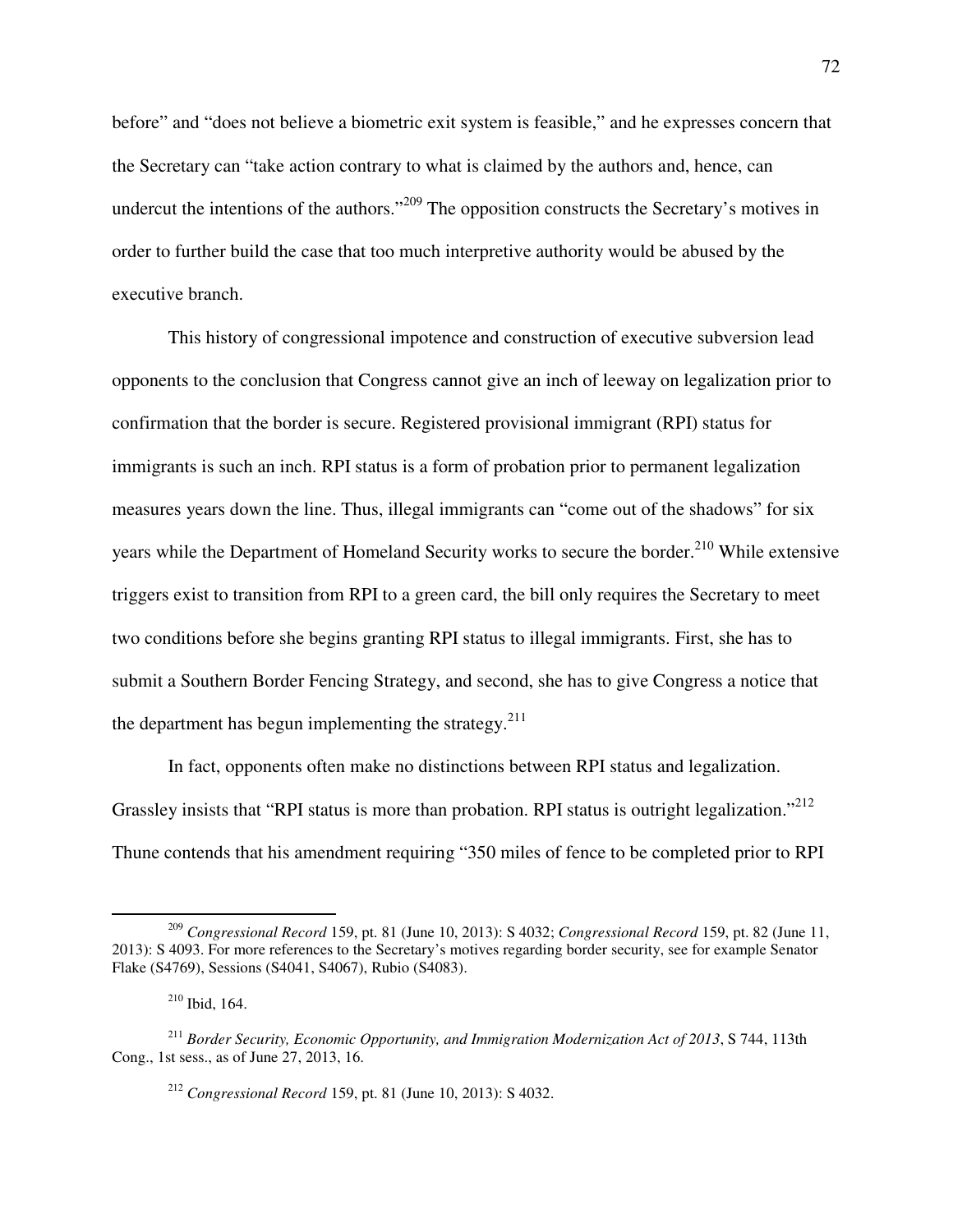before" and "does not believe a biometric exit system is feasible," and he expresses concern that the Secretary can "take action contrary to what is claimed by the authors and, hence, can undercut the intentions of the authors."[209] The opposition constructs the Secretary's motives in order to further build the case that too much interpretive authority would be abused by the executive branch.

This history of congressional impotence and construction of executive subversion lead opponents to the conclusion that Congress cannot give an inch of leeway on legalization prior to confirmation that the border is secure. Registered provisional immigrant (RPI) status for immigrants is such an inch. RPI status is a form of probation prior to permanent legalization measures years down the line. Thus, illegal immigrants can "come out of the shadows" for six years while the Department of Homeland Security works to secure the border.[210] While extensive triggers exist to transition from RPI to a green card, the bill only requires the Secretary to meet two conditions before she begins granting RPI status to illegal immigrants. First, she has to submit a Southern Border Fencing Strategy, and second, she has to give Congress a notice that the department has begun implementing the strategy.[211]

In fact, opponents often make no distinctions between RPI status and legalization. Grassley insists that "RPI status is more than probation. RPI status is outright legalization."[212] Thune contends that his amendment requiring "350 miles of fence to be completed prior to RPI

---

[209] *Congressional Record* 159, pt. 81 (June 10, 2013): S 4032; *Congressional Record* 159, pt. 82 (June 11, 2013): S 4093. For more references to the Secretary's motives regarding border security, see for example Senator Flake (S4769), Sessions (S4041, S4067), Rubio (S4083).

[210] Ibid, 164.

[211] *Border Security, Economic Opportunity, and Immigration Modernization Act of 2013*, S 744, 113th Cong., 1st sess., as of June 27, 2013, 16.

[212] *Congressional Record* 159, pt. 81 (June 10, 2013): S 4032.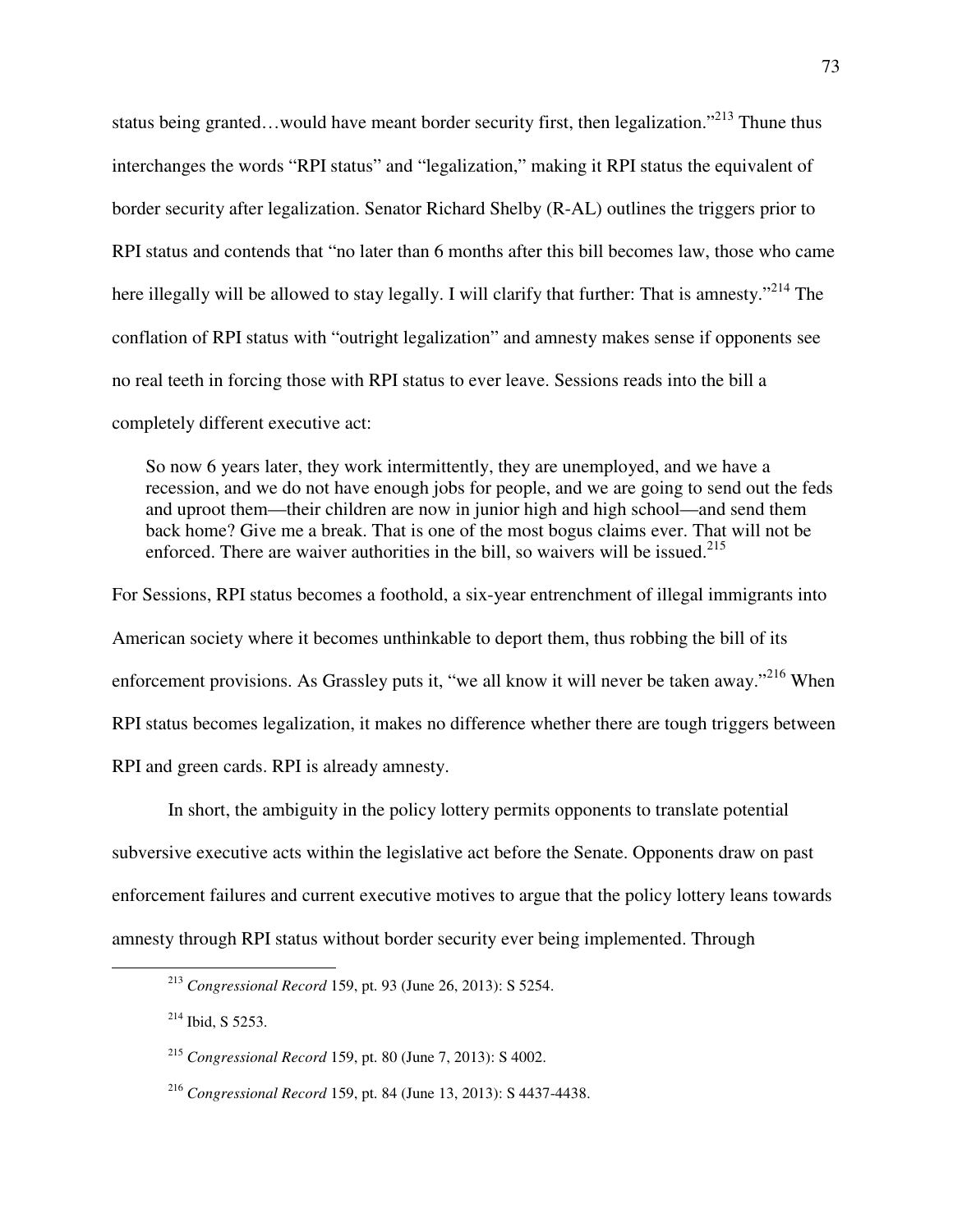status being granted…would have meant border security first, then legalization."[213] Thune thus interchanges the words "RPI status" and "legalization," making it RPI status the equivalent of border security after legalization. Senator Richard Shelby (R-AL) outlines the triggers prior to RPI status and contends that "no later than 6 months after this bill becomes law, those who came here illegally will be allowed to stay legally. I will clarify that further: That is amnesty."[214] The conflation of RPI status with "outright legalization" and amnesty makes sense if opponents see no real teeth in forcing those with RPI status to ever leave. Sessions reads into the bill a completely different executive act:

> So now 6 years later, they work intermittently, they are unemployed, and we have a recession, and we do not have enough jobs for people, and we are going to send out the feds and uproot them—their children are now in junior high and high school—and send them back home? Give me a break. That is one of the most bogus claims ever. That will not be enforced. There are waiver authorities in the bill, so waivers will be issued.[215]

For Sessions, RPI status becomes a foothold, a six-year entrenchment of illegal immigrants into American society where it becomes unthinkable to deport them, thus robbing the bill of its enforcement provisions. As Grassley puts it, "we all know it will never be taken away."[216] When RPI status becomes legalization, it makes no difference whether there are tough triggers between RPI and green cards. RPI is already amnesty.

In short, the ambiguity in the policy lottery permits opponents to translate potential subversive executive acts within the legislative act before the Senate. Opponents draw on past enforcement failures and current executive motives to argue that the policy lottery leans towards amnesty through RPI status without border security ever being implemented. Through

---

[213] *Congressional Record* 159, pt. 93 (June 26, 2013): S 5254.

[214] Ibid, S 5253.

[215] *Congressional Record* 159, pt. 80 (June 7, 2013): S 4002.

[216] *Congressional Record* 159, pt. 84 (June 13, 2013): S 4437-4438.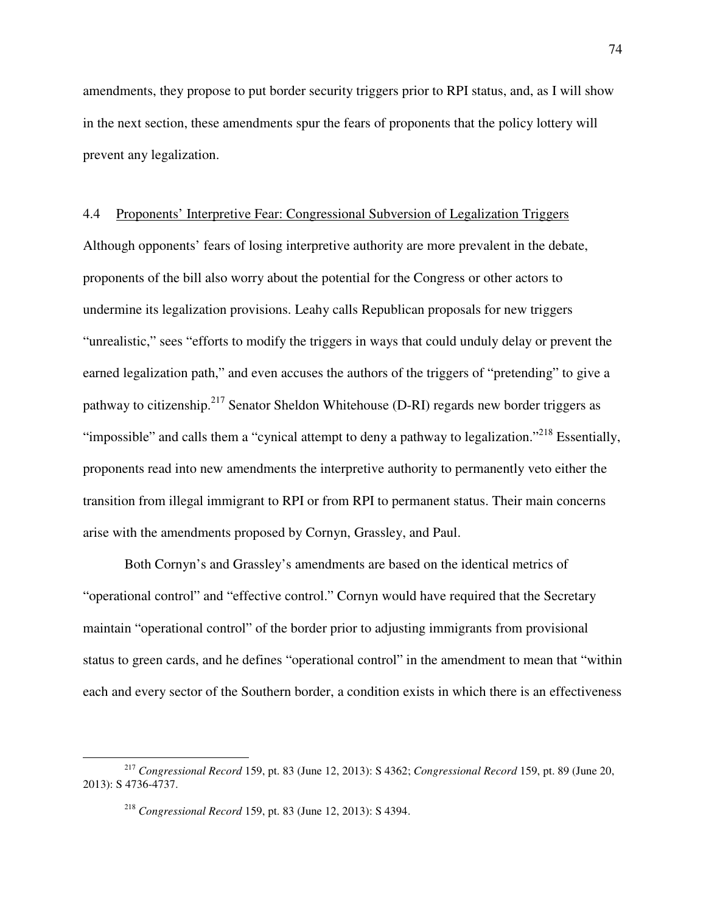amendments, they propose to put border security triggers prior to RPI status, and, as I will show in the next section, these amendments spur the fears of proponents that the policy lottery will prevent any legalization.

### 4.4 Proponents' Interpretive Fear: Congressional Subversion of Legalization Triggers

Although opponents' fears of losing interpretive authority are more prevalent in the debate, proponents of the bill also worry about the potential for the Congress or other actors to undermine its legalization provisions. Leahy calls Republican proposals for new triggers "unrealistic," sees "efforts to modify the triggers in ways that could unduly delay or prevent the earned legalization path," and even accuses the authors of the triggers of "pretending" to give a pathway to citizenship.[217] Senator Sheldon Whitehouse (D-RI) regards new border triggers as "impossible" and calls them a "cynical attempt to deny a pathway to legalization."[218] Essentially, proponents read into new amendments the interpretive authority to permanently veto either the transition from illegal immigrant to RPI or from RPI to permanent status. Their main concerns arise with the amendments proposed by Cornyn, Grassley, and Paul.

Both Cornyn's and Grassley's amendments are based on the identical metrics of "operational control" and "effective control." Cornyn would have required that the Secretary maintain "operational control" of the border prior to adjusting immigrants from provisional status to green cards, and he defines "operational control" in the amendment to mean that "within each and every sector of the Southern border, a condition exists in which there is an effectiveness

---

[217] *Congressional Record* 159, pt. 83 (June 12, 2013): S 4362; *Congressional Record* 159, pt. 89 (June 20, 2013): S 4736-4737.

[218] *Congressional Record* 159, pt. 83 (June 12, 2013): S 4394.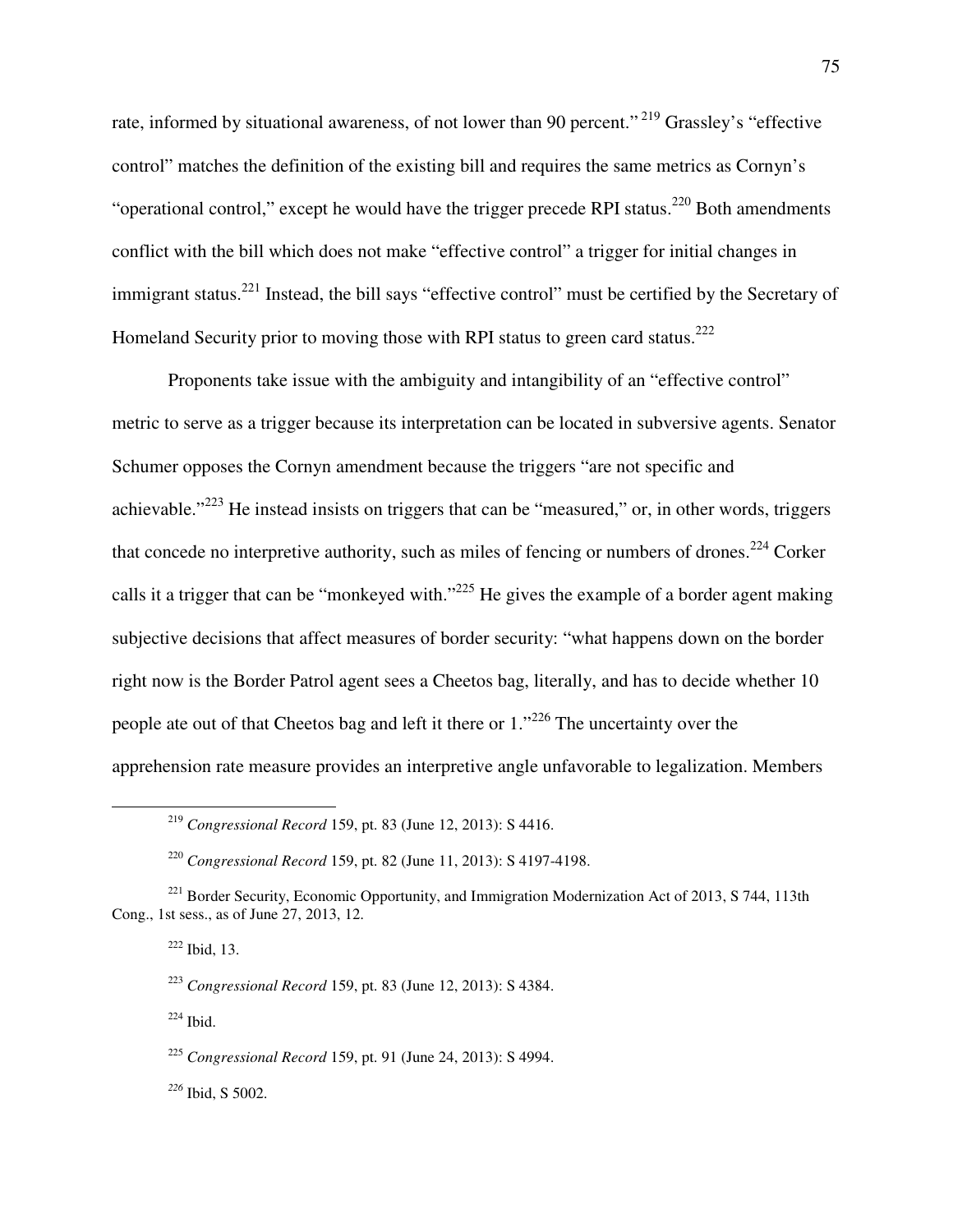rate, informed by situational awareness, of not lower than 90 percent." [219] Grassley's "effective control" matches the definition of the existing bill and requires the same metrics as Cornyn's "operational control," except he would have the trigger precede RPI status.[220] Both amendments conflict with the bill which does not make "effective control" a trigger for initial changes in immigrant status.[221] Instead, the bill says "effective control" must be certified by the Secretary of Homeland Security prior to moving those with RPI status to green card status.[222]

Proponents take issue with the ambiguity and intangibility of an "effective control" metric to serve as a trigger because its interpretation can be located in subversive agents. Senator Schumer opposes the Cornyn amendment because the triggers "are not specific and achievable."[223] He instead insists on triggers that can be "measured," or, in other words, triggers that concede no interpretive authority, such as miles of fencing or numbers of drones.[224] Corker calls it a trigger that can be "monkeyed with."[225] He gives the example of a border agent making subjective decisions that affect measures of border security: "what happens down on the border right now is the Border Patrol agent sees a Cheetos bag, literally, and has to decide whether 10 people ate out of that Cheetos bag and left it there or 1."[226] The uncertainty over the apprehension rate measure provides an interpretive angle unfavorable to legalization. Members

---

[219] *Congressional Record* 159, pt. 83 (June 12, 2013): S 4416.

[220] *Congressional Record* 159, pt. 82 (June 11, 2013): S 4197-4198.

[221] Border Security, Economic Opportunity, and Immigration Modernization Act of 2013, S 744, 113th Cong., 1st sess., as of June 27, 2013, 12.

[222] Ibid, 13.

[223] *Congressional Record* 159, pt. 83 (June 12, 2013): S 4384.

[224] Ibid.

[225] *Congressional Record* 159, pt. 91 (June 24, 2013): S 4994.

[226] Ibid, S 5002.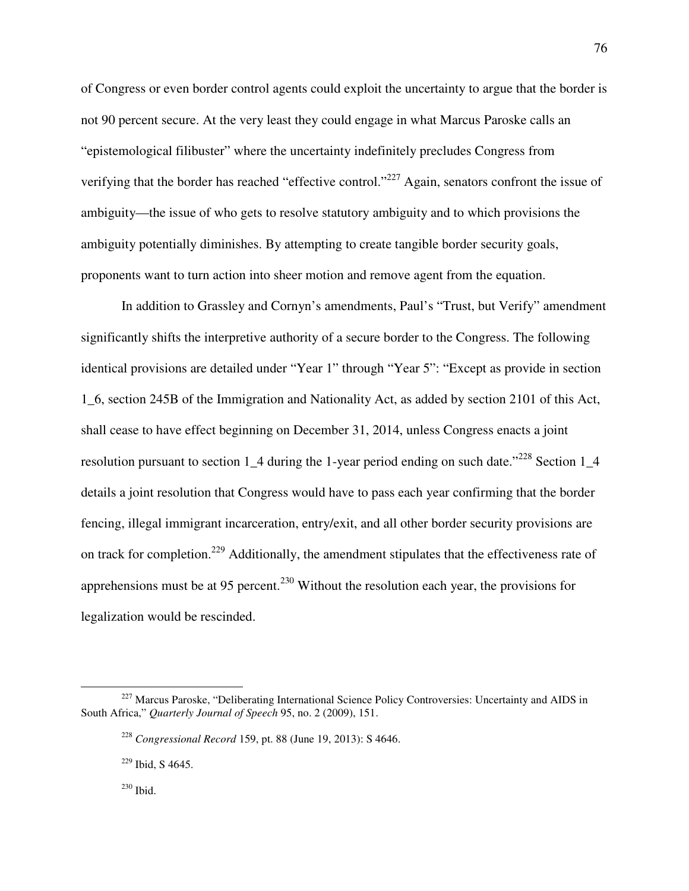of Congress or even border control agents could exploit the uncertainty to argue that the border is not 90 percent secure. At the very least they could engage in what Marcus Paroske calls an "epistemological filibuster" where the uncertainty indefinitely precludes Congress from verifying that the border has reached "effective control."[227] Again, senators confront the issue of ambiguity—the issue of who gets to resolve statutory ambiguity and to which provisions the ambiguity potentially diminishes. By attempting to create tangible border security goals, proponents want to turn action into sheer motion and remove agent from the equation.

In addition to Grassley and Cornyn's amendments, Paul's "Trust, but Verify" amendment significantly shifts the interpretive authority of a secure border to the Congress. The following identical provisions are detailed under "Year 1" through "Year 5": "Except as provide in section 1_6, section 245B of the Immigration and Nationality Act, as added by section 2101 of this Act, shall cease to have effect beginning on December 31, 2014, unless Congress enacts a joint resolution pursuant to section 1_4 during the 1-year period ending on such date."[228] Section 1_4 details a joint resolution that Congress would have to pass each year confirming that the border fencing, illegal immigrant incarceration, entry/exit, and all other border security provisions are on track for completion.[229] Additionally, the amendment stipulates that the effectiveness rate of apprehensions must be at 95 percent.[230] Without the resolution each year, the provisions for legalization would be rescinded.

---

[227] Marcus Paroske, "Deliberating International Science Policy Controversies: Uncertainty and AIDS in South Africa," *Quarterly Journal of Speech* 95, no. 2 (2009), 151.

[228] *Congressional Record* 159, pt. 88 (June 19, 2013): S 4646.

[229] Ibid, S 4645.

[230] Ibid.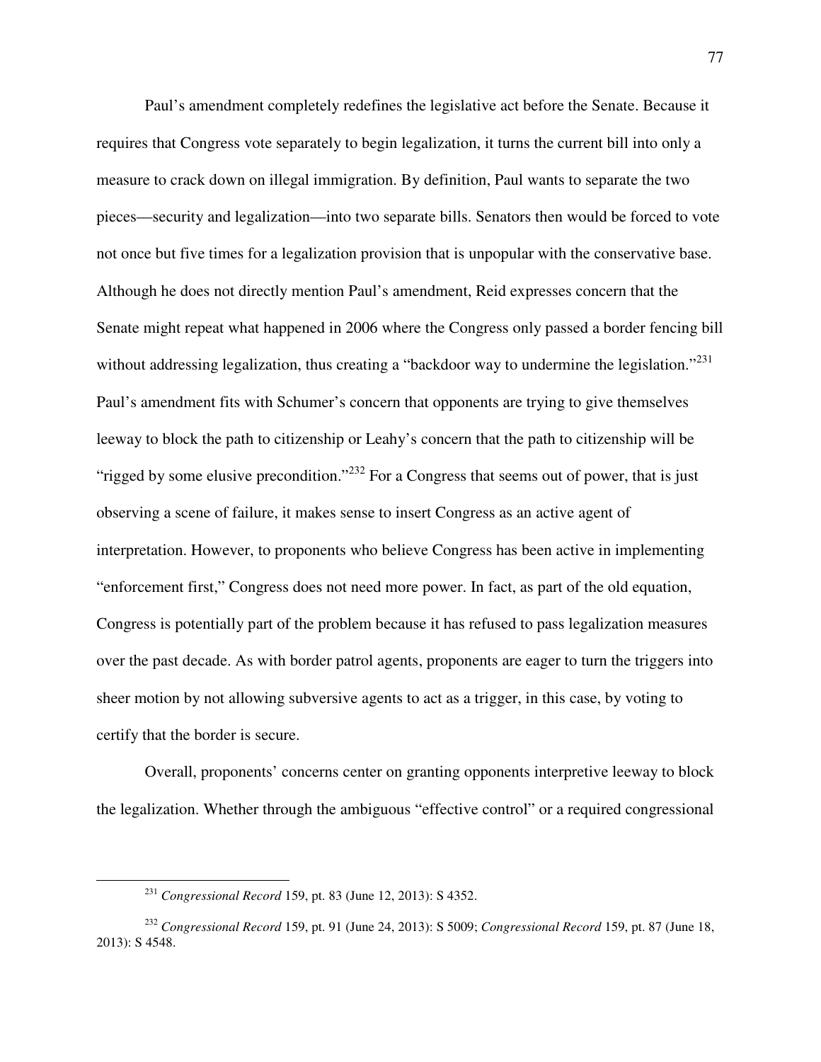Paul's amendment completely redefines the legislative act before the Senate. Because it requires that Congress vote separately to begin legalization, it turns the current bill into only a measure to crack down on illegal immigration. By definition, Paul wants to separate the two pieces—security and legalization—into two separate bills. Senators then would be forced to vote not once but five times for a legalization provision that is unpopular with the conservative base. Although he does not directly mention Paul's amendment, Reid expresses concern that the Senate might repeat what happened in 2006 where the Congress only passed a border fencing bill without addressing legalization, thus creating a "backdoor way to undermine the legislation."[231] Paul's amendment fits with Schumer's concern that opponents are trying to give themselves leeway to block the path to citizenship or Leahy's concern that the path to citizenship will be "rigged by some elusive precondition."[232] For a Congress that seems out of power, that is just observing a scene of failure, it makes sense to insert Congress as an active agent of interpretation. However, to proponents who believe Congress has been active in implementing "enforcement first," Congress does not need more power. In fact, as part of the old equation, Congress is potentially part of the problem because it has refused to pass legalization measures over the past decade. As with border patrol agents, proponents are eager to turn the triggers into sheer motion by not allowing subversive agents to act as a trigger, in this case, by voting to certify that the border is secure.

Overall, proponents' concerns center on granting opponents interpretive leeway to block the legalization. Whether through the ambiguous "effective control" or a required congressional

---

[231] *Congressional Record* 159, pt. 83 (June 12, 2013): S 4352.

[232] *Congressional Record* 159, pt. 91 (June 24, 2013): S 5009; *Congressional Record* 159, pt. 87 (June 18, 2013): S 4548.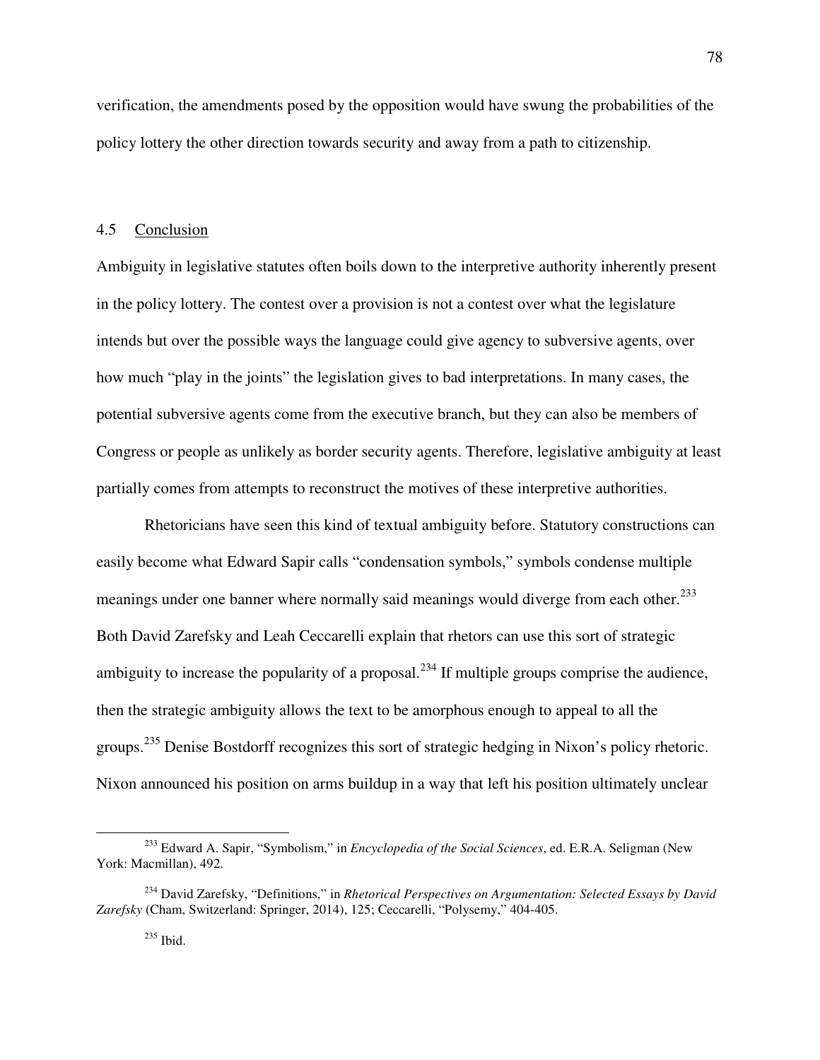verification, the amendments posed by the opposition would have swung the probabilities of the policy lottery the other direction towards security and away from a path to citizenship.

### 4.5 Conclusion

Ambiguity in legislative statutes often boils down to the interpretive authority inherently present in the policy lottery. The contest over a provision is not a contest over what the legislature intends but over the possible ways the language could give agency to subversive agents, over how much "play in the joints" the legislation gives to bad interpretations. In many cases, the potential subversive agents come from the executive branch, but they can also be members of Congress or people as unlikely as border security agents. Therefore, legislative ambiguity at least partially comes from attempts to reconstruct the motives of these interpretive authorities.

Rhetoricians have seen this kind of textual ambiguity before. Statutory constructions can easily become what Edward Sapir calls "condensation symbols," symbols condense multiple meanings under one banner where normally said meanings would diverge from each other.[233] Both David Zarefsky and Leah Ceccarelli explain that rhetors can use this sort of strategic ambiguity to increase the popularity of a proposal.[234] If multiple groups comprise the audience, then the strategic ambiguity allows the text to be amorphous enough to appeal to all the groups.[235] Denise Bostdorff recognizes this sort of strategic hedging in Nixon's policy rhetoric. Nixon announced his position on arms buildup in a way that left his position ultimately unclear

---

[233] Edward A. Sapir, "Symbolism," in *Encyclopedia of the Social Sciences*, ed. E.R.A. Seligman (New York: Macmillan), 492.

[234] David Zarefsky, "Definitions," in *Rhetorical Perspectives on Argumentation: Selected Essays by David Zarefsky* (Cham, Switzerland: Springer, 2014), 125; Ceccarelli, "Polysemy," 404-405.

[235] Ibid.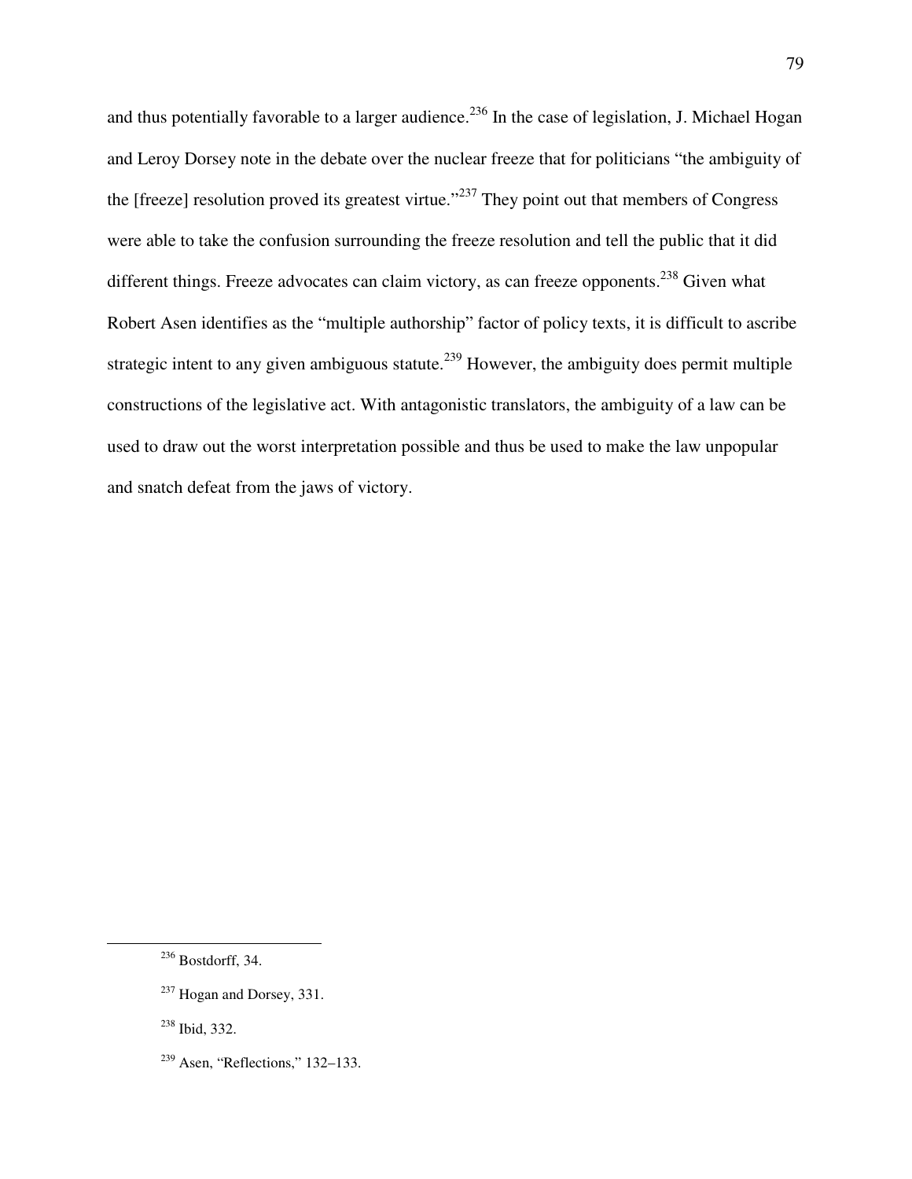and thus potentially favorable to a larger audience.[236] In the case of legislation, J. Michael Hogan and Leroy Dorsey note in the debate over the nuclear freeze that for politicians "the ambiguity of the [freeze] resolution proved its greatest virtue."[237] They point out that members of Congress were able to take the confusion surrounding the freeze resolution and tell the public that it did different things. Freeze advocates can claim victory, as can freeze opponents.[238] Given what Robert Asen identifies as the "multiple authorship" factor of policy texts, it is difficult to ascribe strategic intent to any given ambiguous statute.[239] However, the ambiguity does permit multiple constructions of the legislative act. With antagonistic translators, the ambiguity of a law can be used to draw out the worst interpretation possible and thus be used to make the law unpopular and snatch defeat from the jaws of victory.

---

[236] Bostdorff, 34.

[237] Hogan and Dorsey, 331.

[238] Ibid, 332.

[239] Asen, "Reflections," 132–133.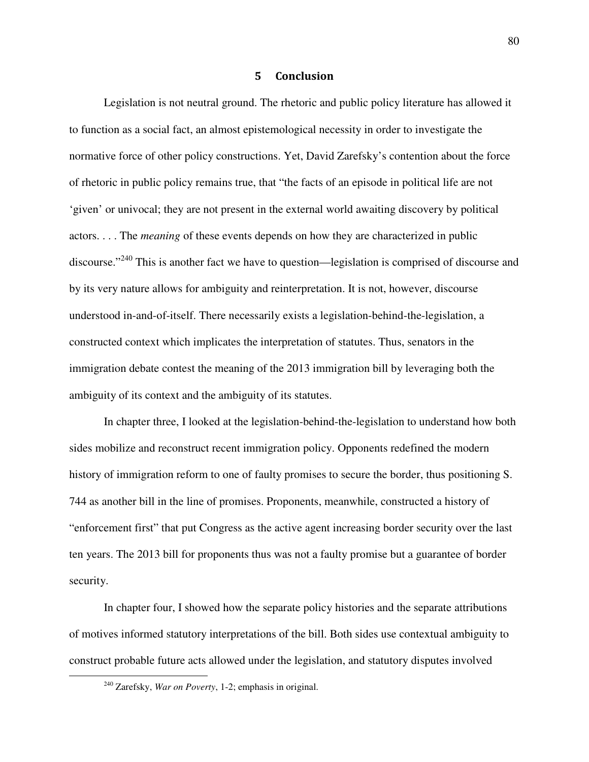# 5 Conclusion

Legislation is not neutral ground. The rhetoric and public policy literature has allowed it to function as a social fact, an almost epistemological necessity in order to investigate the normative force of other policy constructions. Yet, David Zarefsky's contention about the force of rhetoric in public policy remains true, that "the facts of an episode in political life are not 'given' or univocal; they are not present in the external world awaiting discovery by political actors. . . . The *meaning* of these events depends on how they are characterized in public discourse."[240] This is another fact we have to question—legislation is comprised of discourse and by its very nature allows for ambiguity and reinterpretation. It is not, however, discourse understood in-and-of-itself. There necessarily exists a legislation-behind-the-legislation, a constructed context which implicates the interpretation of statutes. Thus, senators in the immigration debate contest the meaning of the 2013 immigration bill by leveraging both the ambiguity of its context and the ambiguity of its statutes.

In chapter three, I looked at the legislation-behind-the-legislation to understand how both sides mobilize and reconstruct recent immigration policy. Opponents redefined the modern history of immigration reform to one of faulty promises to secure the border, thus positioning S. 744 as another bill in the line of promises. Proponents, meanwhile, constructed a history of "enforcement first" that put Congress as the active agent increasing border security over the last ten years. The 2013 bill for proponents thus was not a faulty promise but a guarantee of border security.

In chapter four, I showed how the separate policy histories and the separate attributions of motives informed statutory interpretations of the bill. Both sides use contextual ambiguity to construct probable future acts allowed under the legislation, and statutory disputes involved

[240] Zarefsky, *War on Poverty*, 1-2; emphasis in original.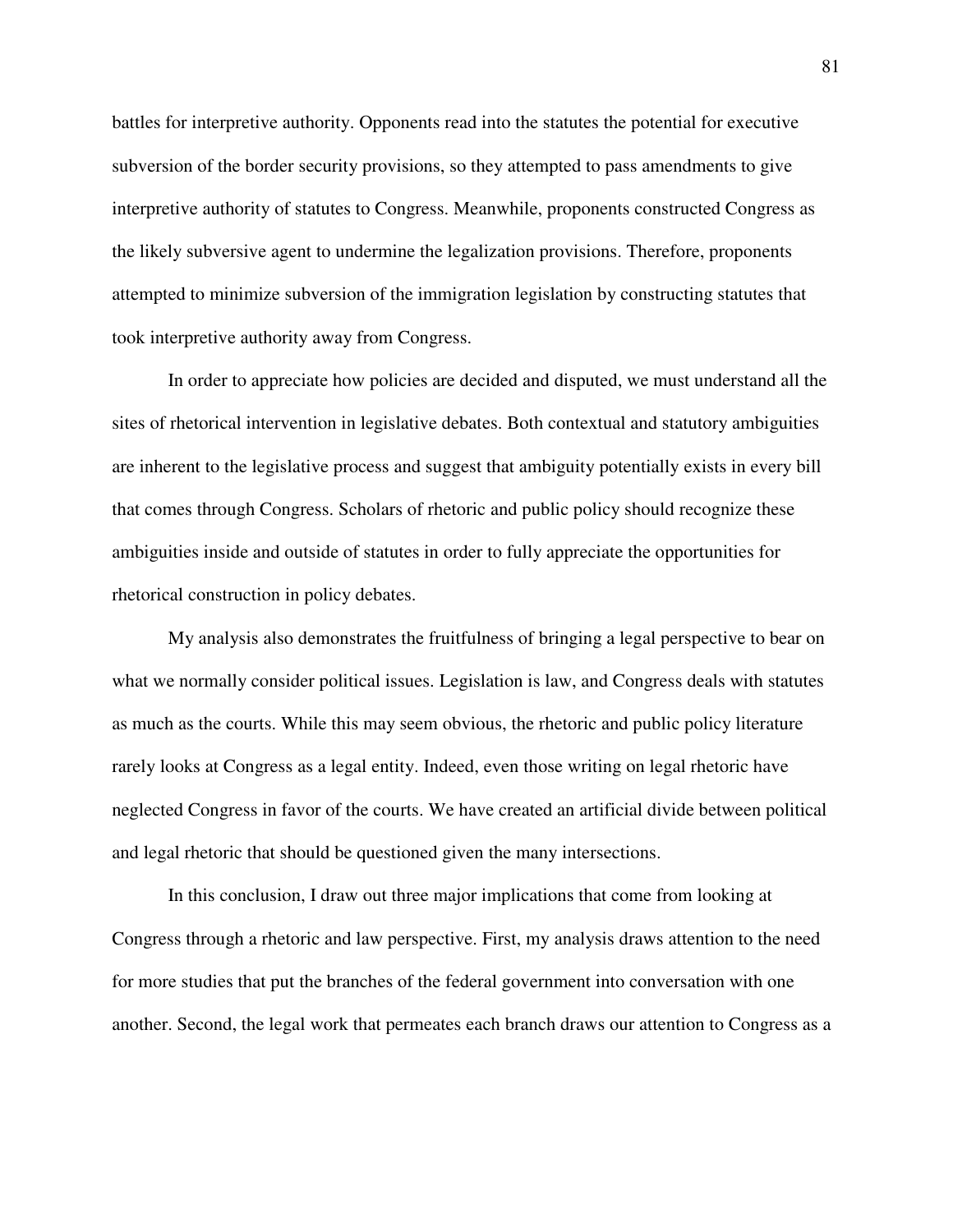battles for interpretive authority. Opponents read into the statutes the potential for executive subversion of the border security provisions, so they attempted to pass amendments to give interpretive authority of statutes to Congress. Meanwhile, proponents constructed Congress as the likely subversive agent to undermine the legalization provisions. Therefore, proponents attempted to minimize subversion of the immigration legislation by constructing statutes that took interpretive authority away from Congress.

In order to appreciate how policies are decided and disputed, we must understand all the sites of rhetorical intervention in legislative debates. Both contextual and statutory ambiguities are inherent to the legislative process and suggest that ambiguity potentially exists in every bill that comes through Congress. Scholars of rhetoric and public policy should recognize these ambiguities inside and outside of statutes in order to fully appreciate the opportunities for rhetorical construction in policy debates.

My analysis also demonstrates the fruitfulness of bringing a legal perspective to bear on what we normally consider political issues. Legislation is law, and Congress deals with statutes as much as the courts. While this may seem obvious, the rhetoric and public policy literature rarely looks at Congress as a legal entity. Indeed, even those writing on legal rhetoric have neglected Congress in favor of the courts. We have created an artificial divide between political and legal rhetoric that should be questioned given the many intersections.

In this conclusion, I draw out three major implications that come from looking at Congress through a rhetoric and law perspective. First, my analysis draws attention to the need for more studies that put the branches of the federal government into conversation with one another. Second, the legal work that permeates each branch draws our attention to Congress as a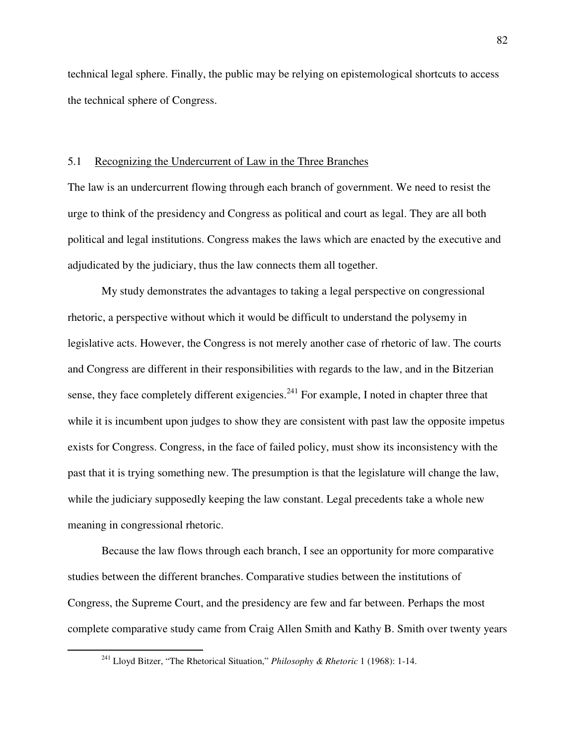technical legal sphere. Finally, the public may be relying on epistemological shortcuts to access the technical sphere of Congress.

## 5.1 Recognizing the Undercurrent of Law in the Three Branches

The law is an undercurrent flowing through each branch of government. We need to resist the urge to think of the presidency and Congress as political and court as legal. They are all both political and legal institutions. Congress makes the laws which are enacted by the executive and adjudicated by the judiciary, thus the law connects them all together.

My study demonstrates the advantages to taking a legal perspective on congressional rhetoric, a perspective without which it would be difficult to understand the polysemy in legislative acts. However, the Congress is not merely another case of rhetoric of law. The courts and Congress are different in their responsibilities with regards to the law, and in the Bitzerian sense, they face completely different exigencies.[241] For example, I noted in chapter three that while it is incumbent upon judges to show they are consistent with past law the opposite impetus exists for Congress. Congress, in the face of failed policy, must show its inconsistency with the past that it is trying something new. The presumption is that the legislature will change the law, while the judiciary supposedly keeping the law constant. Legal precedents take a whole new meaning in congressional rhetoric.

Because the law flows through each branch, I see an opportunity for more comparative studies between the different branches. Comparative studies between the institutions of Congress, the Supreme Court, and the presidency are few and far between. Perhaps the most complete comparative study came from Craig Allen Smith and Kathy B. Smith over twenty years

---

[241] Lloyd Bitzer, "The Rhetorical Situation," *Philosophy & Rhetoric* 1 (1968): 1-14.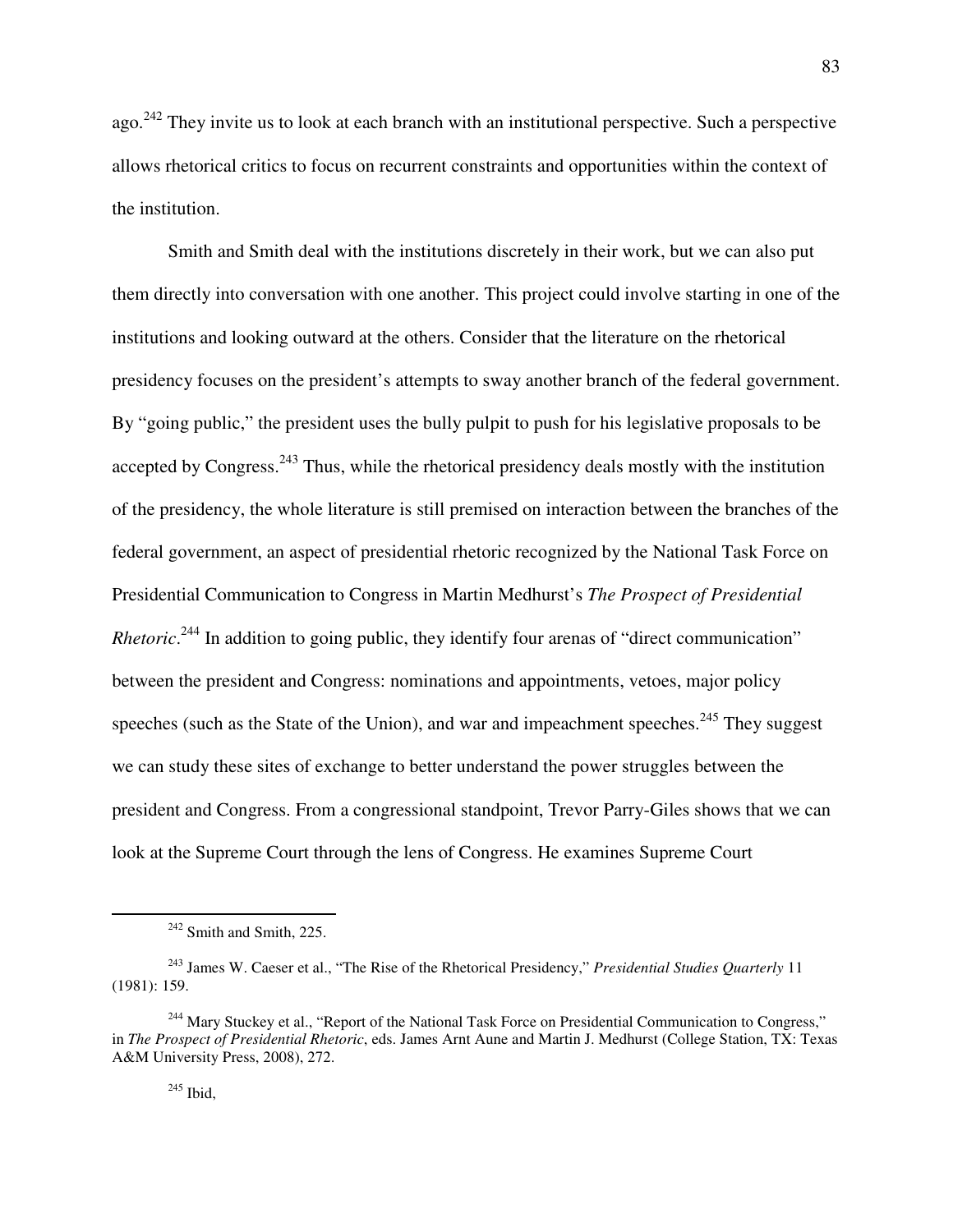ago.[242] They invite us to look at each branch with an institutional perspective. Such a perspective allows rhetorical critics to focus on recurrent constraints and opportunities within the context of the institution.

Smith and Smith deal with the institutions discretely in their work, but we can also put them directly into conversation with one another. This project could involve starting in one of the institutions and looking outward at the others. Consider that the literature on the rhetorical presidency focuses on the president's attempts to sway another branch of the federal government. By "going public," the president uses the bully pulpit to push for his legislative proposals to be accepted by Congress.[243] Thus, while the rhetorical presidency deals mostly with the institution of the presidency, the whole literature is still premised on interaction between the branches of the federal government, an aspect of presidential rhetoric recognized by the National Task Force on Presidential Communication to Congress in Martin Medhurst's *The Prospect of Presidential Rhetoric*.[244] In addition to going public, they identify four arenas of "direct communication" between the president and Congress: nominations and appointments, vetoes, major policy speeches (such as the State of the Union), and war and impeachment speeches.[245] They suggest we can study these sites of exchange to better understand the power struggles between the president and Congress. From a congressional standpoint, Trevor Parry-Giles shows that we can look at the Supreme Court through the lens of Congress. He examines Supreme Court

---

[242] Smith and Smith, 225.

[243] James W. Caeser et al., "The Rise of the Rhetorical Presidency," *Presidential Studies Quarterly* 11 (1981): 159.

[244] Mary Stuckey et al., "Report of the National Task Force on Presidential Communication to Congress," in *The Prospect of Presidential Rhetoric*, eds. James Arnt Aune and Martin J. Medhurst (College Station, TX: Texas A&M University Press, 2008), 272.

[245] Ibid,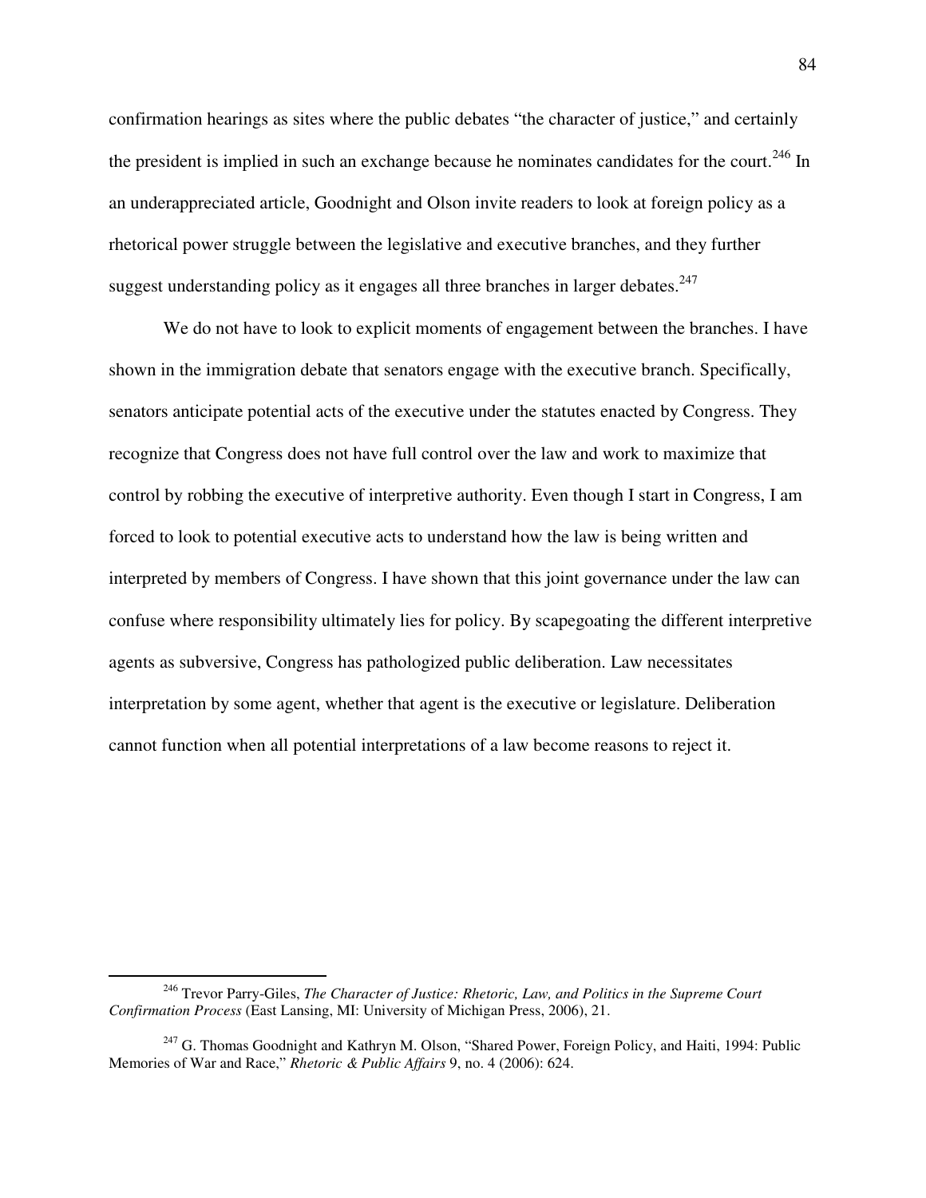confirmation hearings as sites where the public debates "the character of justice," and certainly the president is implied in such an exchange because he nominates candidates for the court.[246] In an underappreciated article, Goodnight and Olson invite readers to look at foreign policy as a rhetorical power struggle between the legislative and executive branches, and they further suggest understanding policy as it engages all three branches in larger debates.[247]

We do not have to look to explicit moments of engagement between the branches. I have shown in the immigration debate that senators engage with the executive branch. Specifically, senators anticipate potential acts of the executive under the statutes enacted by Congress. They recognize that Congress does not have full control over the law and work to maximize that control by robbing the executive of interpretive authority. Even though I start in Congress, I am forced to look to potential executive acts to understand how the law is being written and interpreted by members of Congress. I have shown that this joint governance under the law can confuse where responsibility ultimately lies for policy. By scapegoating the different interpretive agents as subversive, Congress has pathologized public deliberation. Law necessitates interpretation by some agent, whether that agent is the executive or legislature. Deliberation cannot function when all potential interpretations of a law become reasons to reject it.

---

[246] Trevor Parry-Giles, *The Character of Justice: Rhetoric, Law, and Politics in the Supreme Court Confirmation Process* (East Lansing, MI: University of Michigan Press, 2006), 21.

[247] G. Thomas Goodnight and Kathryn M. Olson, "Shared Power, Foreign Policy, and Haiti, 1994: Public Memories of War and Race," *Rhetoric & Public Affairs* 9, no. 4 (2006): 624.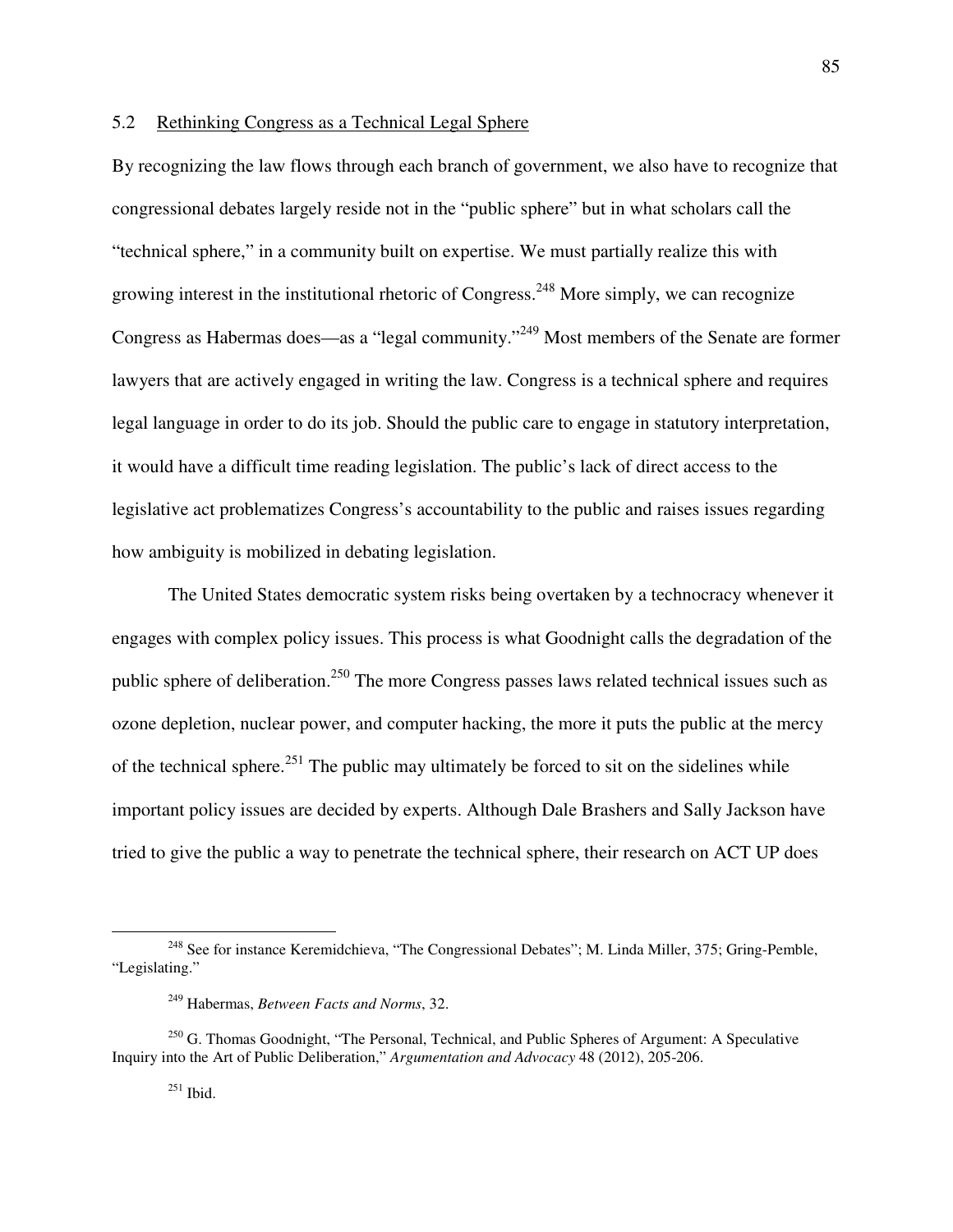## 5.2 Rethinking Congress as a Technical Legal Sphere

By recognizing the law flows through each branch of government, we also have to recognize that congressional debates largely reside not in the "public sphere" but in what scholars call the "technical sphere," in a community built on expertise. We must partially realize this with growing interest in the institutional rhetoric of Congress.[248] More simply, we can recognize Congress as Habermas does—as a "legal community."[249] Most members of the Senate are former lawyers that are actively engaged in writing the law. Congress is a technical sphere and requires legal language in order to do its job. Should the public care to engage in statutory interpretation, it would have a difficult time reading legislation. The public's lack of direct access to the legislative act problematizes Congress's accountability to the public and raises issues regarding how ambiguity is mobilized in debating legislation.

The United States democratic system risks being overtaken by a technocracy whenever it engages with complex policy issues. This process is what Goodnight calls the degradation of the public sphere of deliberation.[250] The more Congress passes laws related technical issues such as ozone depletion, nuclear power, and computer hacking, the more it puts the public at the mercy of the technical sphere.[251] The public may ultimately be forced to sit on the sidelines while important policy issues are decided by experts. Although Dale Brashers and Sally Jackson have tried to give the public a way to penetrate the technical sphere, their research on ACT UP does

---

[248] See for instance Keremidchieva, "The Congressional Debates"; M. Linda Miller, 375; Gring-Pemble, "Legislating."

[249] Habermas, *Between Facts and Norms*, 32.

[250] G. Thomas Goodnight, "The Personal, Technical, and Public Spheres of Argument: A Speculative Inquiry into the Art of Public Deliberation," *Argumentation and Advocacy* 48 (2012), 205-206.

[251] Ibid.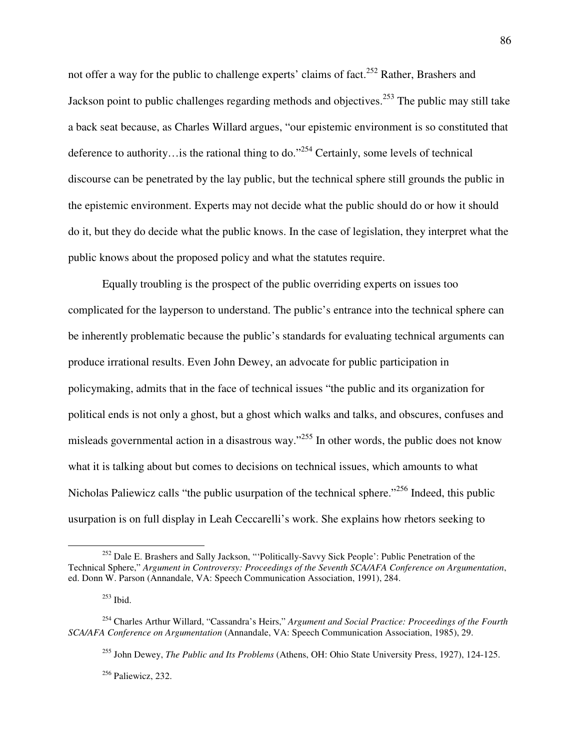not offer a way for the public to challenge experts' claims of fact.[252] Rather, Brashers and Jackson point to public challenges regarding methods and objectives.[253] The public may still take a back seat because, as Charles Willard argues, "our epistemic environment is so constituted that deference to authority…is the rational thing to do."[254] Certainly, some levels of technical discourse can be penetrated by the lay public, but the technical sphere still grounds the public in the epistemic environment. Experts may not decide what the public should do or how it should do it, but they do decide what the public knows. In the case of legislation, they interpret what the public knows about the proposed policy and what the statutes require.

Equally troubling is the prospect of the public overriding experts on issues too complicated for the layperson to understand. The public's entrance into the technical sphere can be inherently problematic because the public's standards for evaluating technical arguments can produce irrational results. Even John Dewey, an advocate for public participation in policymaking, admits that in the face of technical issues "the public and its organization for political ends is not only a ghost, but a ghost which walks and talks, and obscures, confuses and misleads governmental action in a disastrous way."[255] In other words, the public does not know what it is talking about but comes to decisions on technical issues, which amounts to what Nicholas Paliewicz calls "the public usurpation of the technical sphere."[256] Indeed, this public usurpation is on full display in Leah Ceccarelli's work. She explains how rhetors seeking to

---

[252] Dale E. Brashers and Sally Jackson, "'Politically-Savvy Sick People': Public Penetration of the Technical Sphere," *Argument in Controversy: Proceedings of the Seventh SCA/AFA Conference on Argumentation*, ed. Donn W. Parson (Annandale, VA: Speech Communication Association, 1991), 284.

[253] Ibid.

[254] Charles Arthur Willard, "Cassandra's Heirs," *Argument and Social Practice: Proceedings of the Fourth SCA/AFA Conference on Argumentation* (Annandale, VA: Speech Communication Association, 1985), 29.

[255] John Dewey, *The Public and Its Problems* (Athens, OH: Ohio State University Press, 1927), 124-125.

[256] Paliewicz, 232.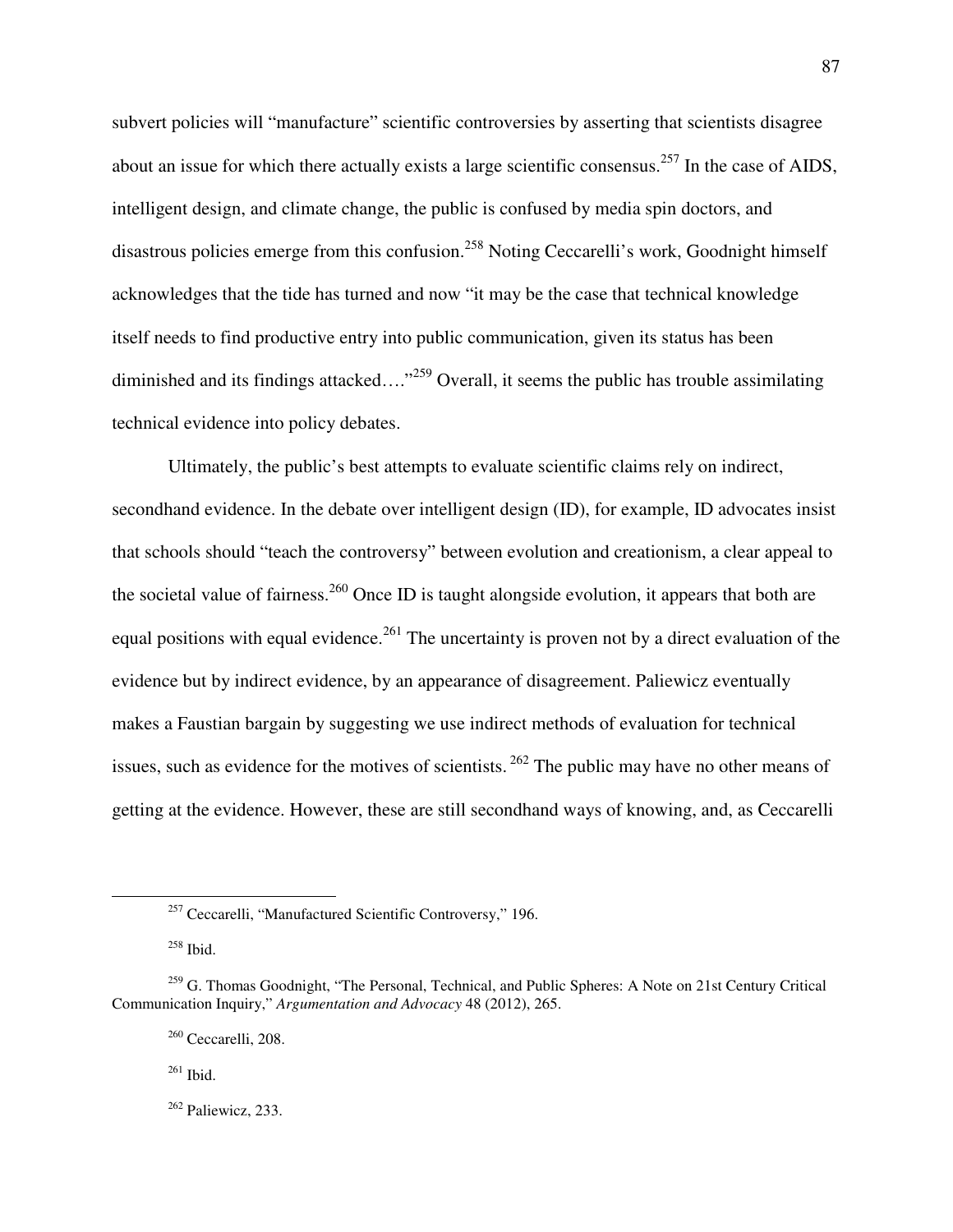subvert policies will "manufacture" scientific controversies by asserting that scientists disagree about an issue for which there actually exists a large scientific consensus.[257] In the case of AIDS, intelligent design, and climate change, the public is confused by media spin doctors, and disastrous policies emerge from this confusion.[258] Noting Ceccarelli's work, Goodnight himself acknowledges that the tide has turned and now "it may be the case that technical knowledge itself needs to find productive entry into public communication, given its status has been diminished and its findings attacked…."[259] Overall, it seems the public has trouble assimilating technical evidence into policy debates.

Ultimately, the public's best attempts to evaluate scientific claims rely on indirect, secondhand evidence. In the debate over intelligent design (ID), for example, ID advocates insist that schools should "teach the controversy" between evolution and creationism, a clear appeal to the societal value of fairness.[260] Once ID is taught alongside evolution, it appears that both are equal positions with equal evidence.[261] The uncertainty is proven not by a direct evaluation of the evidence but by indirect evidence, by an appearance of disagreement. Paliewicz eventually makes a Faustian bargain by suggesting we use indirect methods of evaluation for technical issues, such as evidence for the motives of scientists.[262] The public may have no other means of getting at the evidence. However, these are still secondhand ways of knowing, and, as Ceccarelli

---

[257] Ceccarelli, "Manufactured Scientific Controversy," 196.

[258] Ibid.

[259] G. Thomas Goodnight, "The Personal, Technical, and Public Spheres: A Note on 21st Century Critical Communication Inquiry," *Argumentation and Advocacy* 48 (2012), 265.

[260] Ceccarelli, 208.

[261] Ibid.

[262] Paliewicz, 233.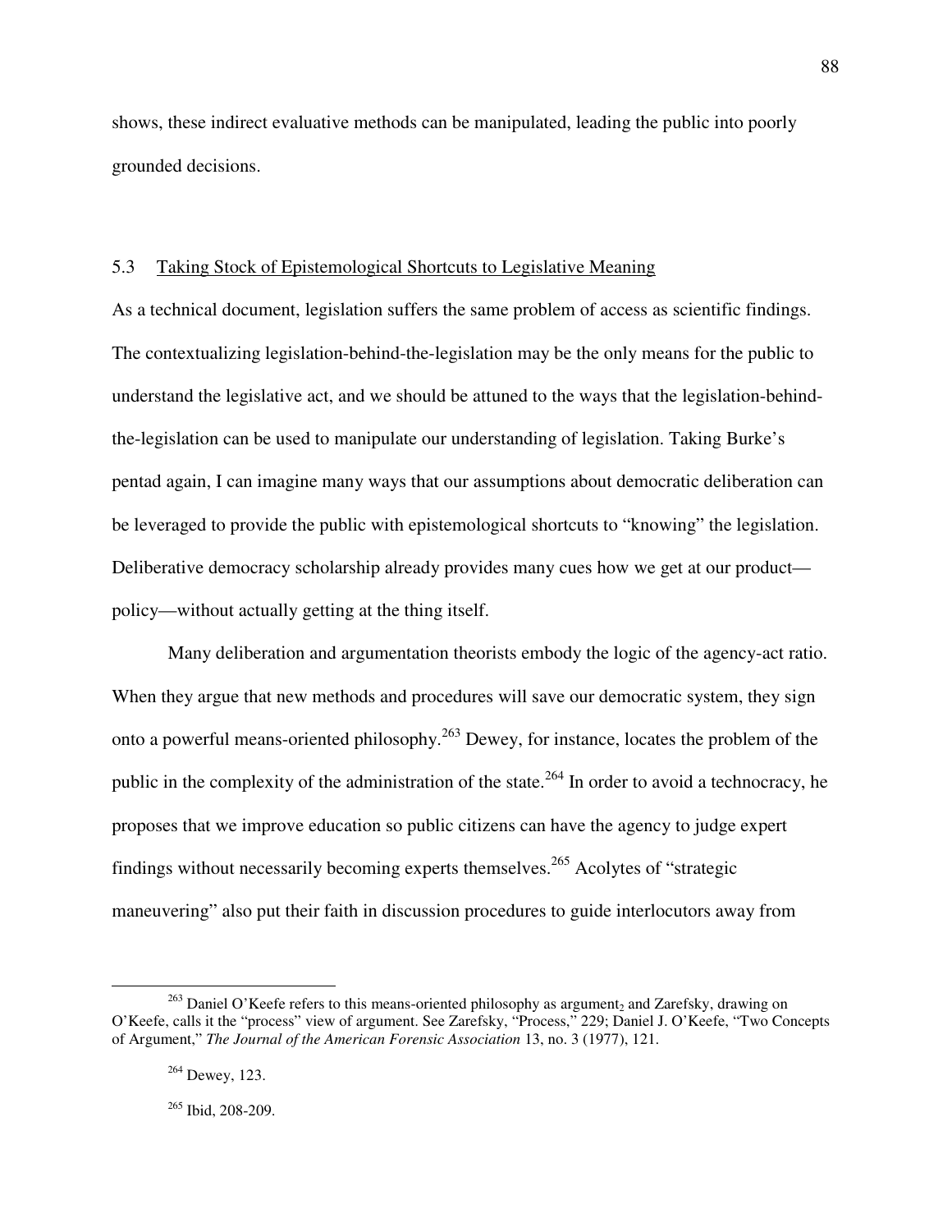shows, these indirect evaluative methods can be manipulated, leading the public into poorly grounded decisions.

## 5.3 Taking Stock of Epistemological Shortcuts to Legislative Meaning

As a technical document, legislation suffers the same problem of access as scientific findings. The contextualizing legislation-behind-the-legislation may be the only means for the public to understand the legislative act, and we should be attuned to the ways that the legislation-behind-the-legislation can be used to manipulate our understanding of legislation. Taking Burke's pentad again, I can imagine many ways that our assumptions about democratic deliberation can be leveraged to provide the public with epistemological shortcuts to "knowing" the legislation. Deliberative democracy scholarship already provides many cues how we get at our product—policy—without actually getting at the thing itself.

Many deliberation and argumentation theorists embody the logic of the agency-act ratio. When they argue that new methods and procedures will save our democratic system, they sign onto a powerful means-oriented philosophy.[263] Dewey, for instance, locates the problem of the public in the complexity of the administration of the state.[264] In order to avoid a technocracy, he proposes that we improve education so public citizens can have the agency to judge expert findings without necessarily becoming experts themselves.[265] Acolytes of "strategic maneuvering" also put their faith in discussion procedures to guide interlocutors away from

---

[263] Daniel O'Keefe refers to this means-oriented philosophy as argument$_2$ and Zarefsky, drawing on O'Keefe, calls it the "process" view of argument. See Zarefsky, "Process," 229; Daniel J. O'Keefe, "Two Concepts of Argument," *The Journal of the American Forensic Association* 13, no. 3 (1977), 121.

[264] Dewey, 123.

[265] Ibid, 208-209.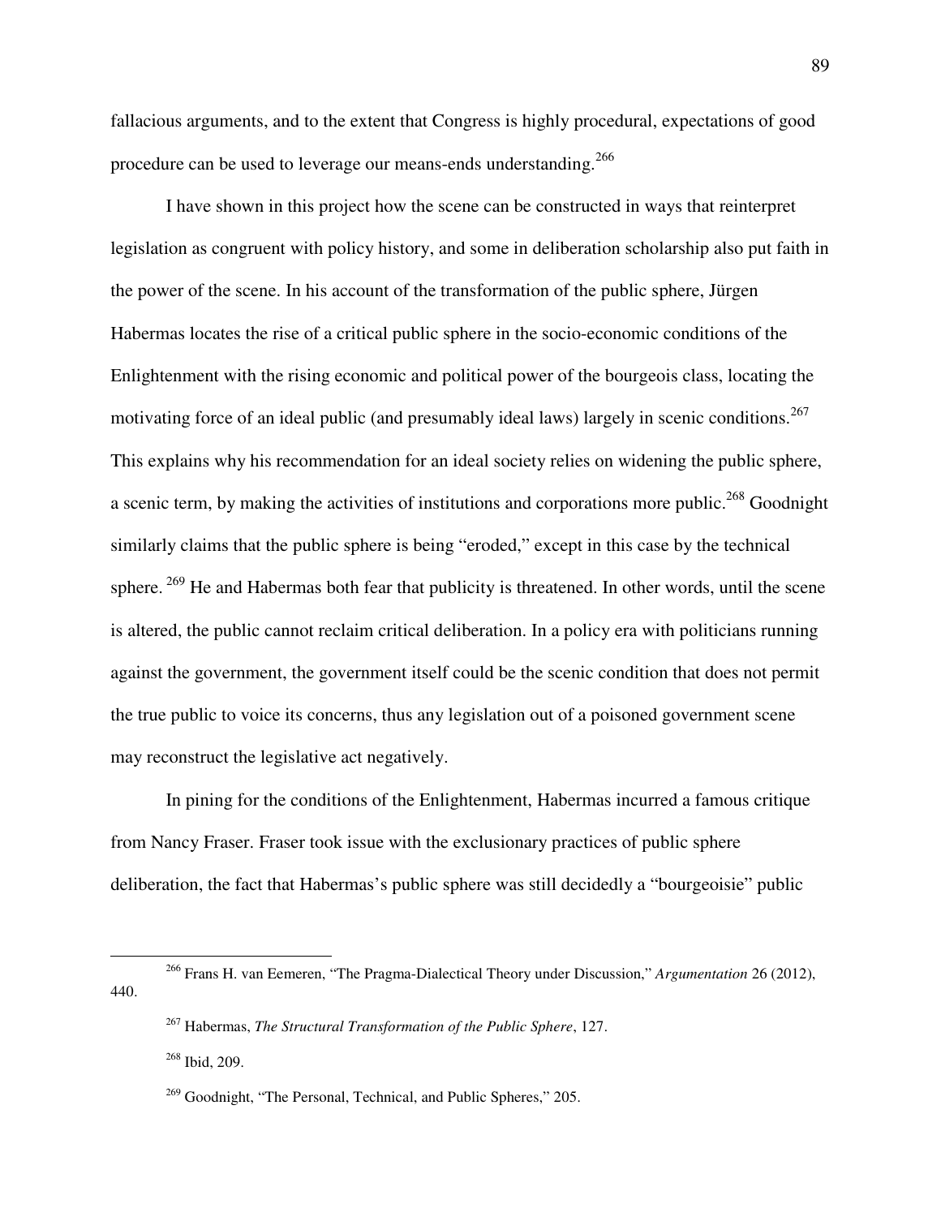fallacious arguments, and to the extent that Congress is highly procedural, expectations of good procedure can be used to leverage our means-ends understanding.[266]

I have shown in this project how the scene can be constructed in ways that reinterpret legislation as congruent with policy history, and some in deliberation scholarship also put faith in the power of the scene. In his account of the transformation of the public sphere, Jürgen Habermas locates the rise of a critical public sphere in the socio-economic conditions of the Enlightenment with the rising economic and political power of the bourgeois class, locating the motivating force of an ideal public (and presumably ideal laws) largely in scenic conditions.[267] This explains why his recommendation for an ideal society relies on widening the public sphere, a scenic term, by making the activities of institutions and corporations more public.[268] Goodnight similarly claims that the public sphere is being "eroded," except in this case by the technical sphere.[269] He and Habermas both fear that publicity is threatened. In other words, until the scene is altered, the public cannot reclaim critical deliberation. In a policy era with politicians running against the government, the government itself could be the scenic condition that does not permit the true public to voice its concerns, thus any legislation out of a poisoned government scene may reconstruct the legislative act negatively.

In pining for the conditions of the Enlightenment, Habermas incurred a famous critique from Nancy Fraser. Fraser took issue with the exclusionary practices of public sphere deliberation, the fact that Habermas's public sphere was still decidedly a "bourgeoisie" public

---

[266] Frans H. van Eemeren, "The Pragma-Dialectical Theory under Discussion," *Argumentation* 26 (2012), 440.

[267] Habermas, *The Structural Transformation of the Public Sphere*, 127.

[268] Ibid, 209.

[269] Goodnight, "The Personal, Technical, and Public Spheres," 205.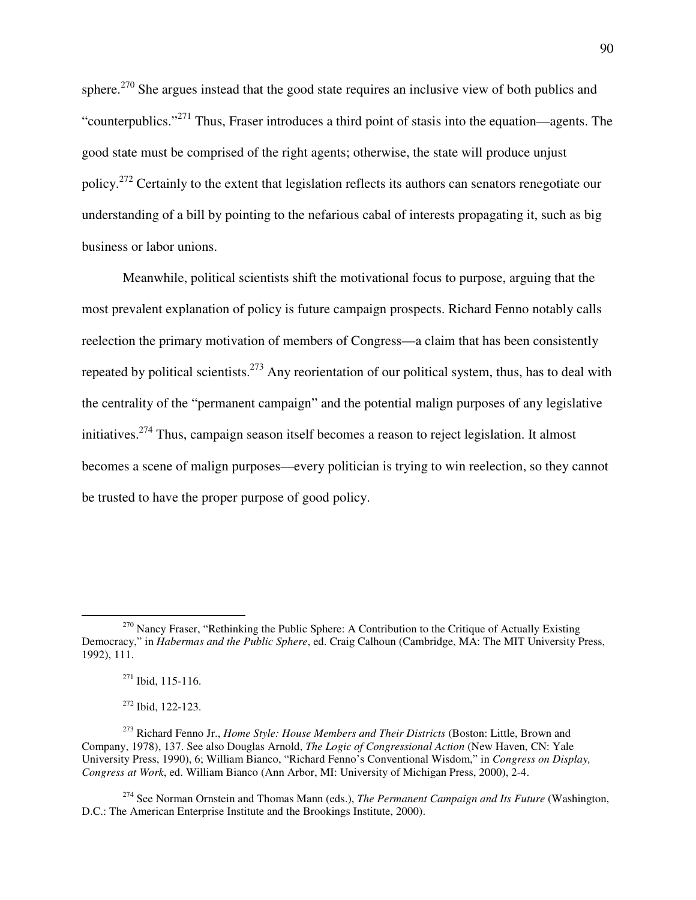sphere.[270] She argues instead that the good state requires an inclusive view of both publics and "counterpublics."[271] Thus, Fraser introduces a third point of stasis into the equation—agents. The good state must be comprised of the right agents; otherwise, the state will produce unjust policy.[272] Certainly to the extent that legislation reflects its authors can senators renegotiate our understanding of a bill by pointing to the nefarious cabal of interests propagating it, such as big business or labor unions.

Meanwhile, political scientists shift the motivational focus to purpose, arguing that the most prevalent explanation of policy is future campaign prospects. Richard Fenno notably calls reelection the primary motivation of members of Congress—a claim that has been consistently repeated by political scientists.[273] Any reorientation of our political system, thus, has to deal with the centrality of the "permanent campaign" and the potential malign purposes of any legislative initiatives.[274] Thus, campaign season itself becomes a reason to reject legislation. It almost becomes a scene of malign purposes—every politician is trying to win reelection, so they cannot be trusted to have the proper purpose of good policy.

---

[270] Nancy Fraser, "Rethinking the Public Sphere: A Contribution to the Critique of Actually Existing Democracy," in *Habermas and the Public Sphere*, ed. Craig Calhoun (Cambridge, MA: The MIT University Press, 1992), 111.

[271] Ibid, 115-116.

[272] Ibid, 122-123.

[273] Richard Fenno Jr., *Home Style: House Members and Their Districts* (Boston: Little, Brown and Company, 1978), 137. See also Douglas Arnold, *The Logic of Congressional Action* (New Haven, CN: Yale University Press, 1990), 6; William Bianco, "Richard Fenno's Conventional Wisdom," in *Congress on Display, Congress at Work*, ed. William Bianco (Ann Arbor, MI: University of Michigan Press, 2000), 2-4.

[274] See Norman Ornstein and Thomas Mann (eds.), *The Permanent Campaign and Its Future* (Washington, D.C.: The American Enterprise Institute and the Brookings Institute, 2000).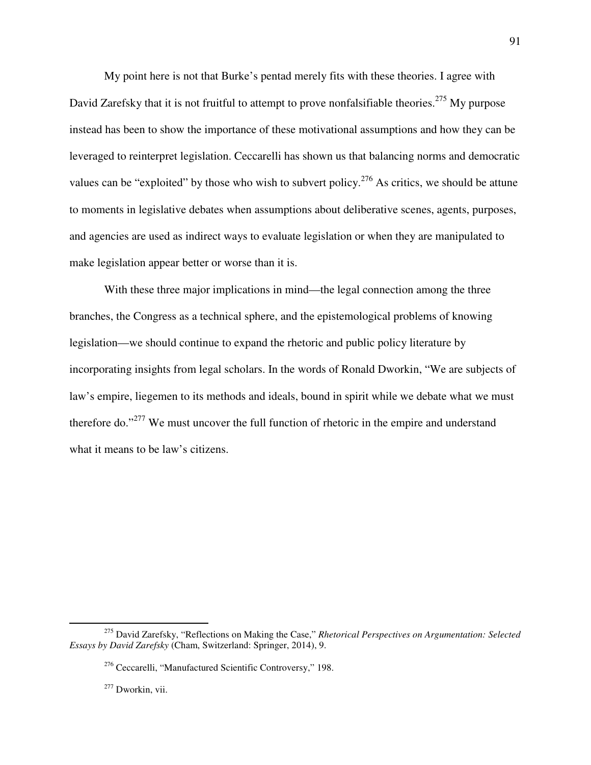My point here is not that Burke's pentad merely fits with these theories. I agree with David Zarefsky that it is not fruitful to attempt to prove nonfalsifiable theories.[275] My purpose instead has been to show the importance of these motivational assumptions and how they can be leveraged to reinterpret legislation. Ceccarelli has shown us that balancing norms and democratic values can be "exploited" by those who wish to subvert policy.[276] As critics, we should be attune to moments in legislative debates when assumptions about deliberative scenes, agents, purposes, and agencies are used as indirect ways to evaluate legislation or when they are manipulated to make legislation appear better or worse than it is.

With these three major implications in mind—the legal connection among the three branches, the Congress as a technical sphere, and the epistemological problems of knowing legislation—we should continue to expand the rhetoric and public policy literature by incorporating insights from legal scholars. In the words of Ronald Dworkin, "We are subjects of law's empire, liegemen to its methods and ideals, bound in spirit while we debate what we must therefore do."[277] We must uncover the full function of rhetoric in the empire and understand what it means to be law's citizens.

---

[275] David Zarefsky, "Reflections on Making the Case," *Rhetorical Perspectives on Argumentation: Selected Essays by David Zarefsky* (Cham, Switzerland: Springer, 2014), 9.

[276] Ceccarelli, "Manufactured Scientific Controversy," 198.

[277] Dworkin, vii.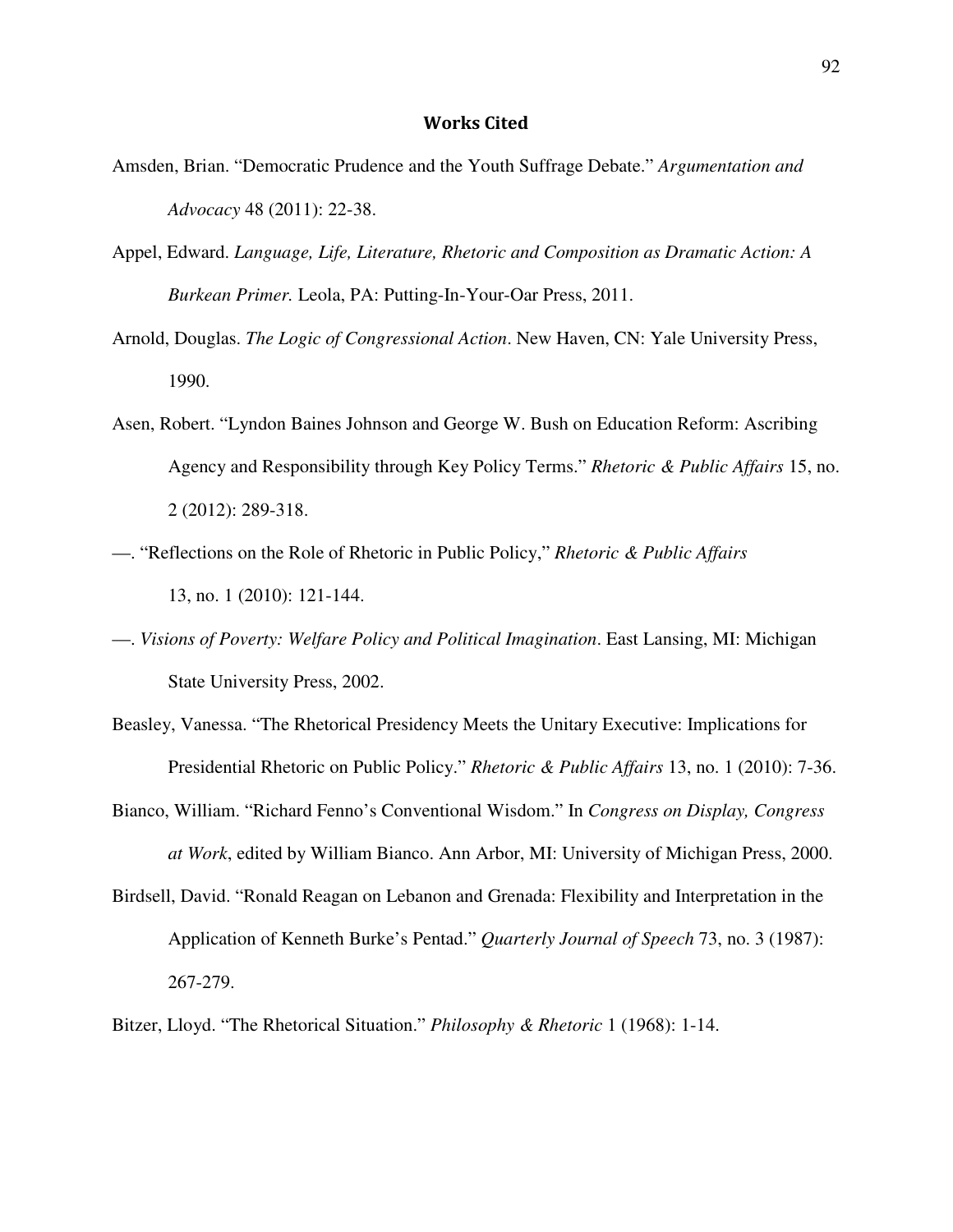## Works Cited

Amsden, Brian. “Democratic Prudence and the Youth Suffrage Debate.” *Argumentation and Advocacy* 48 (2011): 22-38.

Appel, Edward. *Language, Life, Literature, Rhetoric and Composition as Dramatic Action: A Burkean Primer.* Leola, PA: Putting-In-Your-Oar Press, 2011.

Arnold, Douglas. *The Logic of Congressional Action*. New Haven, CN: Yale University Press, 1990.

Asen, Robert. “Lyndon Baines Johnson and George W. Bush on Education Reform: Ascribing Agency and Responsibility through Key Policy Terms.” *Rhetoric & Public Affairs* 15, no. 2 (2012): 289-318.

—. “Reflections on the Role of Rhetoric in Public Policy,” *Rhetoric & Public Affairs* 13, no. 1 (2010): 121-144.

—. *Visions of Poverty: Welfare Policy and Political Imagination*. East Lansing, MI: Michigan State University Press, 2002.

Beasley, Vanessa. “The Rhetorical Presidency Meets the Unitary Executive: Implications for Presidential Rhetoric on Public Policy.” *Rhetoric & Public Affairs* 13, no. 1 (2010): 7-36.

Bianco, William. “Richard Fenno’s Conventional Wisdom.” In *Congress on Display, Congress at Work*, edited by William Bianco. Ann Arbor, MI: University of Michigan Press, 2000.

Birdsell, David. “Ronald Reagan on Lebanon and Grenada: Flexibility and Interpretation in the Application of Kenneth Burke’s Pentad.” *Quarterly Journal of Speech* 73, no. 3 (1987): 267-279.

Bitzer, Lloyd. “The Rhetorical Situation.” *Philosophy & Rhetoric* 1 (1968): 1-14.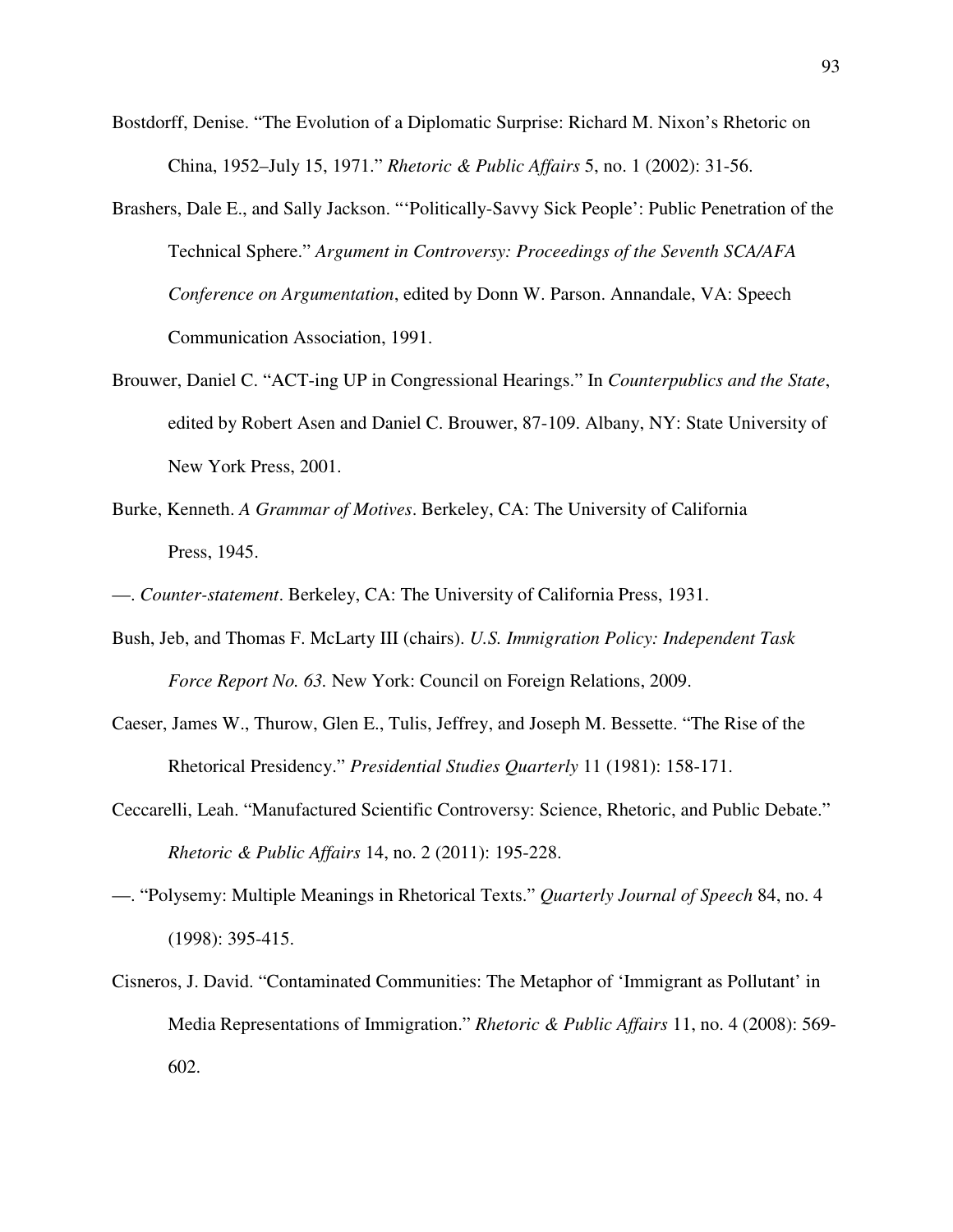Bostdorff, Denise. "The Evolution of a Diplomatic Surprise: Richard M. Nixon's Rhetoric on China, 1952–July 15, 1971." *Rhetoric & Public Affairs* 5, no. 1 (2002): 31-56.

Brashers, Dale E., and Sally Jackson. "'Politically-Savvy Sick People': Public Penetration of the Technical Sphere." *Argument in Controversy: Proceedings of the Seventh SCA/AFA Conference on Argumentation*, edited by Donn W. Parson. Annandale, VA: Speech Communication Association, 1991.

Brouwer, Daniel C. "ACT-ing UP in Congressional Hearings." In *Counterpublics and the State*, edited by Robert Asen and Daniel C. Brouwer, 87-109. Albany, NY: State University of New York Press, 2001.

Burke, Kenneth. *A Grammar of Motives*. Berkeley, CA: The University of California Press, 1945.

—. *Counter-statement*. Berkeley, CA: The University of California Press, 1931.

Bush, Jeb, and Thomas F. McLarty III (chairs). *U.S. Immigration Policy: Independent Task Force Report No. 63.* New York: Council on Foreign Relations, 2009.

Caeser, James W., Thurow, Glen E., Tulis, Jeffrey, and Joseph M. Bessette. "The Rise of the Rhetorical Presidency." *Presidential Studies Quarterly* 11 (1981): 158-171.

Ceccarelli, Leah. "Manufactured Scientific Controversy: Science, Rhetoric, and Public Debate." *Rhetoric & Public Affairs* 14, no. 2 (2011): 195-228.

—. "Polysemy: Multiple Meanings in Rhetorical Texts." *Quarterly Journal of Speech* 84, no. 4 (1998): 395-415.

Cisneros, J. David. "Contaminated Communities: The Metaphor of 'Immigrant as Pollutant' in Media Representations of Immigration." *Rhetoric & Public Affairs* 11, no. 4 (2008): 569-602.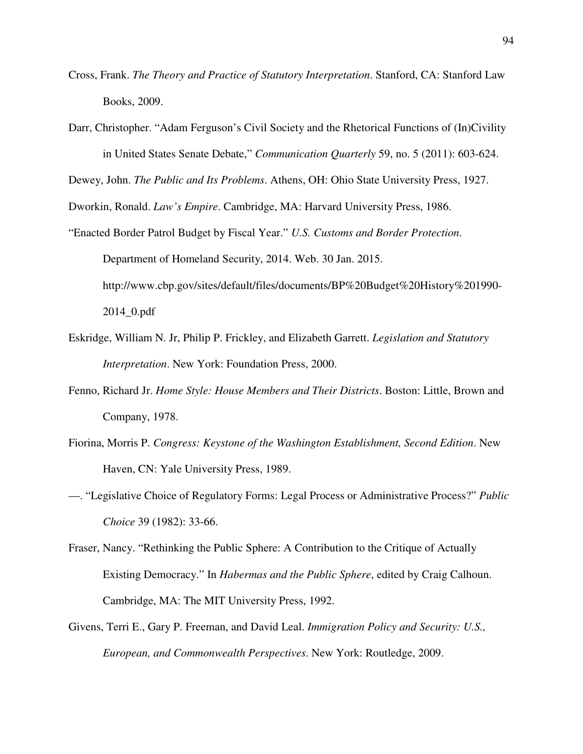Cross, Frank. *The Theory and Practice of Statutory Interpretation*. Stanford, CA: Stanford Law Books, 2009.

Darr, Christopher. "Adam Ferguson's Civil Society and the Rhetorical Functions of (In)Civility in United States Senate Debate," *Communication Quarterly* 59, no. 5 (2011): 603-624.

Dewey, John. *The Public and Its Problems*. Athens, OH: Ohio State University Press, 1927.

Dworkin, Ronald. *Law's Empire*. Cambridge, MA: Harvard University Press, 1986.

"Enacted Border Patrol Budget by Fiscal Year." *U.S. Customs and Border Protection*. Department of Homeland Security, 2014. Web. 30 Jan. 2015. http://www.cbp.gov/sites/default/files/documents/BP%20Budget%20History%201990-2014_0.pdf

Eskridge, William N. Jr, Philip P. Frickley, and Elizabeth Garrett. *Legislation and Statutory Interpretation*. New York: Foundation Press, 2000.

Fenno, Richard Jr. *Home Style: House Members and Their Districts*. Boston: Little, Brown and Company, 1978.

Fiorina, Morris P. *Congress: Keystone of the Washington Establishment, Second Edition*. New Haven, CN: Yale University Press, 1989.

—. "Legislative Choice of Regulatory Forms: Legal Process or Administrative Process?" *Public Choice* 39 (1982): 33-66.

Fraser, Nancy. "Rethinking the Public Sphere: A Contribution to the Critique of Actually Existing Democracy." In *Habermas and the Public Sphere*, edited by Craig Calhoun. Cambridge, MA: The MIT University Press, 1992.

Givens, Terri E., Gary P. Freeman, and David Leal. *Immigration Policy and Security: U.S., European, and Commonwealth Perspectives*. New York: Routledge, 2009.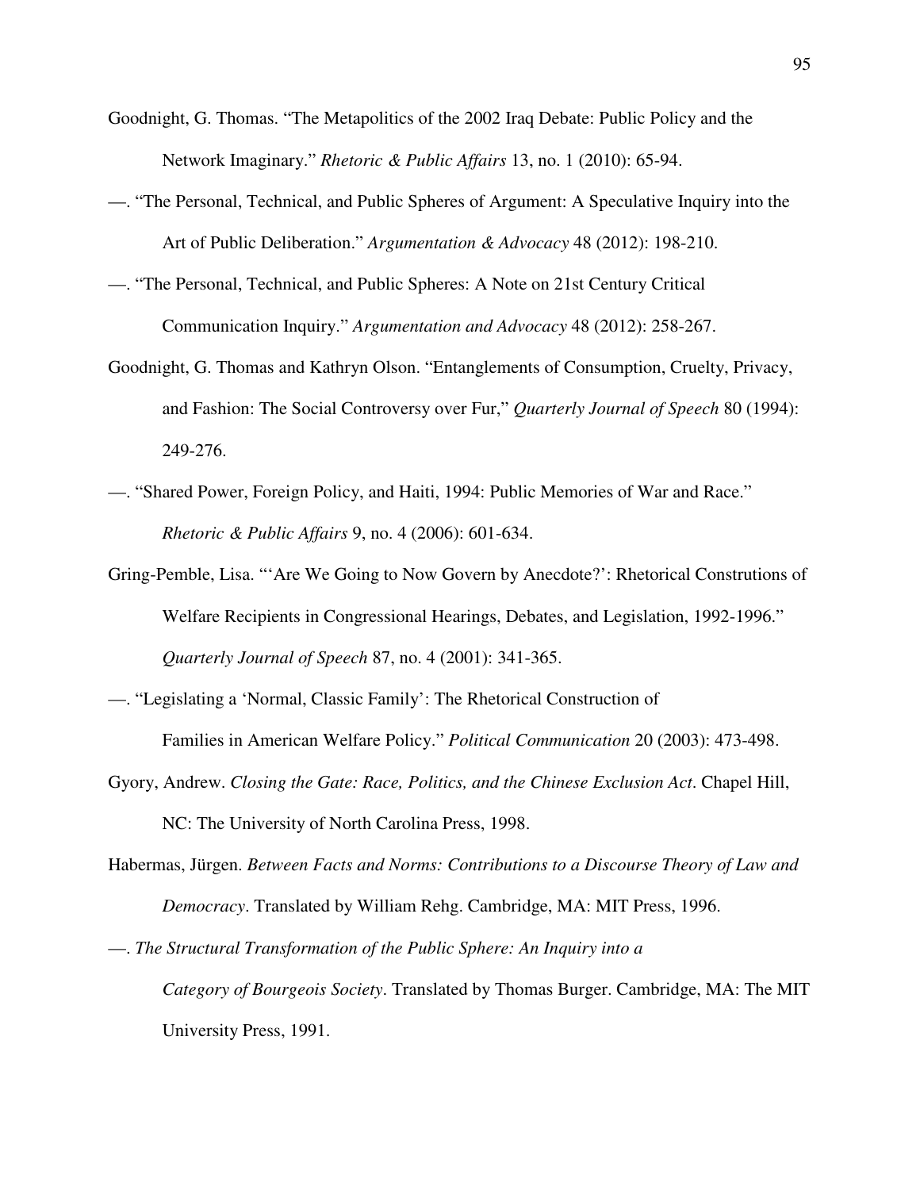Goodnight, G. Thomas. "The Metapolitics of the 2002 Iraq Debate: Public Policy and the Network Imaginary." *Rhetoric & Public Affairs* 13, no. 1 (2010): 65-94.

—. "The Personal, Technical, and Public Spheres of Argument: A Speculative Inquiry into the Art of Public Deliberation." *Argumentation & Advocacy* 48 (2012): 198-210.

—. "The Personal, Technical, and Public Spheres: A Note on 21st Century Critical Communication Inquiry." *Argumentation and Advocacy* 48 (2012): 258-267.

Goodnight, G. Thomas and Kathryn Olson. "Entanglements of Consumption, Cruelty, Privacy, and Fashion: The Social Controversy over Fur," *Quarterly Journal of Speech* 80 (1994): 249-276.

—. "Shared Power, Foreign Policy, and Haiti, 1994: Public Memories of War and Race." *Rhetoric & Public Affairs* 9, no. 4 (2006): 601-634.

Gring-Pemble, Lisa. "'Are We Going to Now Govern by Anecdote?': Rhetorical Construtions of Welfare Recipients in Congressional Hearings, Debates, and Legislation, 1992-1996." *Quarterly Journal of Speech* 87, no. 4 (2001): 341-365.

—. "Legislating a 'Normal, Classic Family': The Rhetorical Construction of Families in American Welfare Policy." *Political Communication* 20 (2003): 473-498.

Gyory, Andrew. *Closing the Gate: Race, Politics, and the Chinese Exclusion Act*. Chapel Hill, NC: The University of North Carolina Press, 1998.

Habermas, Jürgen. *Between Facts and Norms: Contributions to a Discourse Theory of Law and Democracy*. Translated by William Rehg. Cambridge, MA: MIT Press, 1996.

—. *The Structural Transformation of the Public Sphere: An Inquiry into a Category of Bourgeois Society*. Translated by Thomas Burger. Cambridge, MA: The MIT University Press, 1991.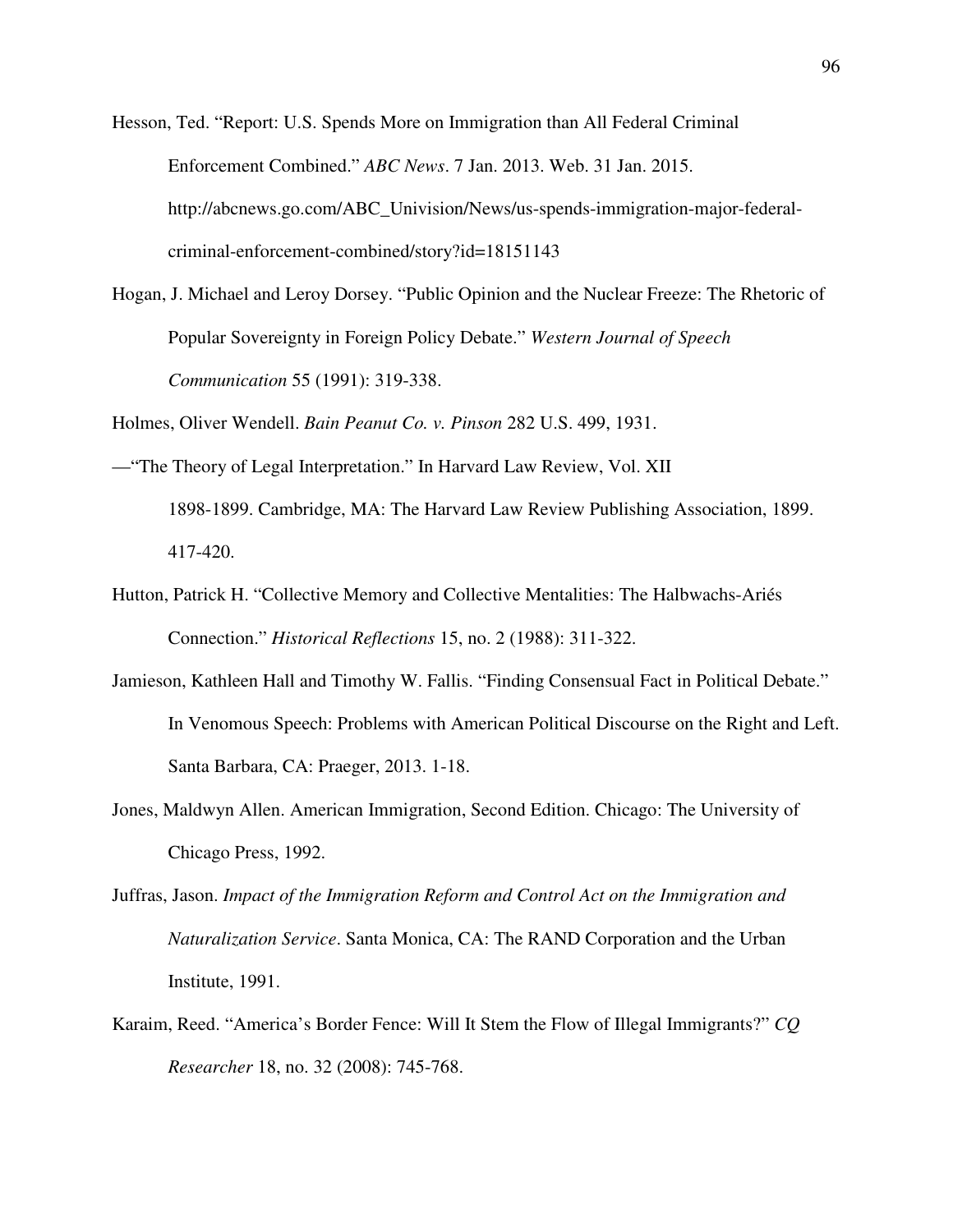Hesson, Ted. "Report: U.S. Spends More on Immigration than All Federal Criminal Enforcement Combined." *ABC News*. 7 Jan. 2013. Web. 31 Jan. 2015. http://abcnews.go.com/ABC_Univision/News/us-spends-immigration-major-federal-criminal-enforcement-combined/story?id=18151143

Hogan, J. Michael and Leroy Dorsey. "Public Opinion and the Nuclear Freeze: The Rhetoric of Popular Sovereignty in Foreign Policy Debate." *Western Journal of Speech Communication* 55 (1991): 319-338.

Holmes, Oliver Wendell. *Bain Peanut Co. v. Pinson* 282 U.S. 499, 1931.

—"The Theory of Legal Interpretation." In Harvard Law Review, Vol. XII 1898-1899. Cambridge, MA: The Harvard Law Review Publishing Association, 1899. 417-420.

Hutton, Patrick H. "Collective Memory and Collective Mentalities: The Halbwachs-Ariés Connection." *Historical Reflections* 15, no. 2 (1988): 311-322.

Jamieson, Kathleen Hall and Timothy W. Fallis. "Finding Consensual Fact in Political Debate." In Venomous Speech: Problems with American Political Discourse on the Right and Left. Santa Barbara, CA: Praeger, 2013. 1-18.

Jones, Maldwyn Allen. American Immigration, Second Edition. Chicago: The University of Chicago Press, 1992.

Juffras, Jason. *Impact of the Immigration Reform and Control Act on the Immigration and Naturalization Service*. Santa Monica, CA: The RAND Corporation and the Urban Institute, 1991.

Karaim, Reed. "America's Border Fence: Will It Stem the Flow of Illegal Immigrants?" *CQ Researcher* 18, no. 32 (2008): 745-768.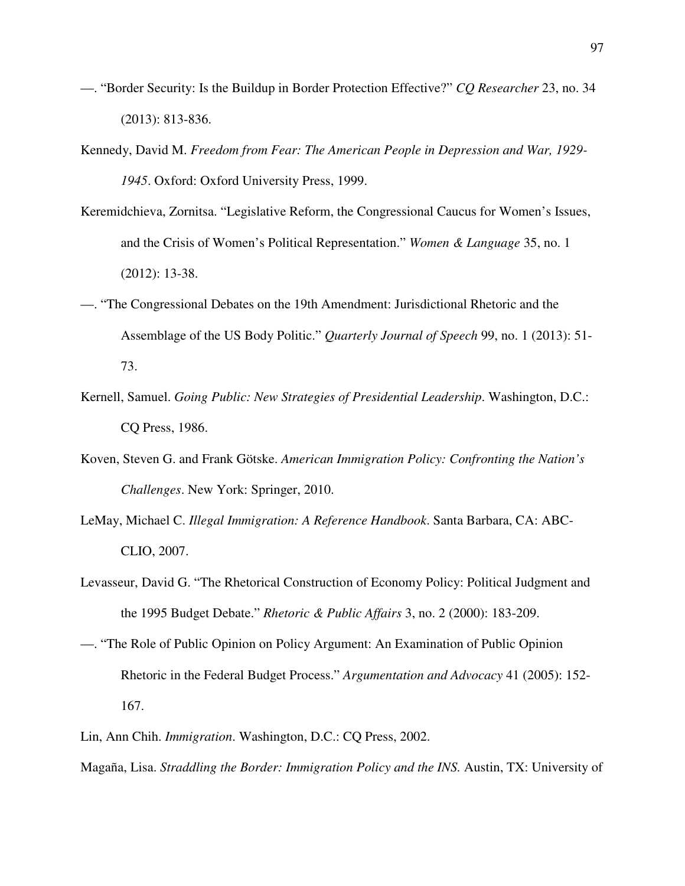—. "Border Security: Is the Buildup in Border Protection Effective?" *CQ Researcher* 23, no. 34 (2013): 813-836.

Kennedy, David M. *Freedom from Fear: The American People in Depression and War, 1929-1945*. Oxford: Oxford University Press, 1999.

Keremidchieva, Zornitsa. "Legislative Reform, the Congressional Caucus for Women's Issues, and the Crisis of Women's Political Representation." *Women & Language* 35, no. 1 (2012): 13-38.

—. "The Congressional Debates on the 19th Amendment: Jurisdictional Rhetoric and the Assemblage of the US Body Politic." *Quarterly Journal of Speech* 99, no. 1 (2013): 51-73.

Kernell, Samuel. *Going Public: New Strategies of Presidential Leadership*. Washington, D.C.: CQ Press, 1986.

Koven, Steven G. and Frank Götske. *American Immigration Policy: Confronting the Nation's Challenges*. New York: Springer, 2010.

LeMay, Michael C. *Illegal Immigration: A Reference Handbook*. Santa Barbara, CA: ABC-CLIO, 2007.

Levasseur, David G. "The Rhetorical Construction of Economy Policy: Political Judgment and the 1995 Budget Debate." *Rhetoric & Public Affairs* 3, no. 2 (2000): 183-209.

—. "The Role of Public Opinion on Policy Argument: An Examination of Public Opinion Rhetoric in the Federal Budget Process." *Argumentation and Advocacy* 41 (2005): 152-167.

Lin, Ann Chih. *Immigration*. Washington, D.C.: CQ Press, 2002.

Magaña, Lisa. *Straddling the Border: Immigration Policy and the INS.* Austin, TX: University of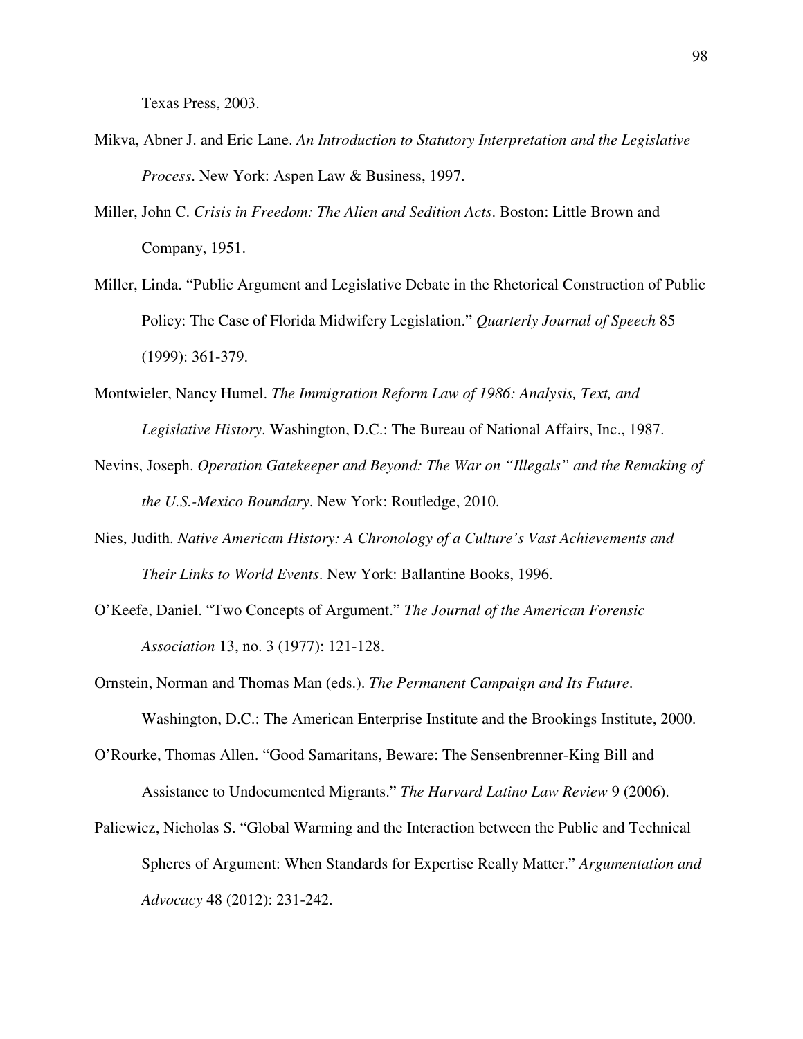Texas Press, 2003.

Mikva, Abner J. and Eric Lane. *An Introduction to Statutory Interpretation and the Legislative Process*. New York: Aspen Law & Business, 1997.

Miller, John C. *Crisis in Freedom: The Alien and Sedition Acts*. Boston: Little Brown and Company, 1951.

Miller, Linda. "Public Argument and Legislative Debate in the Rhetorical Construction of Public Policy: The Case of Florida Midwifery Legislation." *Quarterly Journal of Speech* 85 (1999): 361-379.

Montwieler, Nancy Humel. *The Immigration Reform Law of 1986: Analysis, Text, and Legislative History*. Washington, D.C.: The Bureau of National Affairs, Inc., 1987.

Nevins, Joseph. *Operation Gatekeeper and Beyond: The War on "Illegals" and the Remaking of the U.S.-Mexico Boundary*. New York: Routledge, 2010.

Nies, Judith. *Native American History: A Chronology of a Culture's Vast Achievements and Their Links to World Events*. New York: Ballantine Books, 1996.

O'Keefe, Daniel. "Two Concepts of Argument." *The Journal of the American Forensic Association* 13, no. 3 (1977): 121-128.

Ornstein, Norman and Thomas Man (eds.). *The Permanent Campaign and Its Future*. Washington, D.C.: The American Enterprise Institute and the Brookings Institute, 2000.

O'Rourke, Thomas Allen. "Good Samaritans, Beware: The Sensenbrenner-King Bill and Assistance to Undocumented Migrants." *The Harvard Latino Law Review* 9 (2006).

Paliewicz, Nicholas S. "Global Warming and the Interaction between the Public and Technical Spheres of Argument: When Standards for Expertise Really Matter." *Argumentation and Advocacy* 48 (2012): 231-242.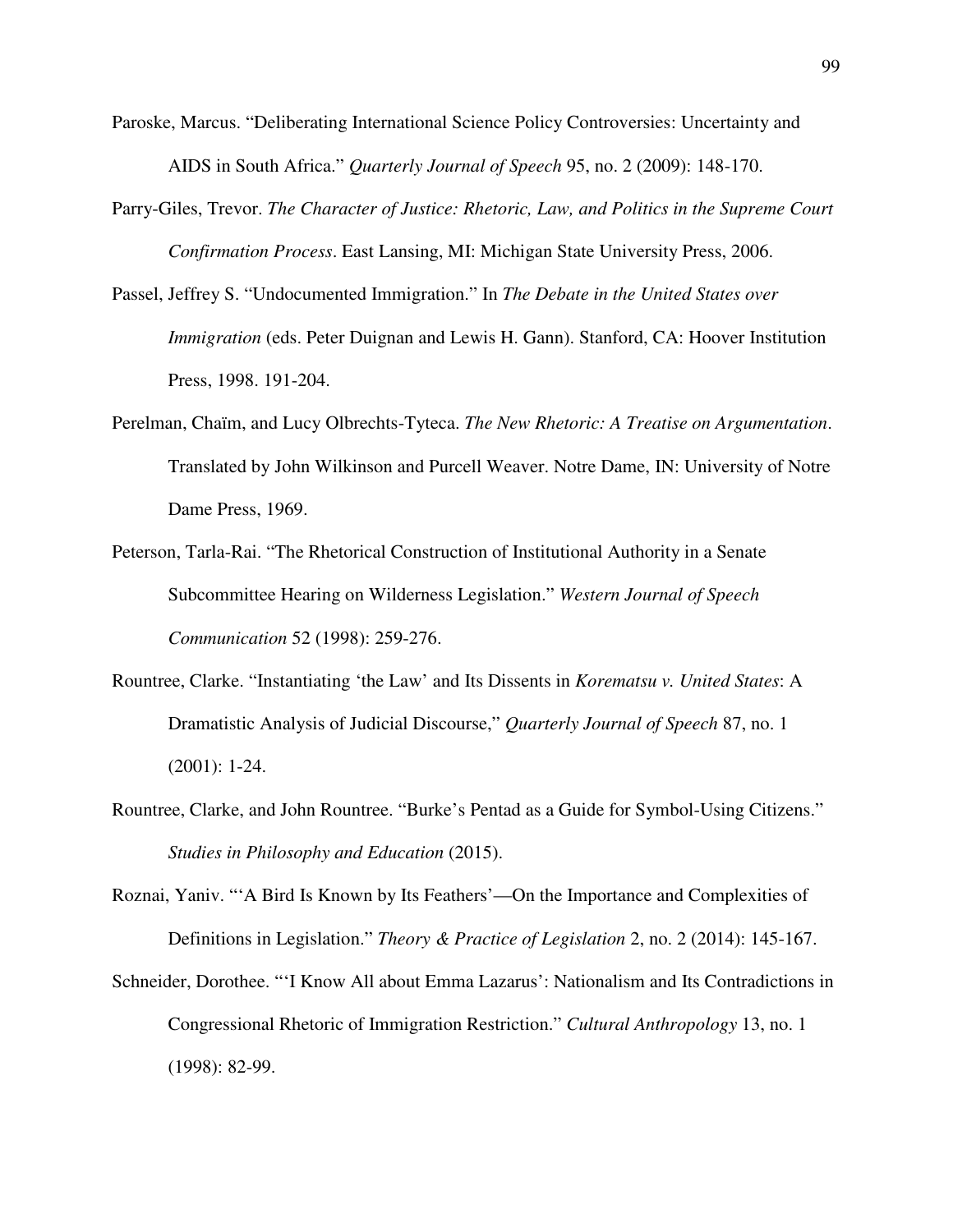Paroske, Marcus. "Deliberating International Science Policy Controversies: Uncertainty and AIDS in South Africa." *Quarterly Journal of Speech* 95, no. 2 (2009): 148-170.

Parry-Giles, Trevor. *The Character of Justice: Rhetoric, Law, and Politics in the Supreme Court Confirmation Process*. East Lansing, MI: Michigan State University Press, 2006.

Passel, Jeffrey S. "Undocumented Immigration." In *The Debate in the United States over Immigration* (eds. Peter Duignan and Lewis H. Gann). Stanford, CA: Hoover Institution Press, 1998. 191-204.

Perelman, Chaïm, and Lucy Olbrechts-Tyteca. *The New Rhetoric: A Treatise on Argumentation*. Translated by John Wilkinson and Purcell Weaver. Notre Dame, IN: University of Notre Dame Press, 1969.

Peterson, Tarla-Rai. "The Rhetorical Construction of Institutional Authority in a Senate Subcommittee Hearing on Wilderness Legislation." *Western Journal of Speech Communication* 52 (1998): 259-276.

Rountree, Clarke. "Instantiating 'the Law' and Its Dissents in *Korematsu v. United States*: A Dramatistic Analysis of Judicial Discourse," *Quarterly Journal of Speech* 87, no. 1 (2001): 1-24.

Rountree, Clarke, and John Rountree. "Burke's Pentad as a Guide for Symbol-Using Citizens." *Studies in Philosophy and Education* (2015).

Roznai, Yaniv. "'A Bird Is Known by Its Feathers'—On the Importance and Complexities of Definitions in Legislation." *Theory & Practice of Legislation* 2, no. 2 (2014): 145-167.

Schneider, Dorothee. "'I Know All about Emma Lazarus': Nationalism and Its Contradictions in Congressional Rhetoric of Immigration Restriction." *Cultural Anthropology* 13, no. 1 (1998): 82-99.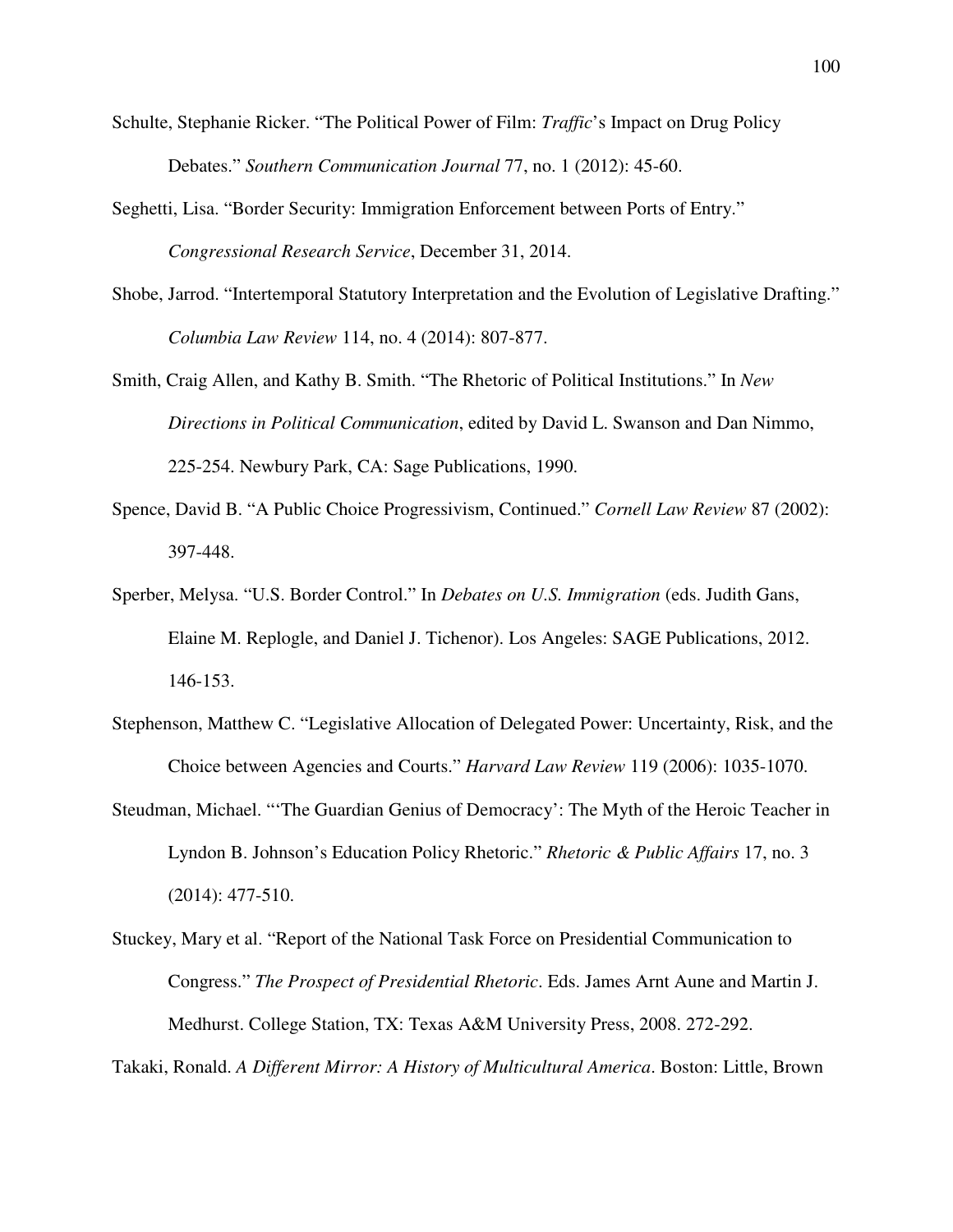Schulte, Stephanie Ricker. "The Political Power of Film: *Traffic*'s Impact on Drug Policy Debates." *Southern Communication Journal* 77, no. 1 (2012): 45-60.

Seghetti, Lisa. "Border Security: Immigration Enforcement between Ports of Entry." *Congressional Research Service*, December 31, 2014.

Shobe, Jarrod. "Intertemporal Statutory Interpretation and the Evolution of Legislative Drafting." *Columbia Law Review* 114, no. 4 (2014): 807-877.

Smith, Craig Allen, and Kathy B. Smith. "The Rhetoric of Political Institutions." In *New Directions in Political Communication*, edited by David L. Swanson and Dan Nimmo, 225-254. Newbury Park, CA: Sage Publications, 1990.

Spence, David B. "A Public Choice Progressivism, Continued." *Cornell Law Review* 87 (2002): 397-448.

Sperber, Melysa. "U.S. Border Control." In *Debates on U.S. Immigration* (eds. Judith Gans, Elaine M. Replogle, and Daniel J. Tichenor). Los Angeles: SAGE Publications, 2012. 146-153.

Stephenson, Matthew C. "Legislative Allocation of Delegated Power: Uncertainty, Risk, and the Choice between Agencies and Courts." *Harvard Law Review* 119 (2006): 1035-1070.

Steudman, Michael. "'The Guardian Genius of Democracy': The Myth of the Heroic Teacher in Lyndon B. Johnson's Education Policy Rhetoric." *Rhetoric & Public Affairs* 17, no. 3 (2014): 477-510.

Stuckey, Mary et al. "Report of the National Task Force on Presidential Communication to Congress." *The Prospect of Presidential Rhetoric*. Eds. James Arnt Aune and Martin J. Medhurst. College Station, TX: Texas A&M University Press, 2008. 272-292.

Takaki, Ronald. *A Different Mirror: A History of Multicultural America*. Boston: Little, Brown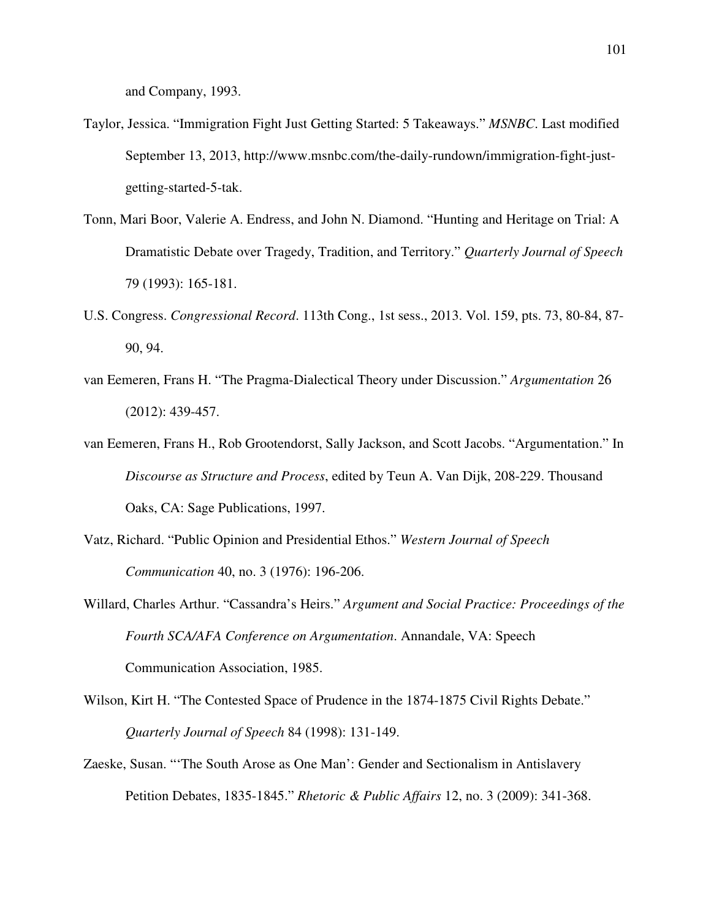and Company, 1993.

Taylor, Jessica. "Immigration Fight Just Getting Started: 5 Takeaways." *MSNBC*. Last modified September 13, 2013, http://www.msnbc.com/the-daily-rundown/immigration-fight-just-getting-started-5-tak.

Tonn, Mari Boor, Valerie A. Endress, and John N. Diamond. "Hunting and Heritage on Trial: A Dramatistic Debate over Tragedy, Tradition, and Territory." *Quarterly Journal of Speech* 79 (1993): 165-181.

U.S. Congress. *Congressional Record*. 113th Cong., 1st sess., 2013. Vol. 159, pts. 73, 80-84, 87-90, 94.

van Eemeren, Frans H. "The Pragma-Dialectical Theory under Discussion." *Argumentation* 26 (2012): 439-457.

van Eemeren, Frans H., Rob Grootendorst, Sally Jackson, and Scott Jacobs. "Argumentation." In *Discourse as Structure and Process*, edited by Teun A. Van Dijk, 208-229. Thousand Oaks, CA: Sage Publications, 1997.

Vatz, Richard. "Public Opinion and Presidential Ethos." *Western Journal of Speech Communication* 40, no. 3 (1976): 196-206.

Willard, Charles Arthur. "Cassandra's Heirs." *Argument and Social Practice: Proceedings of the Fourth SCA/AFA Conference on Argumentation*. Annandale, VA: Speech Communication Association, 1985.

Wilson, Kirt H. "The Contested Space of Prudence in the 1874-1875 Civil Rights Debate." *Quarterly Journal of Speech* 84 (1998): 131-149.

Zaeske, Susan. "'The South Arose as One Man': Gender and Sectionalism in Antislavery Petition Debates, 1835-1845." *Rhetoric & Public Affairs* 12, no. 3 (2009): 341-368.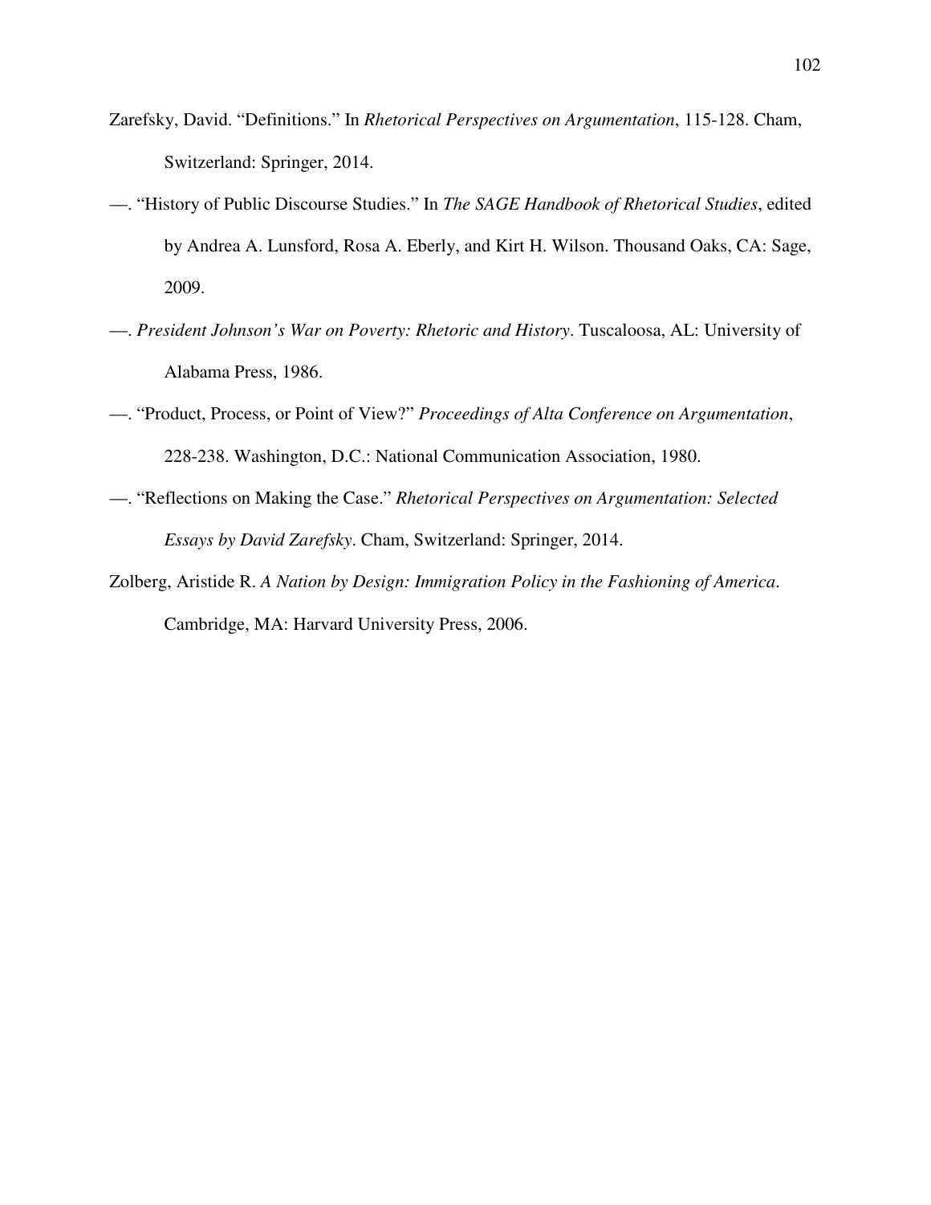Zarefsky, David. "Definitions." In *Rhetorical Perspectives on Argumentation*, 115-128. Cham, Switzerland: Springer, 2014.

—. "History of Public Discourse Studies." In *The SAGE Handbook of Rhetorical Studies*, edited by Andrea A. Lunsford, Rosa A. Eberly, and Kirt H. Wilson. Thousand Oaks, CA: Sage, 2009.

—. *President Johnson's War on Poverty: Rhetoric and History*. Tuscaloosa, AL: University of Alabama Press, 1986.

—. "Product, Process, or Point of View?" *Proceedings of Alta Conference on Argumentation*, 228-238. Washington, D.C.: National Communication Association, 1980.

—. "Reflections on Making the Case." *Rhetorical Perspectives on Argumentation: Selected Essays by David Zarefsky*. Cham, Switzerland: Springer, 2014.

Zolberg, Aristide R. *A Nation by Design: Immigration Policy in the Fashioning of America*. Cambridge, MA: Harvard University Press, 2006.